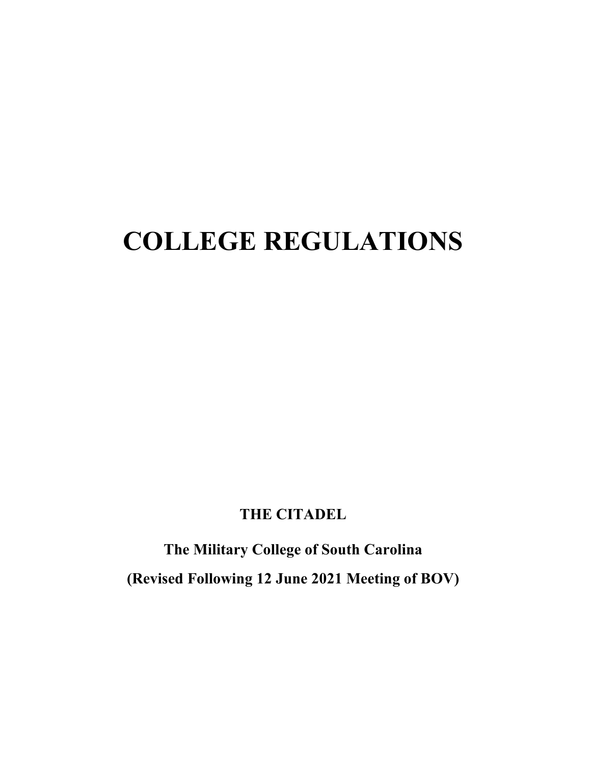# COLLEGE REGULATIONS

**THE CITADEL**

**The Military College of South Carolina**

**(Revised Following 12 June 2021 Meeting of BOV)**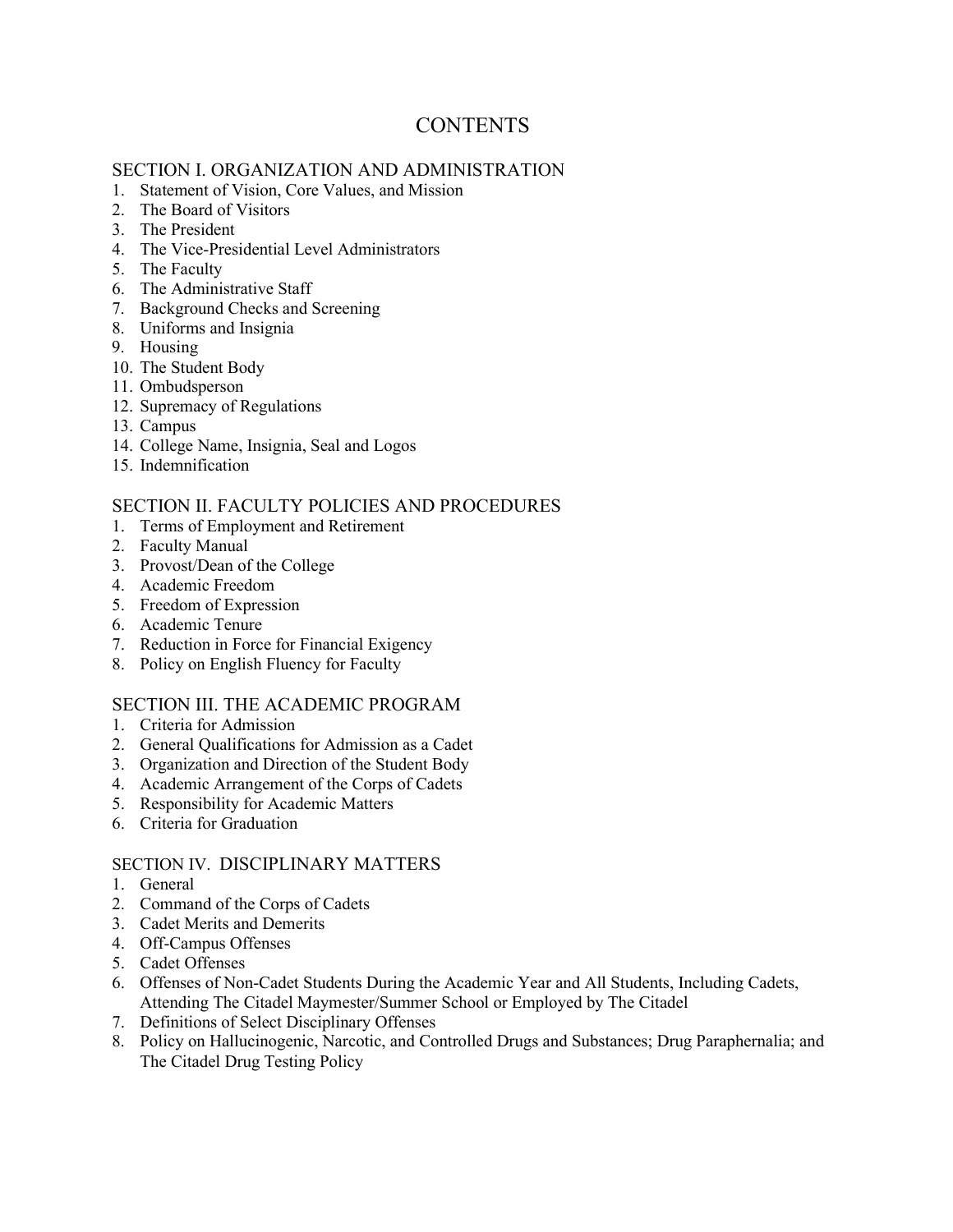# CONTENTS

## SECTION I. ORGANIZATION AND ADMINISTRATION

1. Statement of Vision, Core Values, and Mission
2. The Board of Visitors
3. The President
4. The Vice-Presidential Level Administrators
5. The Faculty
6. The Administrative Staff
7. Background Checks and Screening
8. Uniforms and Insignia
9. Housing
10. The Student Body
11. Ombudsperson
12. Supremacy of Regulations
13. Campus
14. College Name, Insignia, Seal and Logos
15. Indemnification

## SECTION II. FACULTY POLICIES AND PROCEDURES

1. Terms of Employment and Retirement
2. Faculty Manual
3. Provost/Dean of the College
4. Academic Freedom
5. Freedom of Expression
6. Academic Tenure
7. Reduction in Force for Financial Exigency
8. Policy on English Fluency for Faculty

## SECTION III. THE ACADEMIC PROGRAM

1. Criteria for Admission
2. General Qualifications for Admission as a Cadet
3. Organization and Direction of the Student Body
4. Academic Arrangement of the Corps of Cadets
5. Responsibility for Academic Matters
6. Criteria for Graduation

## SECTION IV. DISCIPLINARY MATTERS

1. General
2. Command of the Corps of Cadets
3. Cadet Merits and Demerits
4. Off-Campus Offenses
5. Cadet Offenses
6. Offenses of Non-Cadet Students During the Academic Year and All Students, Including Cadets, Attending The Citadel Maymester/Summer School or Employed by The Citadel
7. Definitions of Select Disciplinary Offenses
8. Policy on Hallucinogenic, Narcotic, and Controlled Drugs and Substances; Drug Paraphernalia; and The Citadel Drug Testing Policy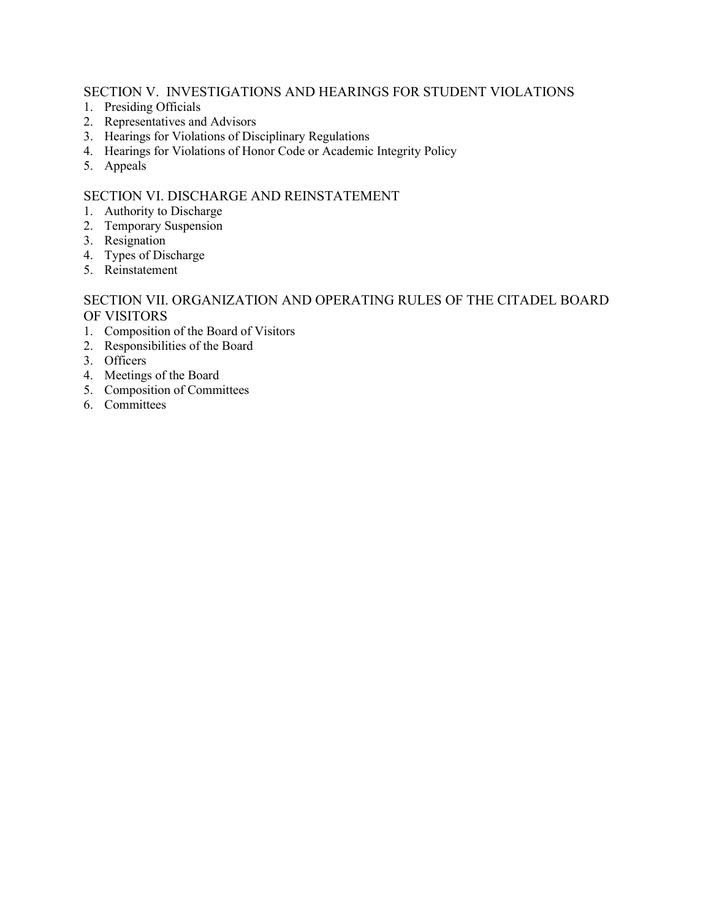## SECTION V. INVESTIGATIONS AND HEARINGS FOR STUDENT VIOLATIONS

1. Presiding Officials
2. Representatives and Advisors
3. Hearings for Violations of Disciplinary Regulations
4. Hearings for Violations of Honor Code or Academic Integrity Policy
5. Appeals

## SECTION VI. DISCHARGE AND REINSTATEMENT

1. Authority to Discharge
2. Temporary Suspension
3. Resignation
4. Types of Discharge
5. Reinstatement

## SECTION VII. ORGANIZATION AND OPERATING RULES OF THE CITADEL BOARD OF VISITORS

1. Composition of the Board of Visitors
2. Responsibilities of the Board
3. Officers
4. Meetings of the Board
5. Composition of Committees
6. Committees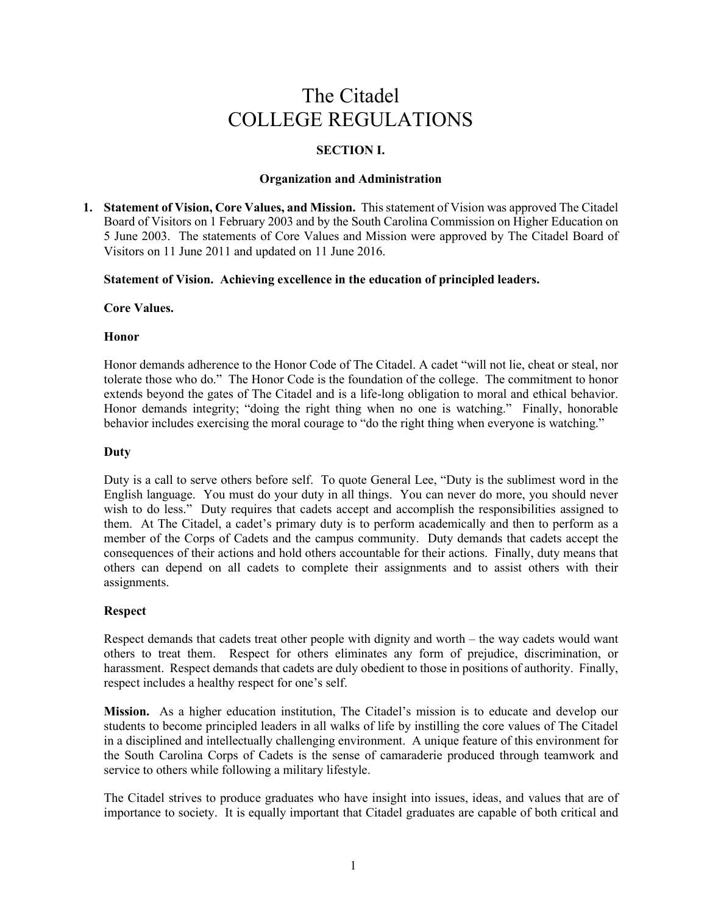# The Citadel
# COLLEGE REGULATIONS

## SECTION I.

### Organization and Administration

1. **Statement of Vision, Core Values, and Mission.** This statement of Vision was approved The Citadel Board of Visitors on 1 February 2003 and by the South Carolina Commission on Higher Education on 5 June 2003. The statements of Core Values and Mission were approved by The Citadel Board of Visitors on 11 June 2011 and updated on 11 June 2016.

**Statement of Vision. Achieving excellence in the education of principled leaders.**

**Core Values.**

**Honor**

Honor demands adherence to the Honor Code of The Citadel. A cadet "will not lie, cheat or steal, nor tolerate those who do." The Honor Code is the foundation of the college. The commitment to honor extends beyond the gates of The Citadel and is a life-long obligation to moral and ethical behavior. Honor demands integrity; "doing the right thing when no one is watching." Finally, honorable behavior includes exercising the moral courage to "do the right thing when everyone is watching."

**Duty**

Duty is a call to serve others before self. To quote General Lee, "Duty is the sublimest word in the English language. You must do your duty in all things. You can never do more, you should never wish to do less." Duty requires that cadets accept and accomplish the responsibilities assigned to them. At The Citadel, a cadet's primary duty is to perform academically and then to perform as a member of the Corps of Cadets and the campus community. Duty demands that cadets accept the consequences of their actions and hold others accountable for their actions. Finally, duty means that others can depend on all cadets to complete their assignments and to assist others with their assignments.

**Respect**

Respect demands that cadets treat other people with dignity and worth – the way cadets would want others to treat them. Respect for others eliminates any form of prejudice, discrimination, or harassment. Respect demands that cadets are duly obedient to those in positions of authority. Finally, respect includes a healthy respect for one's self.

**Mission.** As a higher education institution, The Citadel's mission is to educate and develop our students to become principled leaders in all walks of life by instilling the core values of The Citadel in a disciplined and intellectually challenging environment. A unique feature of this environment for the South Carolina Corps of Cadets is the sense of camaraderie produced through teamwork and service to others while following a military lifestyle.

The Citadel strives to produce graduates who have insight into issues, ideas, and values that are of importance to society. It is equally important that Citadel graduates are capable of both critical and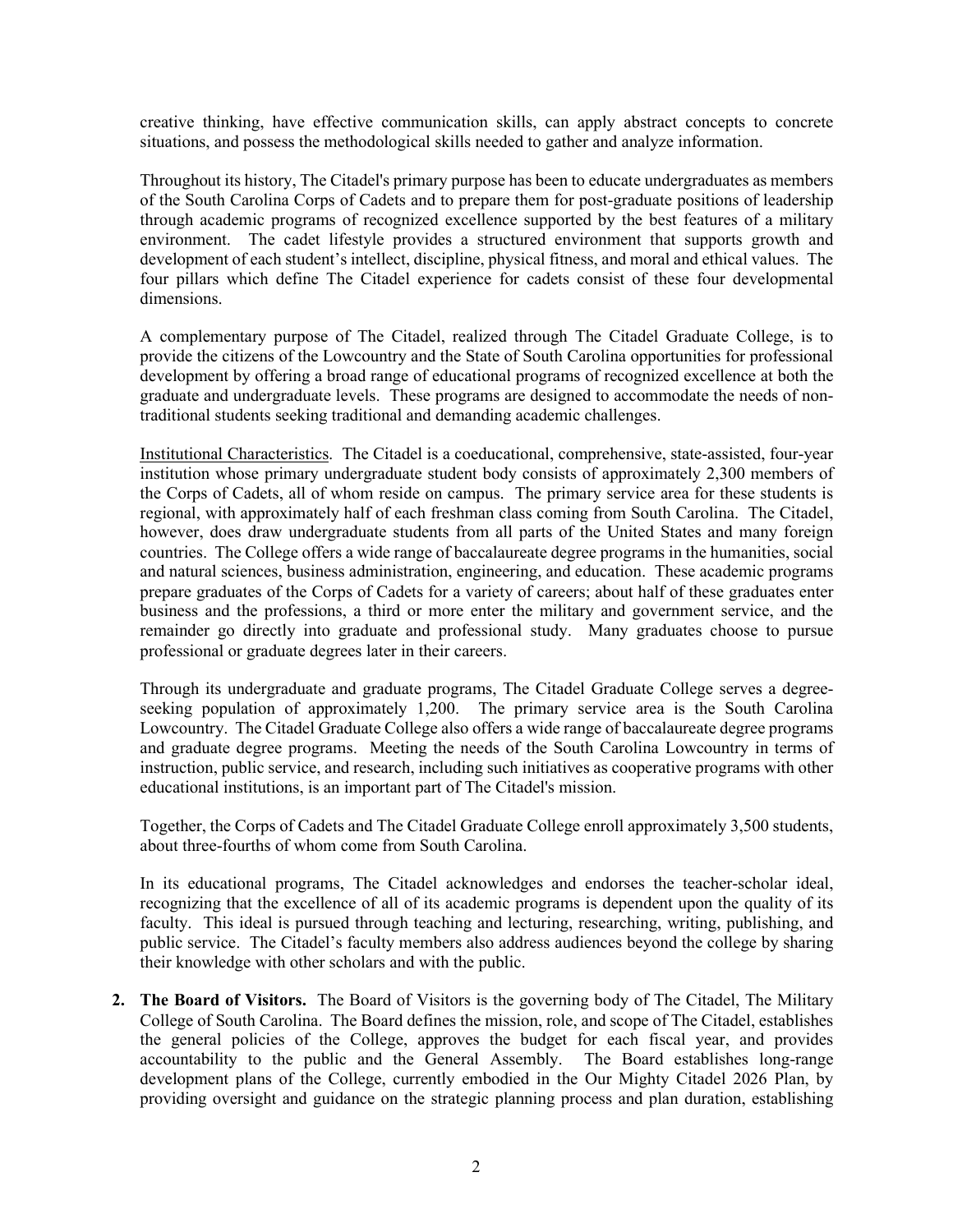creative thinking, have effective communication skills, can apply abstract concepts to concrete situations, and possess the methodological skills needed to gather and analyze information.

Throughout its history, The Citadel's primary purpose has been to educate undergraduates as members of the South Carolina Corps of Cadets and to prepare them for post-graduate positions of leadership through academic programs of recognized excellence supported by the best features of a military environment. The cadet lifestyle provides a structured environment that supports growth and development of each student's intellect, discipline, physical fitness, and moral and ethical values. The four pillars which define The Citadel experience for cadets consist of these four developmental dimensions.

A complementary purpose of The Citadel, realized through The Citadel Graduate College, is to provide the citizens of the Lowcountry and the State of South Carolina opportunities for professional development by offering a broad range of educational programs of recognized excellence at both the graduate and undergraduate levels. These programs are designed to accommodate the needs of non-traditional students seeking traditional and demanding academic challenges.

Institutional Characteristics. The Citadel is a coeducational, comprehensive, state-assisted, four-year institution whose primary undergraduate student body consists of approximately 2,300 members of the Corps of Cadets, all of whom reside on campus. The primary service area for these students is regional, with approximately half of each freshman class coming from South Carolina. The Citadel, however, does draw undergraduate students from all parts of the United States and many foreign countries. The College offers a wide range of baccalaureate degree programs in the humanities, social and natural sciences, business administration, engineering, and education. These academic programs prepare graduates of the Corps of Cadets for a variety of careers; about half of these graduates enter business and the professions, a third or more enter the military and government service, and the remainder go directly into graduate and professional study. Many graduates choose to pursue professional or graduate degrees later in their careers.

Through its undergraduate and graduate programs, The Citadel Graduate College serves a degree-seeking population of approximately 1,200. The primary service area is the South Carolina Lowcountry. The Citadel Graduate College also offers a wide range of baccalaureate degree programs and graduate degree programs. Meeting the needs of the South Carolina Lowcountry in terms of instruction, public service, and research, including such initiatives as cooperative programs with other educational institutions, is an important part of The Citadel's mission.

Together, the Corps of Cadets and The Citadel Graduate College enroll approximately 3,500 students, about three-fourths of whom come from South Carolina.

In its educational programs, The Citadel acknowledges and endorses the teacher-scholar ideal, recognizing that the excellence of all of its academic programs is dependent upon the quality of its faculty. This ideal is pursued through teaching and lecturing, researching, writing, publishing, and public service. The Citadel's faculty members also address audiences beyond the college by sharing their knowledge with other scholars and with the public.

2. **The Board of Visitors.** The Board of Visitors is the governing body of The Citadel, The Military College of South Carolina. The Board defines the mission, role, and scope of The Citadel, establishes the general policies of the College, approves the budget for each fiscal year, and provides accountability to the public and the General Assembly. The Board establishes long-range development plans of the College, currently embodied in the Our Mighty Citadel 2026 Plan, by providing oversight and guidance on the strategic planning process and plan duration, establishing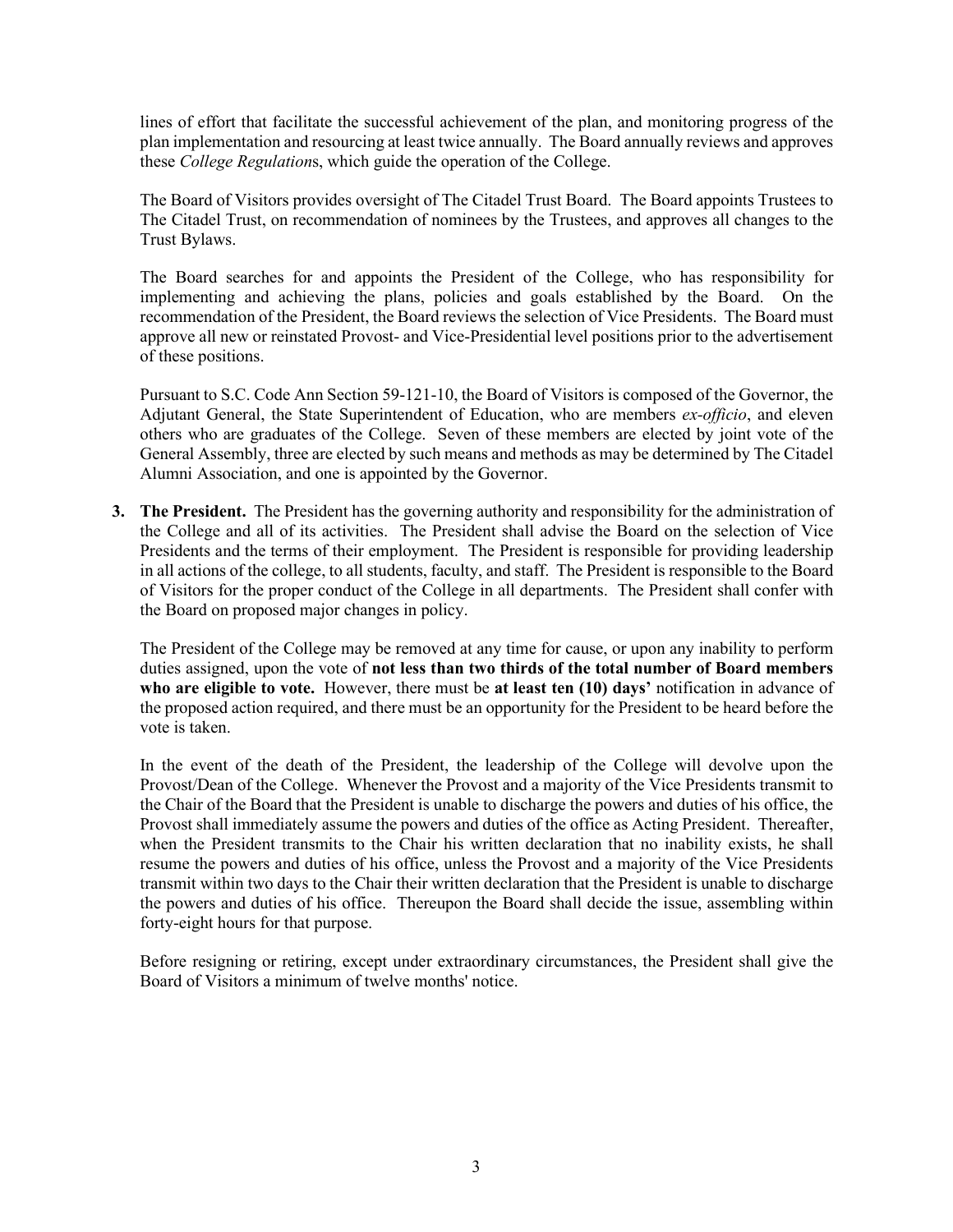lines of effort that facilitate the successful achievement of the plan, and monitoring progress of the plan implementation and resourcing at least twice annually. The Board annually reviews and approves these *College Regulation*s, which guide the operation of the College.

The Board of Visitors provides oversight of The Citadel Trust Board. The Board appoints Trustees to The Citadel Trust, on recommendation of nominees by the Trustees, and approves all changes to the Trust Bylaws.

The Board searches for and appoints the President of the College, who has responsibility for implementing and achieving the plans, policies and goals established by the Board. On the recommendation of the President, the Board reviews the selection of Vice Presidents. The Board must approve all new or reinstated Provost- and Vice-Presidential level positions prior to the advertisement of these positions.

Pursuant to S.C. Code Ann Section 59-121-10, the Board of Visitors is composed of the Governor, the Adjutant General, the State Superintendent of Education, who are members *ex-officio*, and eleven others who are graduates of the College. Seven of these members are elected by joint vote of the General Assembly, three are elected by such means and methods as may be determined by The Citadel Alumni Association, and one is appointed by the Governor.

3. **The President.** The President has the governing authority and responsibility for the administration of the College and all of its activities. The President shall advise the Board on the selection of Vice Presidents and the terms of their employment. The President is responsible for providing leadership in all actions of the college, to all students, faculty, and staff. The President is responsible to the Board of Visitors for the proper conduct of the College in all departments. The President shall confer with the Board on proposed major changes in policy.

   The President of the College may be removed at any time for cause, or upon any inability to perform duties assigned, upon the vote of **not less than two thirds of the total number of Board members who are eligible to vote.** However, there must be **at least ten (10) days'** notification in advance of the proposed action required, and there must be an opportunity for the President to be heard before the vote is taken.

   In the event of the death of the President, the leadership of the College will devolve upon the Provost/Dean of the College. Whenever the Provost and a majority of the Vice Presidents transmit to the Chair of the Board that the President is unable to discharge the powers and duties of his office, the Provost shall immediately assume the powers and duties of the office as Acting President. Thereafter, when the President transmits to the Chair his written declaration that no inability exists, he shall resume the powers and duties of his office, unless the Provost and a majority of the Vice Presidents transmit within two days to the Chair their written declaration that the President is unable to discharge the powers and duties of his office. Thereupon the Board shall decide the issue, assembling within forty-eight hours for that purpose.

   Before resigning or retiring, except under extraordinary circumstances, the President shall give the Board of Visitors a minimum of twelve months' notice.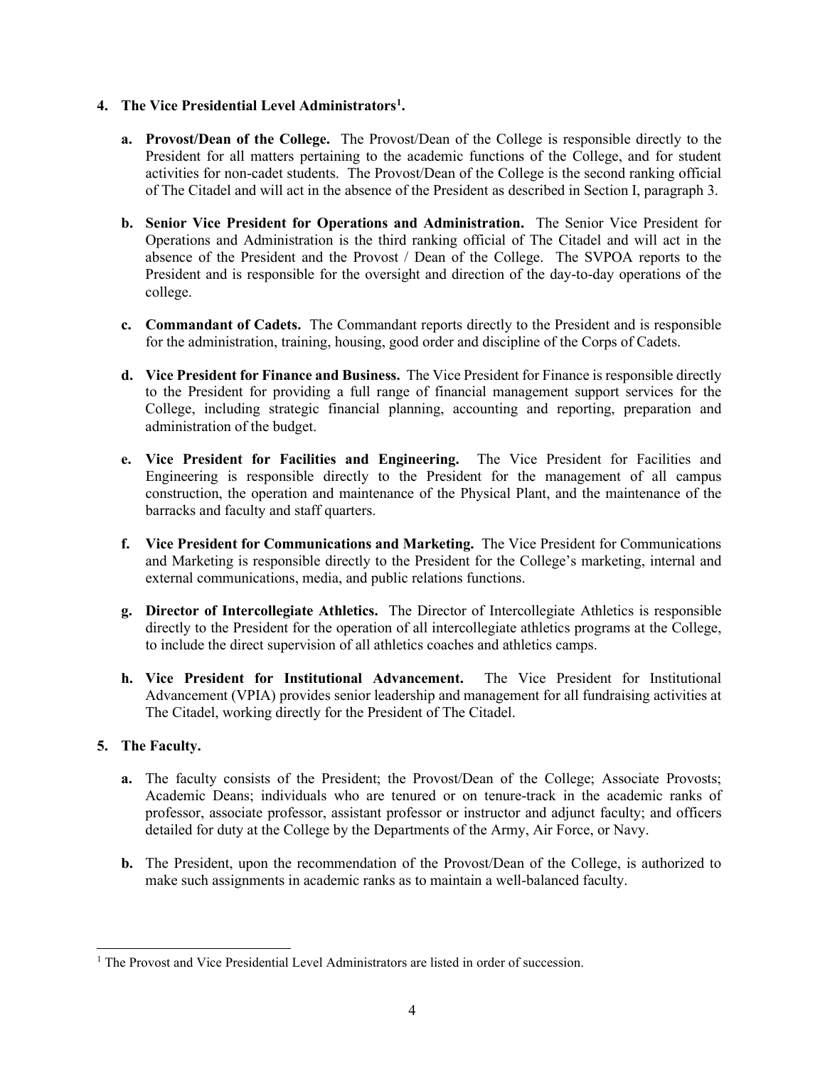**4. The Vice Presidential Level Administrators[1].**

**a. Provost/Dean of the College.** The Provost/Dean of the College is responsible directly to the President for all matters pertaining to the academic functions of the College, and for student activities for non-cadet students. The Provost/Dean of the College is the second ranking official of The Citadel and will act in the absence of the President as described in Section I, paragraph 3.

**b. Senior Vice President for Operations and Administration.** The Senior Vice President for Operations and Administration is the third ranking official of The Citadel and will act in the absence of the President and the Provost / Dean of the College. The SVPOA reports to the President and is responsible for the oversight and direction of the day-to-day operations of the college.

**c. Commandant of Cadets.** The Commandant reports directly to the President and is responsible for the administration, training, housing, good order and discipline of the Corps of Cadets.

**d. Vice President for Finance and Business.** The Vice President for Finance is responsible directly to the President for providing a full range of financial management support services for the College, including strategic financial planning, accounting and reporting, preparation and administration of the budget.

**e. Vice President for Facilities and Engineering.** The Vice President for Facilities and Engineering is responsible directly to the President for the management of all campus construction, the operation and maintenance of the Physical Plant, and the maintenance of the barracks and faculty and staff quarters.

**f. Vice President for Communications and Marketing.** The Vice President for Communications and Marketing is responsible directly to the President for the College's marketing, internal and external communications, media, and public relations functions.

**g. Director of Intercollegiate Athletics.** The Director of Intercollegiate Athletics is responsible directly to the President for the operation of all intercollegiate athletics programs at the College, to include the direct supervision of all athletics coaches and athletics camps.

**h. Vice President for Institutional Advancement.** The Vice President for Institutional Advancement (VPIA) provides senior leadership and management for all fundraising activities at The Citadel, working directly for the President of The Citadel.

**5. The Faculty.**

**a.** The faculty consists of the President; the Provost/Dean of the College; Associate Provosts; Academic Deans; individuals who are tenured or on tenure-track in the academic ranks of professor, associate professor, assistant professor or instructor and adjunct faculty; and officers detailed for duty at the College by the Departments of the Army, Air Force, or Navy.

**b.** The President, upon the recommendation of the Provost/Dean of the College, is authorized to make such assignments in academic ranks as to maintain a well-balanced faculty.

---

[1] The Provost and Vice Presidential Level Administrators are listed in order of succession.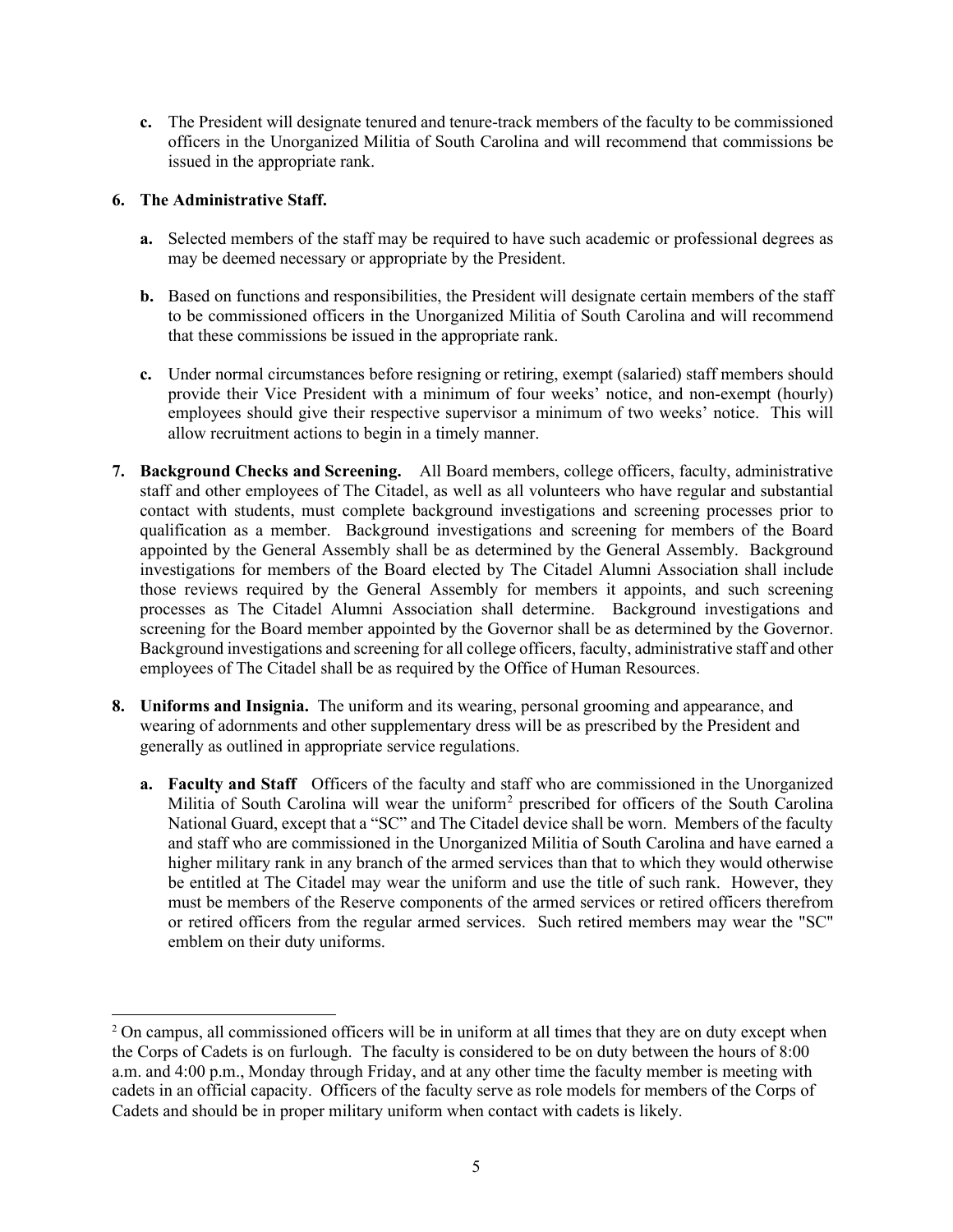**c.** The President will designate tenured and tenure-track members of the faculty to be commissioned officers in the Unorganized Militia of South Carolina and will recommend that commissions be issued in the appropriate rank.

**6. The Administrative Staff.**

**a.** Selected members of the staff may be required to have such academic or professional degrees as may be deemed necessary or appropriate by the President.

**b.** Based on functions and responsibilities, the President will designate certain members of the staff to be commissioned officers in the Unorganized Militia of South Carolina and will recommend that these commissions be issued in the appropriate rank.

**c.** Under normal circumstances before resigning or retiring, exempt (salaried) staff members should provide their Vice President with a minimum of four weeks' notice, and non-exempt (hourly) employees should give their respective supervisor a minimum of two weeks' notice. This will allow recruitment actions to begin in a timely manner.

**7. Background Checks and Screening.** All Board members, college officers, faculty, administrative staff and other employees of The Citadel, as well as all volunteers who have regular and substantial contact with students, must complete background investigations and screening processes prior to qualification as a member. Background investigations and screening for members of the Board appointed by the General Assembly shall be as determined by the General Assembly. Background investigations for members of the Board elected by The Citadel Alumni Association shall include those reviews required by the General Assembly for members it appoints, and such screening processes as The Citadel Alumni Association shall determine. Background investigations and screening for the Board member appointed by the Governor shall be as determined by the Governor. Background investigations and screening for all college officers, faculty, administrative staff and other employees of The Citadel shall be as required by the Office of Human Resources.

**8. Uniforms and Insignia.** The uniform and its wearing, personal grooming and appearance, and wearing of adornments and other supplementary dress will be as prescribed by the President and generally as outlined in appropriate service regulations.

**a. Faculty and Staff** Officers of the faculty and staff who are commissioned in the Unorganized Militia of South Carolina will wear the uniform[2] prescribed for officers of the South Carolina National Guard, except that a "SC" and The Citadel device shall be worn. Members of the faculty and staff who are commissioned in the Unorganized Militia of South Carolina and have earned a higher military rank in any branch of the armed services than that to which they would otherwise be entitled at The Citadel may wear the uniform and use the title of such rank. However, they must be members of the Reserve components of the armed services or retired officers therefrom or retired officers from the regular armed services. Such retired members may wear the "SC" emblem on their duty uniforms.

---

[2] On campus, all commissioned officers will be in uniform at all times that they are on duty except when the Corps of Cadets is on furlough. The faculty is considered to be on duty between the hours of 8:00 a.m. and 4:00 p.m., Monday through Friday, and at any other time the faculty member is meeting with cadets in an official capacity. Officers of the faculty serve as role models for members of the Corps of Cadets and should be in proper military uniform when contact with cadets is likely.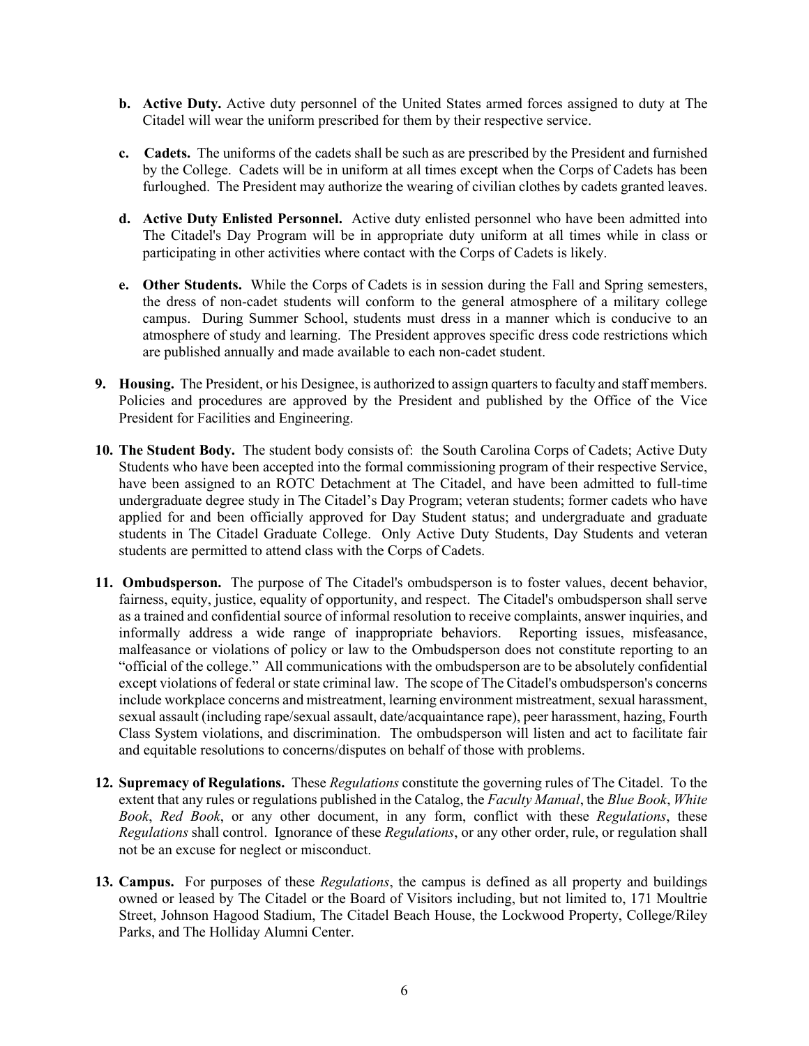b. **Active Duty.** Active duty personnel of the United States armed forces assigned to duty at The Citadel will wear the uniform prescribed for them by their respective service.

c. **Cadets.** The uniforms of the cadets shall be such as are prescribed by the President and furnished by the College. Cadets will be in uniform at all times except when the Corps of Cadets has been furloughed. The President may authorize the wearing of civilian clothes by cadets granted leaves.

d. **Active Duty Enlisted Personnel.** Active duty enlisted personnel who have been admitted into The Citadel's Day Program will be in appropriate duty uniform at all times while in class or participating in other activities where contact with the Corps of Cadets is likely.

e. **Other Students.** While the Corps of Cadets is in session during the Fall and Spring semesters, the dress of non-cadet students will conform to the general atmosphere of a military college campus. During Summer School, students must dress in a manner which is conducive to an atmosphere of study and learning. The President approves specific dress code restrictions which are published annually and made available to each non-cadet student.

**9. Housing.** The President, or his Designee, is authorized to assign quarters to faculty and staff members. Policies and procedures are approved by the President and published by the Office of the Vice President for Facilities and Engineering.

**10. The Student Body.** The student body consists of: the South Carolina Corps of Cadets; Active Duty Students who have been accepted into the formal commissioning program of their respective Service, have been assigned to an ROTC Detachment at The Citadel, and have been admitted to full-time undergraduate degree study in The Citadel's Day Program; veteran students; former cadets who have applied for and been officially approved for Day Student status; and undergraduate and graduate students in The Citadel Graduate College. Only Active Duty Students, Day Students and veteran students are permitted to attend class with the Corps of Cadets.

**11. Ombudsperson.** The purpose of The Citadel's ombudsperson is to foster values, decent behavior, fairness, equity, justice, equality of opportunity, and respect. The Citadel's ombudsperson shall serve as a trained and confidential source of informal resolution to receive complaints, answer inquiries, and informally address a wide range of inappropriate behaviors. Reporting issues, misfeasance, malfeasance or violations of policy or law to the Ombudsperson does not constitute reporting to an "official of the college." All communications with the ombudsperson are to be absolutely confidential except violations of federal or state criminal law. The scope of The Citadel's ombudsperson's concerns include workplace concerns and mistreatment, learning environment mistreatment, sexual harassment, sexual assault (including rape/sexual assault, date/acquaintance rape), peer harassment, hazing, Fourth Class System violations, and discrimination. The ombudsperson will listen and act to facilitate fair and equitable resolutions to concerns/disputes on behalf of those with problems.

**12. Supremacy of Regulations.** These *Regulations* constitute the governing rules of The Citadel. To the extent that any rules or regulations published in the Catalog, the *Faculty Manual*, the *Blue Book*, *White Book*, *Red Book*, or any other document, in any form, conflict with these *Regulations*, these *Regulations* shall control. Ignorance of these *Regulations*, or any other order, rule, or regulation shall not be an excuse for neglect or misconduct.

**13. Campus.** For purposes of these *Regulations*, the campus is defined as all property and buildings owned or leased by The Citadel or the Board of Visitors including, but not limited to, 171 Moultrie Street, Johnson Hagood Stadium, The Citadel Beach House, the Lockwood Property, College/Riley Parks, and The Holliday Alumni Center.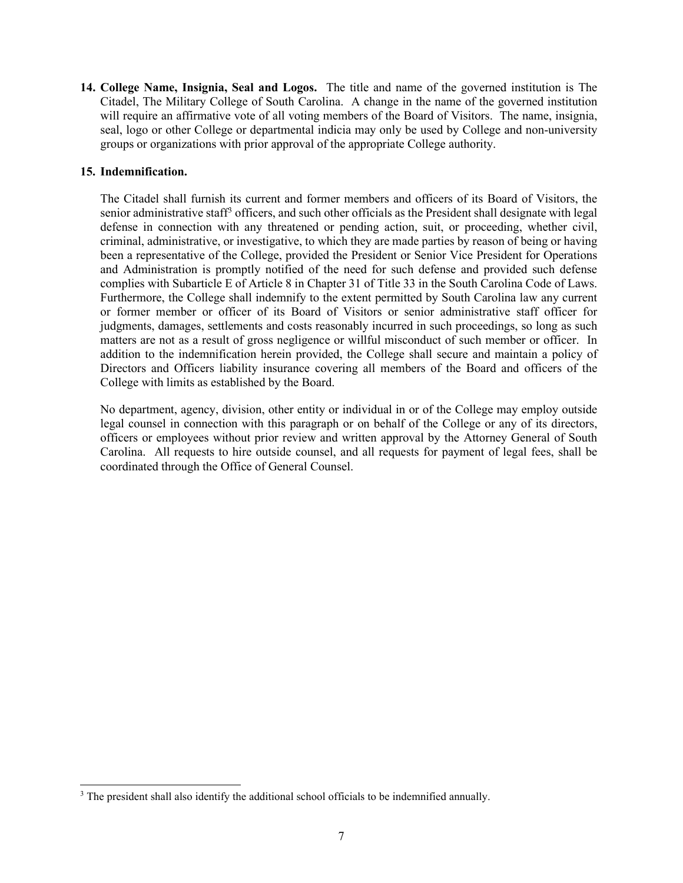**14. College Name, Insignia, Seal and Logos.** The title and name of the governed institution is The Citadel, The Military College of South Carolina. A change in the name of the governed institution will require an affirmative vote of all voting members of the Board of Visitors. The name, insignia, seal, logo or other College or departmental indicia may only be used by College and non-university groups or organizations with prior approval of the appropriate College authority.

**15. Indemnification.**

The Citadel shall furnish its current and former members and officers of its Board of Visitors, the senior administrative staff[3] officers, and such other officials as the President shall designate with legal defense in connection with any threatened or pending action, suit, or proceeding, whether civil, criminal, administrative, or investigative, to which they are made parties by reason of being or having been a representative of the College, provided the President or Senior Vice President for Operations and Administration is promptly notified of the need for such defense and provided such defense complies with Subarticle E of Article 8 in Chapter 31 of Title 33 in the South Carolina Code of Laws. Furthermore, the College shall indemnify to the extent permitted by South Carolina law any current or former member or officer of its Board of Visitors or senior administrative staff officer for judgments, damages, settlements and costs reasonably incurred in such proceedings, so long as such matters are not as a result of gross negligence or willful misconduct of such member or officer. In addition to the indemnification herein provided, the College shall secure and maintain a policy of Directors and Officers liability insurance covering all members of the Board and officers of the College with limits as established by the Board.

No department, agency, division, other entity or individual in or of the College may employ outside legal counsel in connection with this paragraph or on behalf of the College or any of its directors, officers or employees without prior review and written approval by the Attorney General of South Carolina. All requests to hire outside counsel, and all requests for payment of legal fees, shall be coordinated through the Office of General Counsel.

[3] The president shall also identify the additional school officials to be indemnified annually.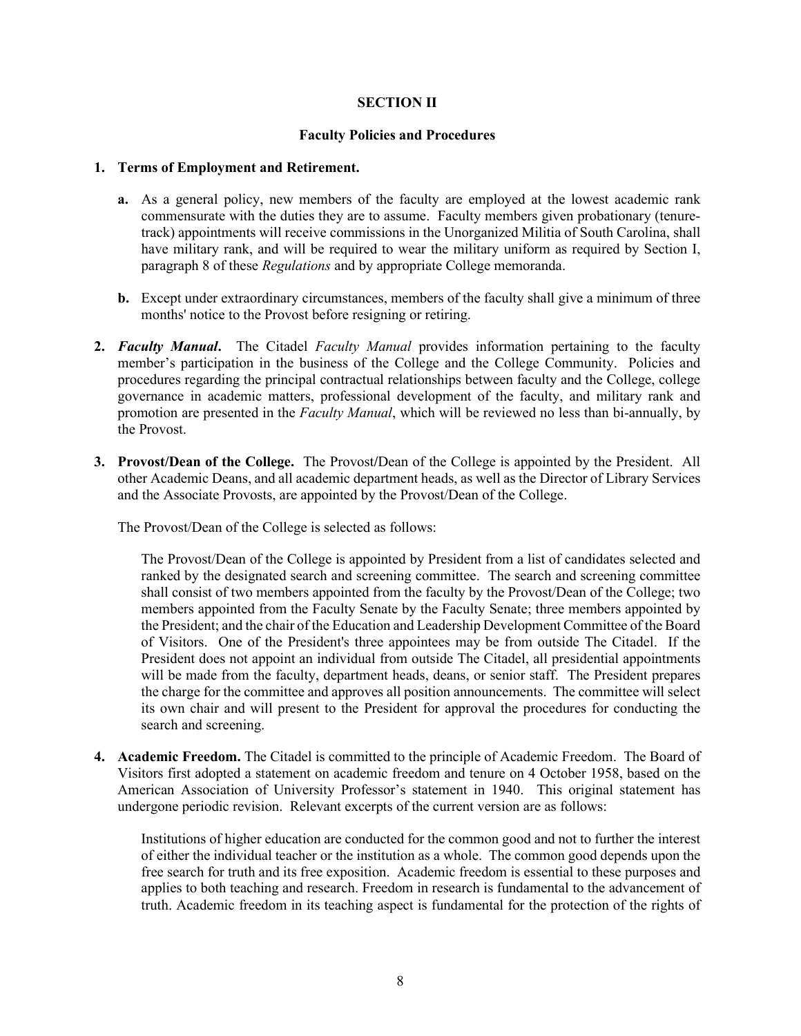## SECTION II

### Faculty Policies and Procedures

1. **Terms of Employment and Retirement.**

   **a.** As a general policy, new members of the faculty are employed at the lowest academic rank commensurate with the duties they are to assume. Faculty members given probationary (tenure-track) appointments will receive commissions in the Unorganized Militia of South Carolina, shall have military rank, and will be required to wear the military uniform as required by Section I, paragraph 8 of these *Regulations* and by appropriate College memoranda.

   **b.** Except under extraordinary circumstances, members of the faculty shall give a minimum of three months' notice to the Provost before resigning or retiring.

2. ***Faculty Manual*.** The Citadel *Faculty Manual* provides information pertaining to the faculty member's participation in the business of the College and the College Community. Policies and procedures regarding the principal contractual relationships between faculty and the College, college governance in academic matters, professional development of the faculty, and military rank and promotion are presented in the *Faculty Manual*, which will be reviewed no less than bi-annually, by the Provost.

3. **Provost/Dean of the College.** The Provost/Dean of the College is appointed by the President. All other Academic Deans, and all academic department heads, as well as the Director of Library Services and the Associate Provosts, are appointed by the Provost/Dean of the College.

   The Provost/Dean of the College is selected as follows:

   The Provost/Dean of the College is appointed by President from a list of candidates selected and ranked by the designated search and screening committee. The search and screening committee shall consist of two members appointed from the faculty by the Provost/Dean of the College; two members appointed from the Faculty Senate by the Faculty Senate; three members appointed by the President; and the chair of the Education and Leadership Development Committee of the Board of Visitors. One of the President's three appointees may be from outside The Citadel. If the President does not appoint an individual from outside The Citadel, all presidential appointments will be made from the faculty, department heads, deans, or senior staff. The President prepares the charge for the committee and approves all position announcements. The committee will select its own chair and will present to the President for approval the procedures for conducting the search and screening.

4. **Academic Freedom.** The Citadel is committed to the principle of Academic Freedom. The Board of Visitors first adopted a statement on academic freedom and tenure on 4 October 1958, based on the American Association of University Professor's statement in 1940. This original statement has undergone periodic revision. Relevant excerpts of the current version are as follows:

   Institutions of higher education are conducted for the common good and not to further the interest of either the individual teacher or the institution as a whole. The common good depends upon the free search for truth and its free exposition. Academic freedom is essential to these purposes and applies to both teaching and research. Freedom in research is fundamental to the advancement of truth. Academic freedom in its teaching aspect is fundamental for the protection of the rights of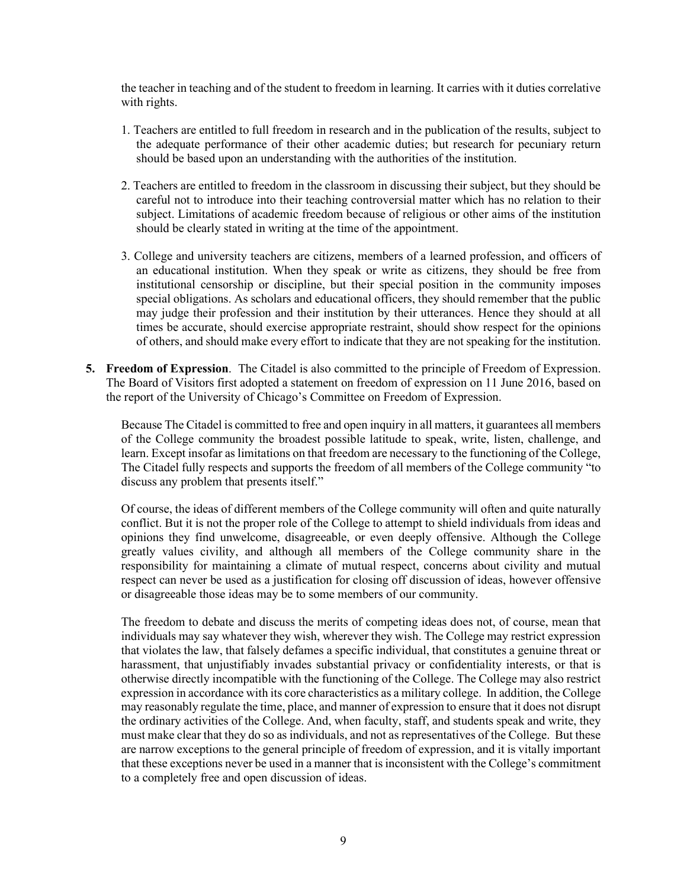the teacher in teaching and of the student to freedom in learning. It carries with it duties correlative with rights.

1. Teachers are entitled to full freedom in research and in the publication of the results, subject to the adequate performance of their other academic duties; but research for pecuniary return should be based upon an understanding with the authorities of the institution.

2. Teachers are entitled to freedom in the classroom in discussing their subject, but they should be careful not to introduce into their teaching controversial matter which has no relation to their subject. Limitations of academic freedom because of religious or other aims of the institution should be clearly stated in writing at the time of the appointment.

3. College and university teachers are citizens, members of a learned profession, and officers of an educational institution. When they speak or write as citizens, they should be free from institutional censorship or discipline, but their special position in the community imposes special obligations. As scholars and educational officers, they should remember that the public may judge their profession and their institution by their utterances. Hence they should at all times be accurate, should exercise appropriate restraint, should show respect for the opinions of others, and should make every effort to indicate that they are not speaking for the institution.

**5. Freedom of Expression**. The Citadel is also committed to the principle of Freedom of Expression. The Board of Visitors first adopted a statement on freedom of expression on 11 June 2016, based on the report of the University of Chicago's Committee on Freedom of Expression.

Because The Citadel is committed to free and open inquiry in all matters, it guarantees all members of the College community the broadest possible latitude to speak, write, listen, challenge, and learn. Except insofar as limitations on that freedom are necessary to the functioning of the College, The Citadel fully respects and supports the freedom of all members of the College community "to discuss any problem that presents itself."

Of course, the ideas of different members of the College community will often and quite naturally conflict. But it is not the proper role of the College to attempt to shield individuals from ideas and opinions they find unwelcome, disagreeable, or even deeply offensive. Although the College greatly values civility, and although all members of the College community share in the responsibility for maintaining a climate of mutual respect, concerns about civility and mutual respect can never be used as a justification for closing off discussion of ideas, however offensive or disagreeable those ideas may be to some members of our community.

The freedom to debate and discuss the merits of competing ideas does not, of course, mean that individuals may say whatever they wish, wherever they wish. The College may restrict expression that violates the law, that falsely defames a specific individual, that constitutes a genuine threat or harassment, that unjustifiably invades substantial privacy or confidentiality interests, or that is otherwise directly incompatible with the functioning of the College. The College may also restrict expression in accordance with its core characteristics as a military college. In addition, the College may reasonably regulate the time, place, and manner of expression to ensure that it does not disrupt the ordinary activities of the College. And, when faculty, staff, and students speak and write, they must make clear that they do so as individuals, and not as representatives of the College. But these are narrow exceptions to the general principle of freedom of expression, and it is vitally important that these exceptions never be used in a manner that is inconsistent with the College's commitment to a completely free and open discussion of ideas.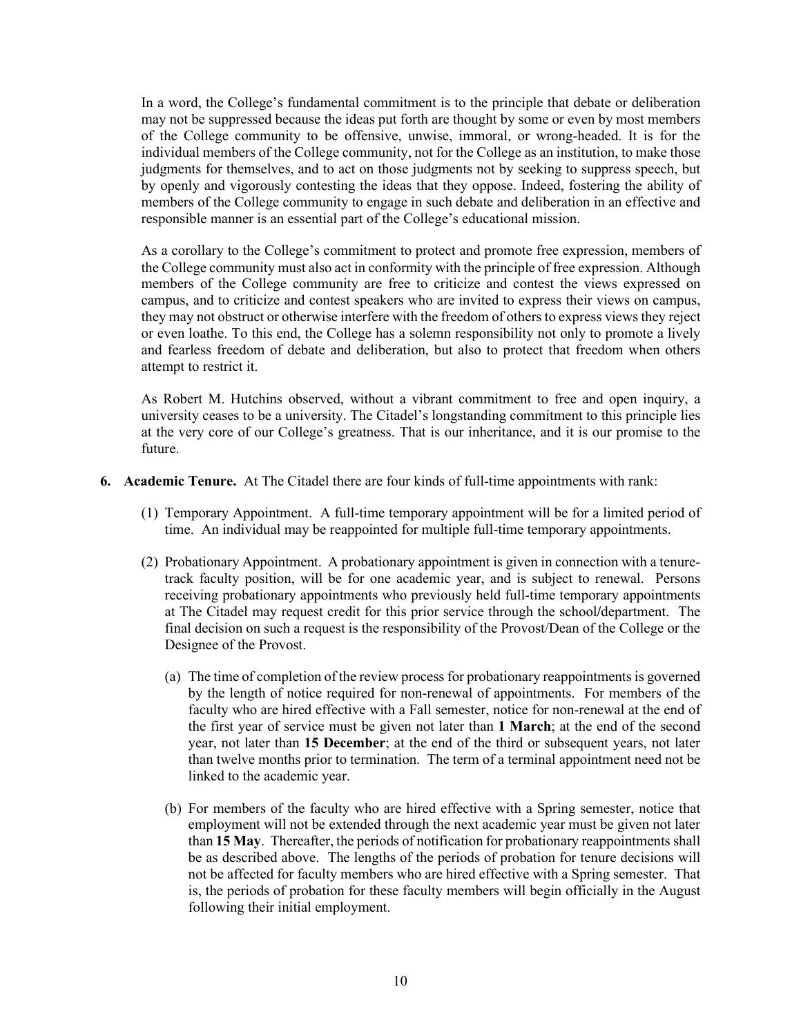In a word, the College's fundamental commitment is to the principle that debate or deliberation may not be suppressed because the ideas put forth are thought by some or even by most members of the College community to be offensive, unwise, immoral, or wrong-headed. It is for the individual members of the College community, not for the College as an institution, to make those judgments for themselves, and to act on those judgments not by seeking to suppress speech, but by openly and vigorously contesting the ideas that they oppose. Indeed, fostering the ability of members of the College community to engage in such debate and deliberation in an effective and responsible manner is an essential part of the College's educational mission.

As a corollary to the College's commitment to protect and promote free expression, members of the College community must also act in conformity with the principle of free expression. Although members of the College community are free to criticize and contest the views expressed on campus, and to criticize and contest speakers who are invited to express their views on campus, they may not obstruct or otherwise interfere with the freedom of others to express views they reject or even loathe. To this end, the College has a solemn responsibility not only to promote a lively and fearless freedom of debate and deliberation, but also to protect that freedom when others attempt to restrict it.

As Robert M. Hutchins observed, without a vibrant commitment to free and open inquiry, a university ceases to be a university. The Citadel's longstanding commitment to this principle lies at the very core of our College's greatness. That is our inheritance, and it is our promise to the future.

6. **Academic Tenure.** At The Citadel there are four kinds of full-time appointments with rank:

   (1) Temporary Appointment. A full-time temporary appointment will be for a limited period of time. An individual may be reappointed for multiple full-time temporary appointments.

   (2) Probationary Appointment. A probationary appointment is given in connection with a tenure-track faculty position, will be for one academic year, and is subject to renewal. Persons receiving probationary appointments who previously held full-time temporary appointments at The Citadel may request credit for this prior service through the school/department. The final decision on such a request is the responsibility of the Provost/Dean of the College or the Designee of the Provost.

   (a) The time of completion of the review process for probationary reappointments is governed by the length of notice required for non-renewal of appointments. For members of the faculty who are hired effective with a Fall semester, notice for non-renewal at the end of the first year of service must be given not later than **1 March**; at the end of the second year, not later than **15 December**; at the end of the third or subsequent years, not later than twelve months prior to termination. The term of a terminal appointment need not be linked to the academic year.

   (b) For members of the faculty who are hired effective with a Spring semester, notice that employment will not be extended through the next academic year must be given not later than **15 May**. Thereafter, the periods of notification for probationary reappointments shall be as described above. The lengths of the periods of probation for tenure decisions will not be affected for faculty members who are hired effective with a Spring semester. That is, the periods of probation for these faculty members will begin officially in the August following their initial employment.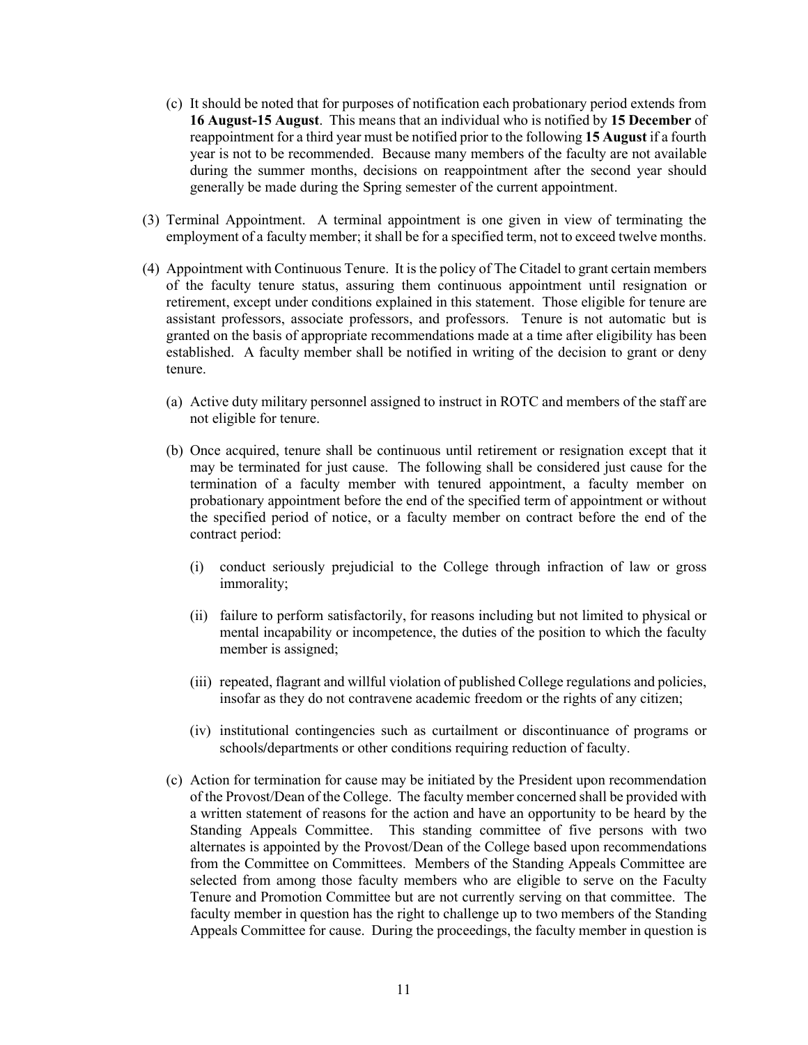(c) It should be noted that for purposes of notification each probationary period extends from **16 August-15 August**. This means that an individual who is notified by **15 December** of reappointment for a third year must be notified prior to the following **15 August** if a fourth year is not to be recommended. Because many members of the faculty are not available during the summer months, decisions on reappointment after the second year should generally be made during the Spring semester of the current appointment.

(3) Terminal Appointment. A terminal appointment is one given in view of terminating the employment of a faculty member; it shall be for a specified term, not to exceed twelve months.

(4) Appointment with Continuous Tenure. It is the policy of The Citadel to grant certain members of the faculty tenure status, assuring them continuous appointment until resignation or retirement, except under conditions explained in this statement. Those eligible for tenure are assistant professors, associate professors, and professors. Tenure is not automatic but is granted on the basis of appropriate recommendations made at a time after eligibility has been established. A faculty member shall be notified in writing of the decision to grant or deny tenure.

(a) Active duty military personnel assigned to instruct in ROTC and members of the staff are not eligible for tenure.

(b) Once acquired, tenure shall be continuous until retirement or resignation except that it may be terminated for just cause. The following shall be considered just cause for the termination of a faculty member with tenured appointment, a faculty member on probationary appointment before the end of the specified term of appointment or without the specified period of notice, or a faculty member on contract before the end of the contract period:

(i) conduct seriously prejudicial to the College through infraction of law or gross immorality;

(ii) failure to perform satisfactorily, for reasons including but not limited to physical or mental incapability or incompetence, the duties of the position to which the faculty member is assigned;

(iii) repeated, flagrant and willful violation of published College regulations and policies, insofar as they do not contravene academic freedom or the rights of any citizen;

(iv) institutional contingencies such as curtailment or discontinuance of programs or schools/departments or other conditions requiring reduction of faculty.

(c) Action for termination for cause may be initiated by the President upon recommendation of the Provost/Dean of the College. The faculty member concerned shall be provided with a written statement of reasons for the action and have an opportunity to be heard by the Standing Appeals Committee. This standing committee of five persons with two alternates is appointed by the Provost/Dean of the College based upon recommendations from the Committee on Committees. Members of the Standing Appeals Committee are selected from among those faculty members who are eligible to serve on the Faculty Tenure and Promotion Committee but are not currently serving on that committee. The faculty member in question has the right to challenge up to two members of the Standing Appeals Committee for cause. During the proceedings, the faculty member in question is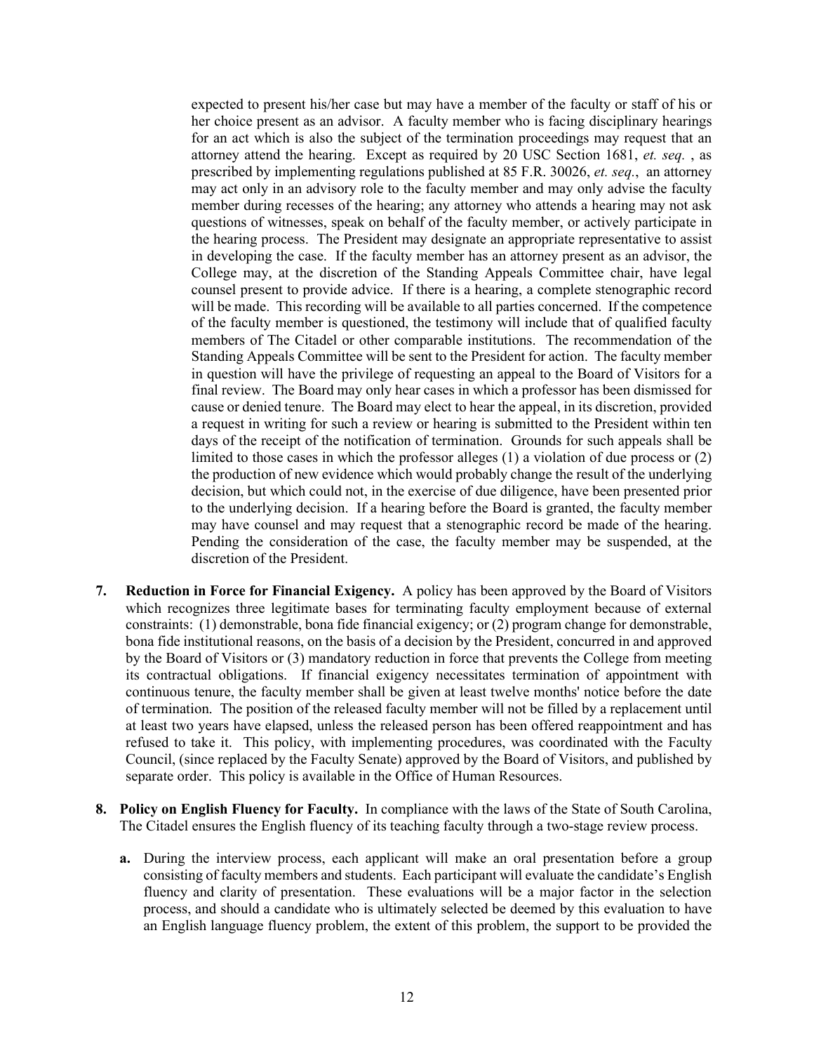expected to present his/her case but may have a member of the faculty or staff of his or her choice present as an advisor. A faculty member who is facing disciplinary hearings for an act which is also the subject of the termination proceedings may request that an attorney attend the hearing. Except as required by 20 USC Section 1681, *et. seq.* , as prescribed by implementing regulations published at 85 F.R. 30026, *et. seq.*, an attorney may act only in an advisory role to the faculty member and may only advise the faculty member during recesses of the hearing; any attorney who attends a hearing may not ask questions of witnesses, speak on behalf of the faculty member, or actively participate in the hearing process. The President may designate an appropriate representative to assist in developing the case. If the faculty member has an attorney present as an advisor, the College may, at the discretion of the Standing Appeals Committee chair, have legal counsel present to provide advice. If there is a hearing, a complete stenographic record will be made. This recording will be available to all parties concerned. If the competence of the faculty member is questioned, the testimony will include that of qualified faculty members of The Citadel or other comparable institutions. The recommendation of the Standing Appeals Committee will be sent to the President for action. The faculty member in question will have the privilege of requesting an appeal to the Board of Visitors for a final review. The Board may only hear cases in which a professor has been dismissed for cause or denied tenure. The Board may elect to hear the appeal, in its discretion, provided a request in writing for such a review or hearing is submitted to the President within ten days of the receipt of the notification of termination. Grounds for such appeals shall be limited to those cases in which the professor alleges (1) a violation of due process or (2) the production of new evidence which would probably change the result of the underlying decision, but which could not, in the exercise of due diligence, have been presented prior to the underlying decision. If a hearing before the Board is granted, the faculty member may have counsel and may request that a stenographic record be made of the hearing. Pending the consideration of the case, the faculty member may be suspended, at the discretion of the President.

7. **Reduction in Force for Financial Exigency.** A policy has been approved by the Board of Visitors which recognizes three legitimate bases for terminating faculty employment because of external constraints: (1) demonstrable, bona fide financial exigency; or (2) program change for demonstrable, bona fide institutional reasons, on the basis of a decision by the President, concurred in and approved by the Board of Visitors or (3) mandatory reduction in force that prevents the College from meeting its contractual obligations. If financial exigency necessitates termination of appointment with continuous tenure, the faculty member shall be given at least twelve months' notice before the date of termination. The position of the released faculty member will not be filled by a replacement until at least two years have elapsed, unless the released person has been offered reappointment and has refused to take it. This policy, with implementing procedures, was coordinated with the Faculty Council, (since replaced by the Faculty Senate) approved by the Board of Visitors, and published by separate order. This policy is available in the Office of Human Resources.

8. **Policy on English Fluency for Faculty.** In compliance with the laws of the State of South Carolina, The Citadel ensures the English fluency of its teaching faculty through a two-stage review process.

   **a.** During the interview process, each applicant will make an oral presentation before a group consisting of faculty members and students. Each participant will evaluate the candidate's English fluency and clarity of presentation. These evaluations will be a major factor in the selection process, and should a candidate who is ultimately selected be deemed by this evaluation to have an English language fluency problem, the extent of this problem, the support to be provided the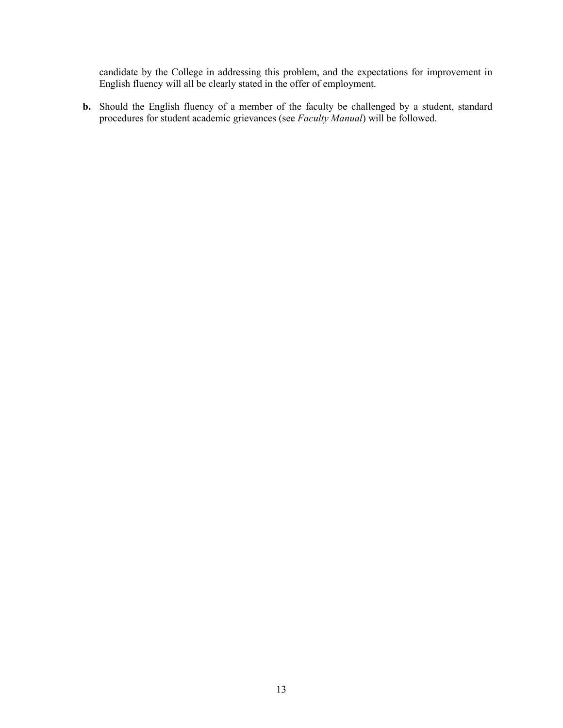candidate by the College in addressing this problem, and the expectations for improvement in English fluency will all be clearly stated in the offer of employment.

**b.** Should the English fluency of a member of the faculty be challenged by a student, standard procedures for student academic grievances (see *Faculty Manual*) will be followed.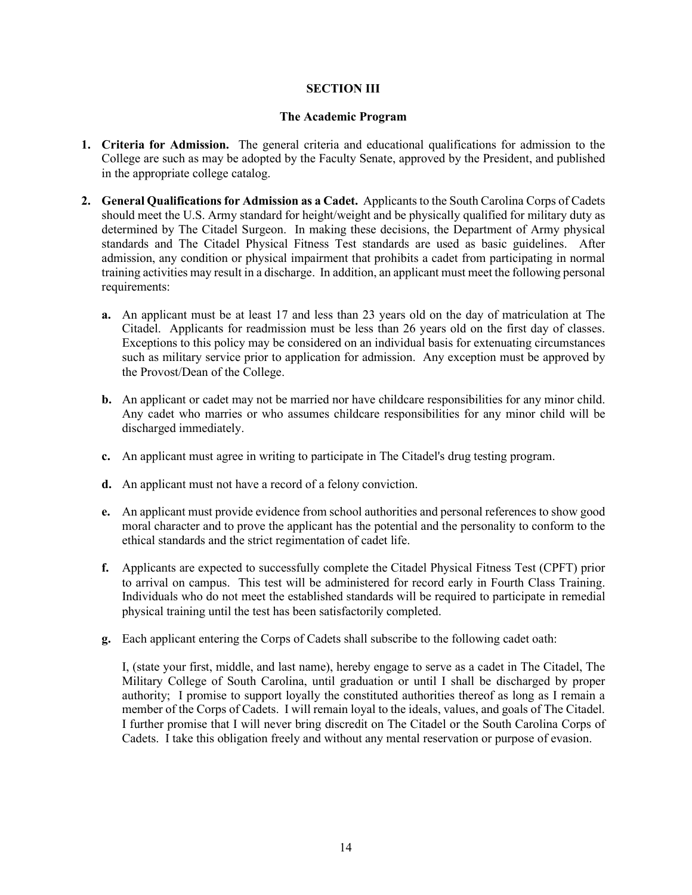## SECTION III

### The Academic Program

1. **Criteria for Admission.** The general criteria and educational qualifications for admission to the College are such as may be adopted by the Faculty Senate, approved by the President, and published in the appropriate college catalog.

2. **General Qualifications for Admission as a Cadet.** Applicants to the South Carolina Corps of Cadets should meet the U.S. Army standard for height/weight and be physically qualified for military duty as determined by The Citadel Surgeon. In making these decisions, the Department of Army physical standards and The Citadel Physical Fitness Test standards are used as basic guidelines. After admission, any condition or physical impairment that prohibits a cadet from participating in normal training activities may result in a discharge. In addition, an applicant must meet the following personal requirements:

   **a.** An applicant must be at least 17 and less than 23 years old on the day of matriculation at The Citadel. Applicants for readmission must be less than 26 years old on the first day of classes. Exceptions to this policy may be considered on an individual basis for extenuating circumstances such as military service prior to application for admission. Any exception must be approved by the Provost/Dean of the College.

   **b.** An applicant or cadet may not be married nor have childcare responsibilities for any minor child. Any cadet who marries or who assumes childcare responsibilities for any minor child will be discharged immediately.

   **c.** An applicant must agree in writing to participate in The Citadel's drug testing program.

   **d.** An applicant must not have a record of a felony conviction.

   **e.** An applicant must provide evidence from school authorities and personal references to show good moral character and to prove the applicant has the potential and the personality to conform to the ethical standards and the strict regimentation of cadet life.

   **f.** Applicants are expected to successfully complete the Citadel Physical Fitness Test (CPFT) prior to arrival on campus. This test will be administered for record early in Fourth Class Training. Individuals who do not meet the established standards will be required to participate in remedial physical training until the test has been satisfactorily completed.

   **g.** Each applicant entering the Corps of Cadets shall subscribe to the following cadet oath:

   I, (state your first, middle, and last name), hereby engage to serve as a cadet in The Citadel, The Military College of South Carolina, until graduation or until I shall be discharged by proper authority; I promise to support loyally the constituted authorities thereof as long as I remain a member of the Corps of Cadets. I will remain loyal to the ideals, values, and goals of The Citadel. I further promise that I will never bring discredit on The Citadel or the South Carolina Corps of Cadets. I take this obligation freely and without any mental reservation or purpose of evasion.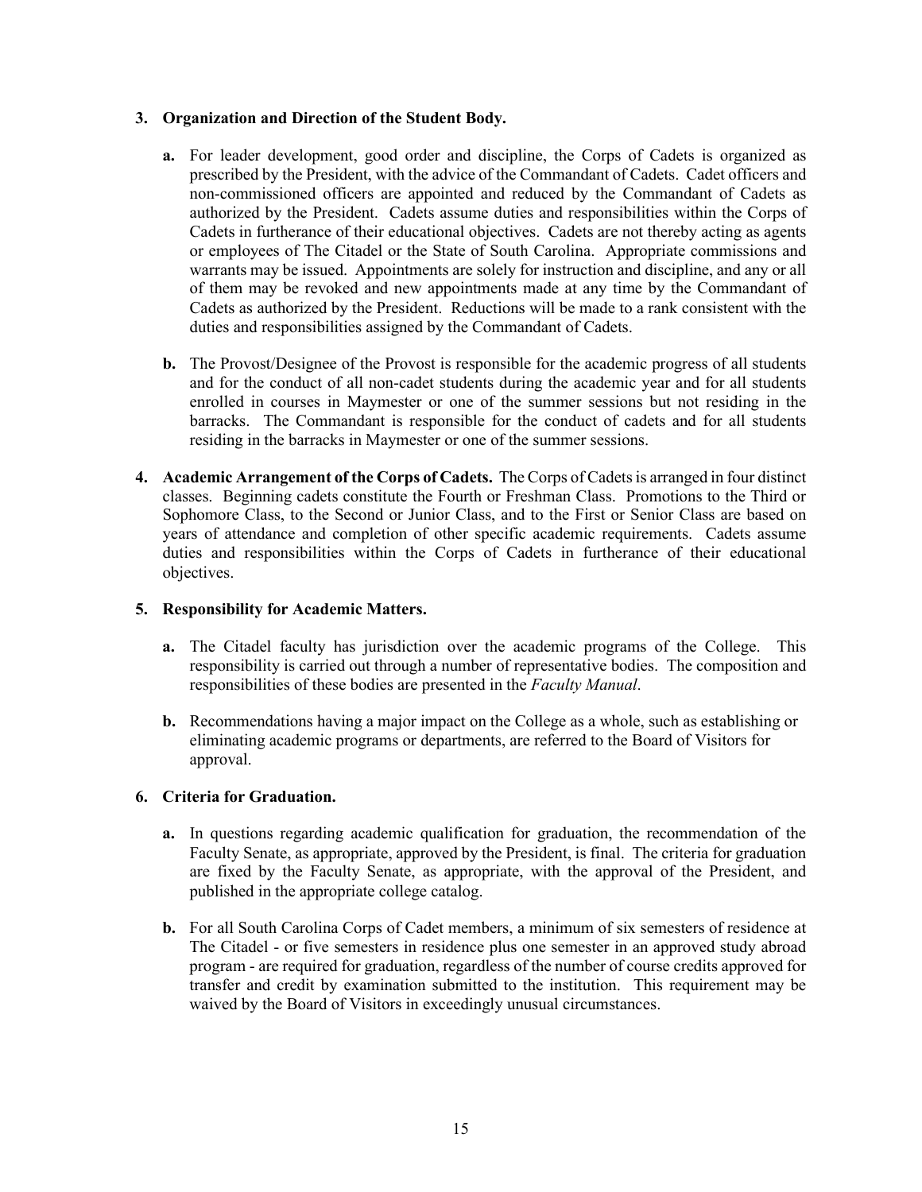**3. Organization and Direction of the Student Body.**

**a.** For leader development, good order and discipline, the Corps of Cadets is organized as prescribed by the President, with the advice of the Commandant of Cadets. Cadet officers and non-commissioned officers are appointed and reduced by the Commandant of Cadets as authorized by the President. Cadets assume duties and responsibilities within the Corps of Cadets in furtherance of their educational objectives. Cadets are not thereby acting as agents or employees of The Citadel or the State of South Carolina. Appropriate commissions and warrants may be issued. Appointments are solely for instruction and discipline, and any or all of them may be revoked and new appointments made at any time by the Commandant of Cadets as authorized by the President. Reductions will be made to a rank consistent with the duties and responsibilities assigned by the Commandant of Cadets.

**b.** The Provost/Designee of the Provost is responsible for the academic progress of all students and for the conduct of all non-cadet students during the academic year and for all students enrolled in courses in Maymester or one of the summer sessions but not residing in the barracks. The Commandant is responsible for the conduct of cadets and for all students residing in the barracks in Maymester or one of the summer sessions.

**4. Academic Arrangement of the Corps of Cadets.** The Corps of Cadets is arranged in four distinct classes. Beginning cadets constitute the Fourth or Freshman Class. Promotions to the Third or Sophomore Class, to the Second or Junior Class, and to the First or Senior Class are based on years of attendance and completion of other specific academic requirements. Cadets assume duties and responsibilities within the Corps of Cadets in furtherance of their educational objectives.

**5. Responsibility for Academic Matters.**

**a.** The Citadel faculty has jurisdiction over the academic programs of the College. This responsibility is carried out through a number of representative bodies. The composition and responsibilities of these bodies are presented in the *Faculty Manual*.

**b.** Recommendations having a major impact on the College as a whole, such as establishing or eliminating academic programs or departments, are referred to the Board of Visitors for approval.

**6. Criteria for Graduation.**

**a.** In questions regarding academic qualification for graduation, the recommendation of the Faculty Senate, as appropriate, approved by the President, is final. The criteria for graduation are fixed by the Faculty Senate, as appropriate, with the approval of the President, and published in the appropriate college catalog.

**b.** For all South Carolina Corps of Cadet members, a minimum of six semesters of residence at The Citadel - or five semesters in residence plus one semester in an approved study abroad program - are required for graduation, regardless of the number of course credits approved for transfer and credit by examination submitted to the institution. This requirement may be waived by the Board of Visitors in exceedingly unusual circumstances.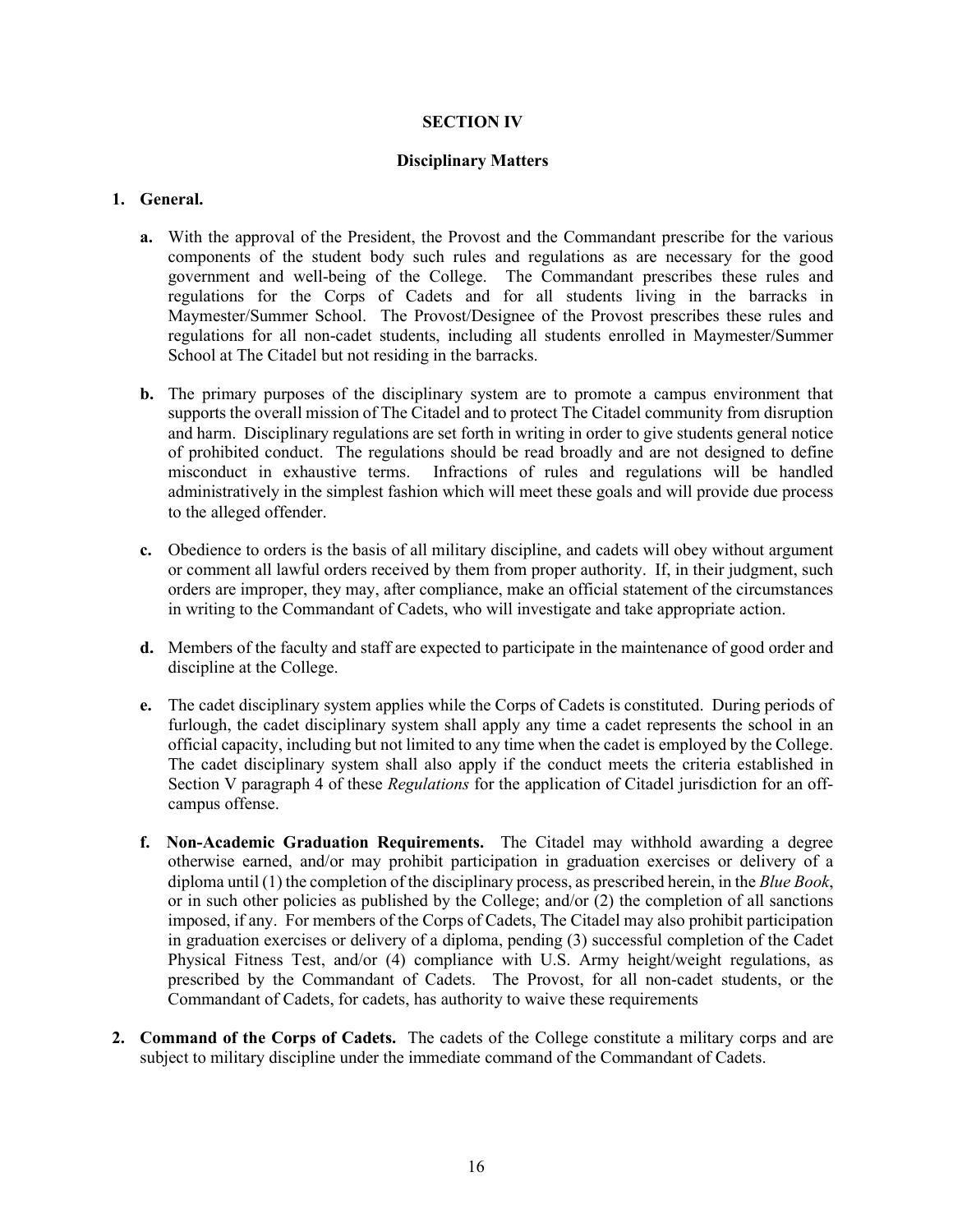## SECTION IV

### Disciplinary Matters

**1. General.**

**a.** With the approval of the President, the Provost and the Commandant prescribe for the various components of the student body such rules and regulations as are necessary for the good government and well-being of the College. The Commandant prescribes these rules and regulations for the Corps of Cadets and for all students living in the barracks in Maymester/Summer School. The Provost/Designee of the Provost prescribes these rules and regulations for all non-cadet students, including all students enrolled in Maymester/Summer School at The Citadel but not residing in the barracks.

**b.** The primary purposes of the disciplinary system are to promote a campus environment that supports the overall mission of The Citadel and to protect The Citadel community from disruption and harm. Disciplinary regulations are set forth in writing in order to give students general notice of prohibited conduct. The regulations should be read broadly and are not designed to define misconduct in exhaustive terms. Infractions of rules and regulations will be handled administratively in the simplest fashion which will meet these goals and will provide due process to the alleged offender.

**c.** Obedience to orders is the basis of all military discipline, and cadets will obey without argument or comment all lawful orders received by them from proper authority. If, in their judgment, such orders are improper, they may, after compliance, make an official statement of the circumstances in writing to the Commandant of Cadets, who will investigate and take appropriate action.

**d.** Members of the faculty and staff are expected to participate in the maintenance of good order and discipline at the College.

**e.** The cadet disciplinary system applies while the Corps of Cadets is constituted. During periods of furlough, the cadet disciplinary system shall apply any time a cadet represents the school in an official capacity, including but not limited to any time when the cadet is employed by the College. The cadet disciplinary system shall also apply if the conduct meets the criteria established in Section V paragraph 4 of these *Regulations* for the application of Citadel jurisdiction for an off-campus offense.

**f. Non-Academic Graduation Requirements.** The Citadel may withhold awarding a degree otherwise earned, and/or may prohibit participation in graduation exercises or delivery of a diploma until (1) the completion of the disciplinary process, as prescribed herein, in the *Blue Book*, or in such other policies as published by the College; and/or (2) the completion of all sanctions imposed, if any. For members of the Corps of Cadets, The Citadel may also prohibit participation in graduation exercises or delivery of a diploma, pending (3) successful completion of the Cadet Physical Fitness Test, and/or (4) compliance with U.S. Army height/weight regulations, as prescribed by the Commandant of Cadets. The Provost, for all non-cadet students, or the Commandant of Cadets, for cadets, has authority to waive these requirements

**2. Command of the Corps of Cadets.** The cadets of the College constitute a military corps and are subject to military discipline under the immediate command of the Commandant of Cadets.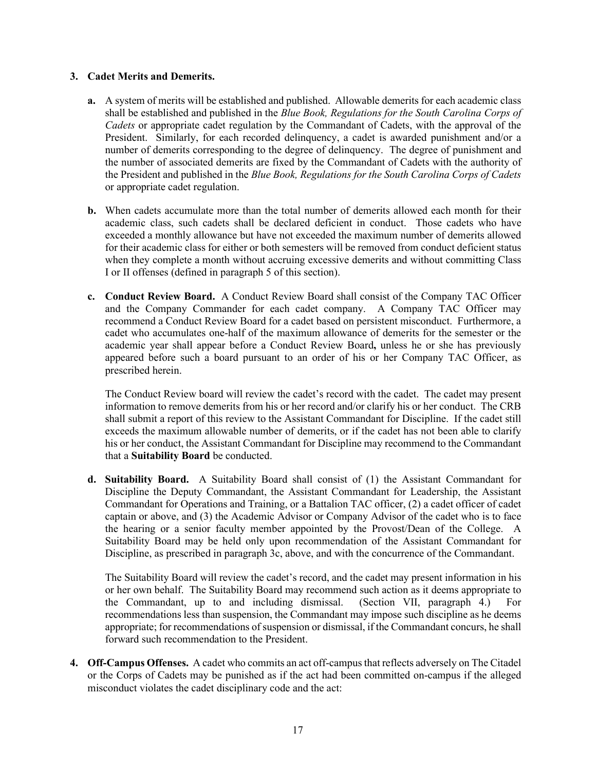**3. Cadet Merits and Demerits.**

**a.** A system of merits will be established and published. Allowable demerits for each academic class shall be established and published in the *Blue Book, Regulations for the South Carolina Corps of Cadets* or appropriate cadet regulation by the Commandant of Cadets, with the approval of the President. Similarly, for each recorded delinquency, a cadet is awarded punishment and/or a number of demerits corresponding to the degree of delinquency. The degree of punishment and the number of associated demerits are fixed by the Commandant of Cadets with the authority of the President and published in the *Blue Book, Regulations for the South Carolina Corps of Cadets* or appropriate cadet regulation.

**b.** When cadets accumulate more than the total number of demerits allowed each month for their academic class, such cadets shall be declared deficient in conduct. Those cadets who have exceeded a monthly allowance but have not exceeded the maximum number of demerits allowed for their academic class for either or both semesters will be removed from conduct deficient status when they complete a month without accruing excessive demerits and without committing Class I or II offenses (defined in paragraph 5 of this section).

**c. Conduct Review Board.** A Conduct Review Board shall consist of the Company TAC Officer and the Company Commander for each cadet company. A Company TAC Officer may recommend a Conduct Review Board for a cadet based on persistent misconduct. Furthermore, a cadet who accumulates one-half of the maximum allowance of demerits for the semester or the academic year shall appear before a Conduct Review Board**,** unless he or she has previously appeared before such a board pursuant to an order of his or her Company TAC Officer, as prescribed herein.

The Conduct Review board will review the cadet's record with the cadet. The cadet may present information to remove demerits from his or her record and/or clarify his or her conduct. The CRB shall submit a report of this review to the Assistant Commandant for Discipline. If the cadet still exceeds the maximum allowable number of demerits, or if the cadet has not been able to clarify his or her conduct, the Assistant Commandant for Discipline may recommend to the Commandant that a **Suitability Board** be conducted.

**d. Suitability Board.** A Suitability Board shall consist of (1) the Assistant Commandant for Discipline the Deputy Commandant, the Assistant Commandant for Leadership, the Assistant Commandant for Operations and Training, or a Battalion TAC officer, (2) a cadet officer of cadet captain or above, and (3) the Academic Advisor or Company Advisor of the cadet who is to face the hearing or a senior faculty member appointed by the Provost/Dean of the College. A Suitability Board may be held only upon recommendation of the Assistant Commandant for Discipline, as prescribed in paragraph 3c, above, and with the concurrence of the Commandant.

The Suitability Board will review the cadet's record, and the cadet may present information in his or her own behalf. The Suitability Board may recommend such action as it deems appropriate to the Commandant, up to and including dismissal. (Section VII, paragraph 4.) For recommendations less than suspension, the Commandant may impose such discipline as he deems appropriate; for recommendations of suspension or dismissal, if the Commandant concurs, he shall forward such recommendation to the President.

**4. Off-Campus Offenses.** A cadet who commits an act off-campus that reflects adversely on The Citadel or the Corps of Cadets may be punished as if the act had been committed on-campus if the alleged misconduct violates the cadet disciplinary code and the act: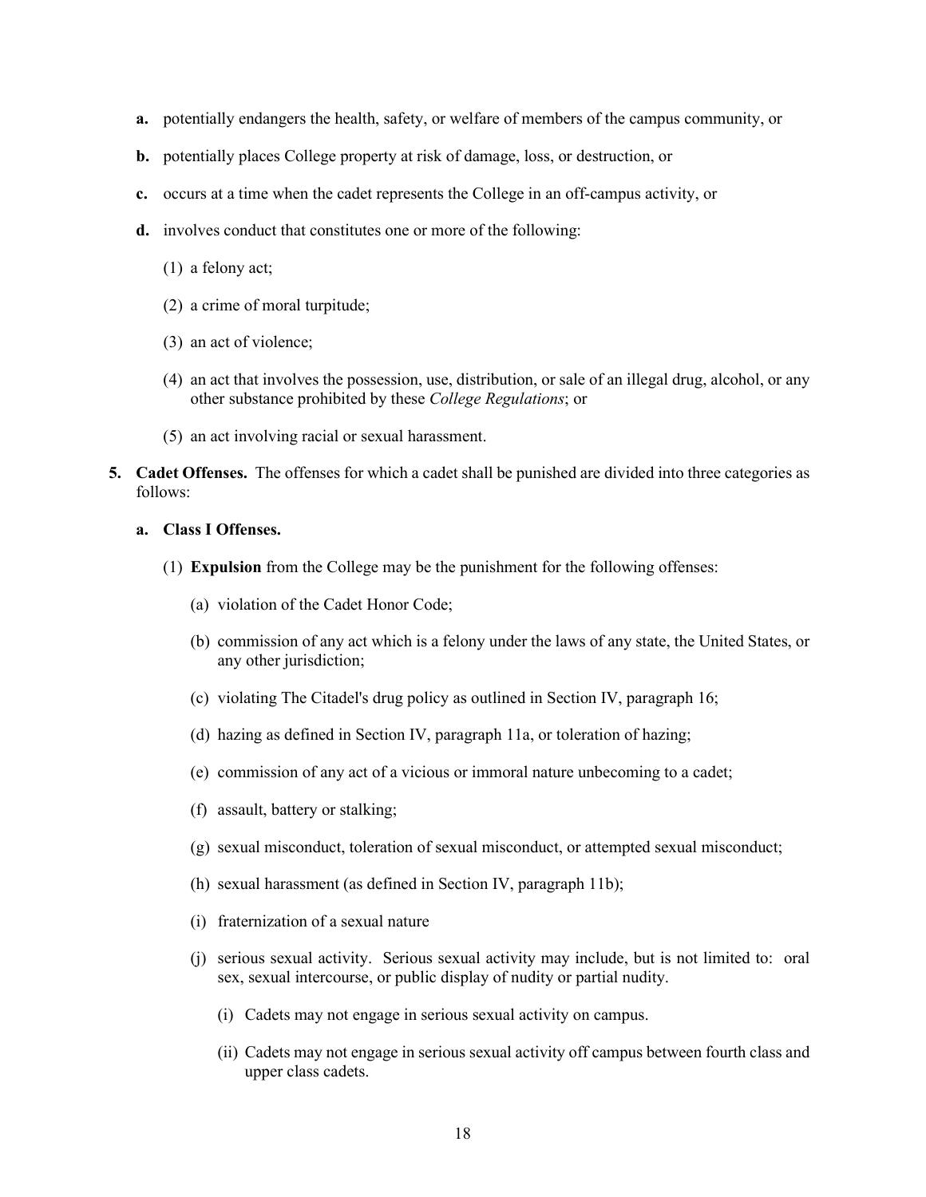**a.** potentially endangers the health, safety, or welfare of members of the campus community, or

**b.** potentially places College property at risk of damage, loss, or destruction, or

**c.** occurs at a time when the cadet represents the College in an off-campus activity, or

**d.** involves conduct that constitutes one or more of the following:

(1) a felony act;

(2) a crime of moral turpitude;

(3) an act of violence;

(4) an act that involves the possession, use, distribution, or sale of an illegal drug, alcohol, or any other substance prohibited by these *College Regulations*; or

(5) an act involving racial or sexual harassment.

**5. Cadet Offenses.** The offenses for which a cadet shall be punished are divided into three categories as follows:

**a. Class I Offenses.**

(1) **Expulsion** from the College may be the punishment for the following offenses:

(a) violation of the Cadet Honor Code;

(b) commission of any act which is a felony under the laws of any state, the United States, or any other jurisdiction;

(c) violating The Citadel's drug policy as outlined in Section IV, paragraph 16;

(d) hazing as defined in Section IV, paragraph 11a, or toleration of hazing;

(e) commission of any act of a vicious or immoral nature unbecoming to a cadet;

(f) assault, battery or stalking;

(g) sexual misconduct, toleration of sexual misconduct, or attempted sexual misconduct;

(h) sexual harassment (as defined in Section IV, paragraph 11b);

(i) fraternization of a sexual nature

(j) serious sexual activity. Serious sexual activity may include, but is not limited to: oral sex, sexual intercourse, or public display of nudity or partial nudity.

(i) Cadets may not engage in serious sexual activity on campus.

(ii) Cadets may not engage in serious sexual activity off campus between fourth class and upper class cadets.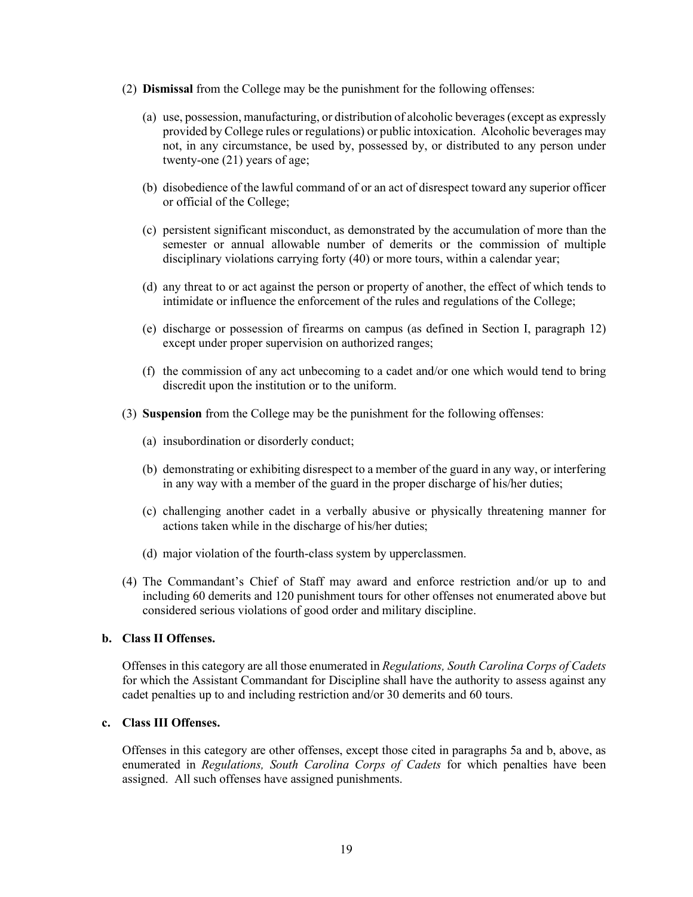(2) **Dismissal** from the College may be the punishment for the following offenses:

(a) use, possession, manufacturing, or distribution of alcoholic beverages (except as expressly provided by College rules or regulations) or public intoxication. Alcoholic beverages may not, in any circumstance, be used by, possessed by, or distributed to any person under twenty-one (21) years of age;

(b) disobedience of the lawful command of or an act of disrespect toward any superior officer or official of the College;

(c) persistent significant misconduct, as demonstrated by the accumulation of more than the semester or annual allowable number of demerits or the commission of multiple disciplinary violations carrying forty (40) or more tours, within a calendar year;

(d) any threat to or act against the person or property of another, the effect of which tends to intimidate or influence the enforcement of the rules and regulations of the College;

(e) discharge or possession of firearms on campus (as defined in Section I, paragraph 12) except under proper supervision on authorized ranges;

(f) the commission of any act unbecoming to a cadet and/or one which would tend to bring discredit upon the institution or to the uniform.

(3) **Suspension** from the College may be the punishment for the following offenses:

(a) insubordination or disorderly conduct;

(b) demonstrating or exhibiting disrespect to a member of the guard in any way, or interfering in any way with a member of the guard in the proper discharge of his/her duties;

(c) challenging another cadet in a verbally abusive or physically threatening manner for actions taken while in the discharge of his/her duties;

(d) major violation of the fourth-class system by upperclassmen.

(4) The Commandant's Chief of Staff may award and enforce restriction and/or up to and including 60 demerits and 120 punishment tours for other offenses not enumerated above but considered serious violations of good order and military discipline.

**b. Class II Offenses.**

Offenses in this category are all those enumerated in *Regulations, South Carolina Corps of Cadets* for which the Assistant Commandant for Discipline shall have the authority to assess against any cadet penalties up to and including restriction and/or 30 demerits and 60 tours.

**c. Class III Offenses.**

Offenses in this category are other offenses, except those cited in paragraphs 5a and b, above, as enumerated in *Regulations, South Carolina Corps of Cadets* for which penalties have been assigned. All such offenses have assigned punishments.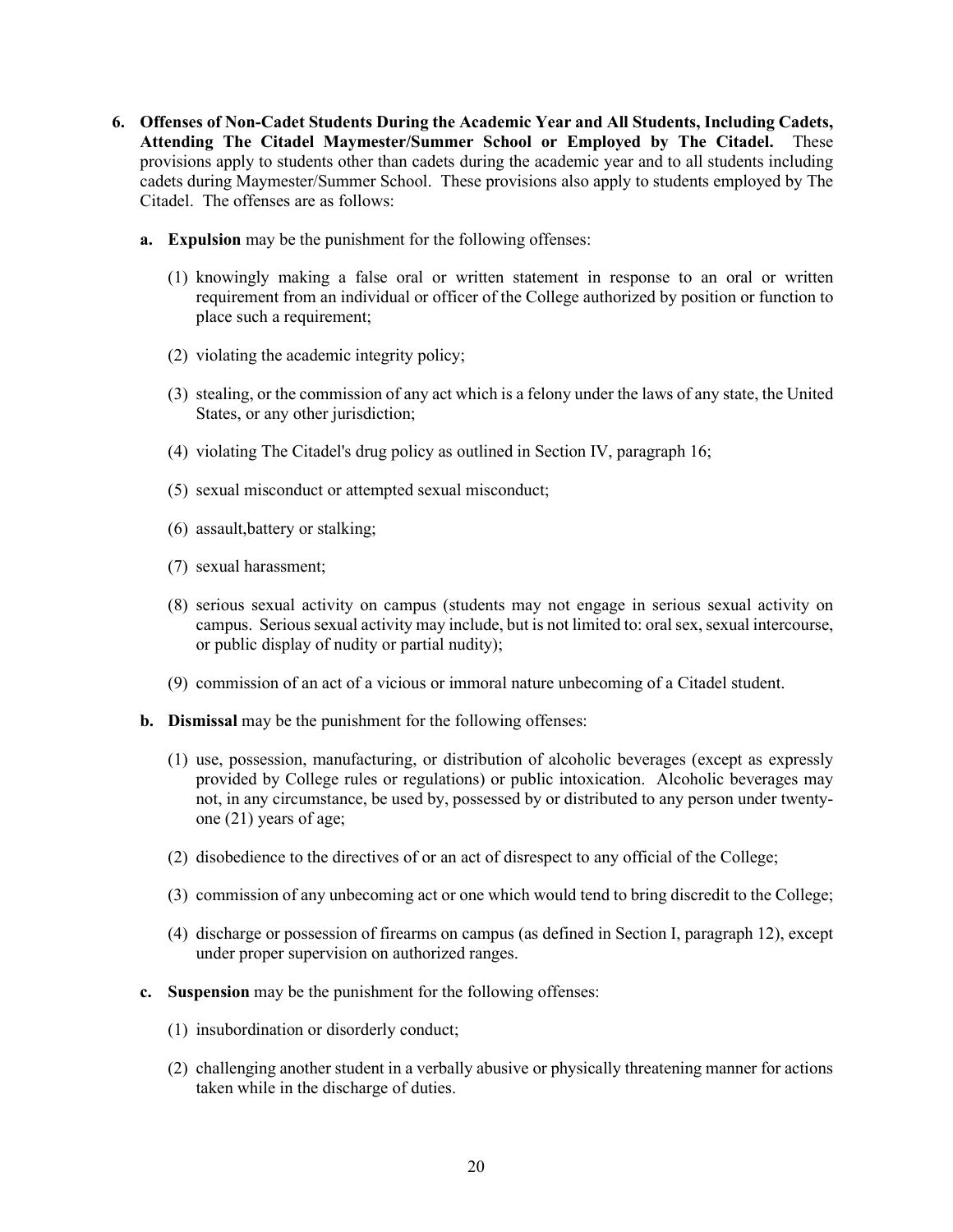6. **Offenses of Non-Cadet Students During the Academic Year and All Students, Including Cadets, Attending The Citadel Maymester/Summer School or Employed by The Citadel.** These provisions apply to students other than cadets during the academic year and to all students including cadets during Maymester/Summer School. These provisions also apply to students employed by The Citadel. The offenses are as follows:

   a. **Expulsion** may be the punishment for the following offenses:

      (1) knowingly making a false oral or written statement in response to an oral or written requirement from an individual or officer of the College authorized by position or function to place such a requirement;

      (2) violating the academic integrity policy;

      (3) stealing, or the commission of any act which is a felony under the laws of any state, the United States, or any other jurisdiction;

      (4) violating The Citadel's drug policy as outlined in Section IV, paragraph 16;

      (5) sexual misconduct or attempted sexual misconduct;

      (6) assault,battery or stalking;

      (7) sexual harassment;

      (8) serious sexual activity on campus (students may not engage in serious sexual activity on campus. Serious sexual activity may include, but is not limited to: oral sex, sexual intercourse, or public display of nudity or partial nudity);

      (9) commission of an act of a vicious or immoral nature unbecoming of a Citadel student.

   b. **Dismissal** may be the punishment for the following offenses:

      (1) use, possession, manufacturing, or distribution of alcoholic beverages (except as expressly provided by College rules or regulations) or public intoxication. Alcoholic beverages may not, in any circumstance, be used by, possessed by or distributed to any person under twenty-one (21) years of age;

      (2) disobedience to the directives of or an act of disrespect to any official of the College;

      (3) commission of any unbecoming act or one which would tend to bring discredit to the College;

      (4) discharge or possession of firearms on campus (as defined in Section I, paragraph 12), except under proper supervision on authorized ranges.

   c. **Suspension** may be the punishment for the following offenses:

      (1) insubordination or disorderly conduct;

      (2) challenging another student in a verbally abusive or physically threatening manner for actions taken while in the discharge of duties.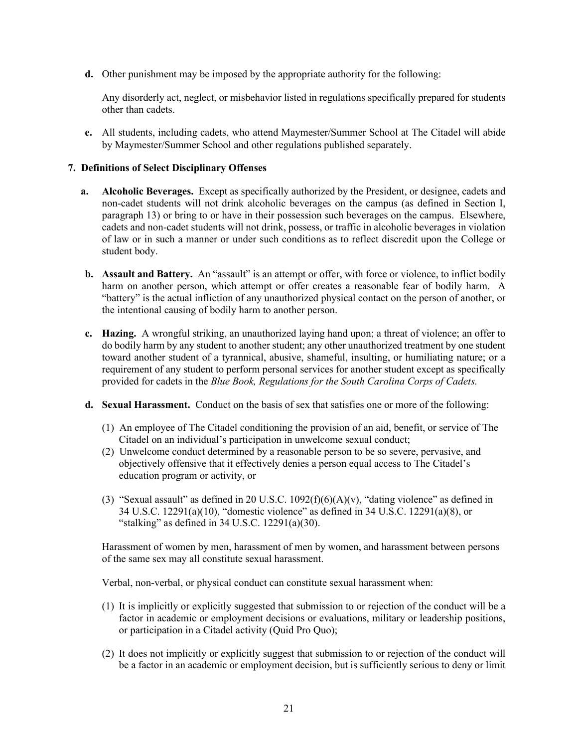**d.** Other punishment may be imposed by the appropriate authority for the following:

Any disorderly act, neglect, or misbehavior listed in regulations specifically prepared for students other than cadets.

**e.** All students, including cadets, who attend Maymester/Summer School at The Citadel will abide by Maymester/Summer School and other regulations published separately.

**7. Definitions of Select Disciplinary Offenses**

**a. Alcoholic Beverages.** Except as specifically authorized by the President, or designee, cadets and non-cadet students will not drink alcoholic beverages on the campus (as defined in Section I, paragraph 13) or bring to or have in their possession such beverages on the campus. Elsewhere, cadets and non-cadet students will not drink, possess, or traffic in alcoholic beverages in violation of law or in such a manner or under such conditions as to reflect discredit upon the College or student body.

**b. Assault and Battery.** An "assault" is an attempt or offer, with force or violence, to inflict bodily harm on another person, which attempt or offer creates a reasonable fear of bodily harm. A "battery" is the actual infliction of any unauthorized physical contact on the person of another, or the intentional causing of bodily harm to another person.

**c. Hazing.** A wrongful striking, an unauthorized laying hand upon; a threat of violence; an offer to do bodily harm by any student to another student; any other unauthorized treatment by one student toward another student of a tyrannical, abusive, shameful, insulting, or humiliating nature; or a requirement of any student to perform personal services for another student except as specifically provided for cadets in the *Blue Book, Regulations for the South Carolina Corps of Cadets.*

**d. Sexual Harassment.** Conduct on the basis of sex that satisfies one or more of the following:

(1) An employee of The Citadel conditioning the provision of an aid, benefit, or service of The Citadel on an individual's participation in unwelcome sexual conduct;
(2) Unwelcome conduct determined by a reasonable person to be so severe, pervasive, and objectively offensive that it effectively denies a person equal access to The Citadel's education program or activity, or
(3) "Sexual assault" as defined in 20 U.S.C. 1092(f)(6)(A)(v), "dating violence" as defined in 34 U.S.C. 12291(a)(10), "domestic violence" as defined in 34 U.S.C. 12291(a)(8), or "stalking" as defined in 34 U.S.C. 12291(a)(30).

Harassment of women by men, harassment of men by women, and harassment between persons of the same sex may all constitute sexual harassment.

Verbal, non-verbal, or physical conduct can constitute sexual harassment when:

(1) It is implicitly or explicitly suggested that submission to or rejection of the conduct will be a factor in academic or employment decisions or evaluations, military or leadership positions, or participation in a Citadel activity (Quid Pro Quo);

(2) It does not implicitly or explicitly suggest that submission to or rejection of the conduct will be a factor in an academic or employment decision, but is sufficiently serious to deny or limit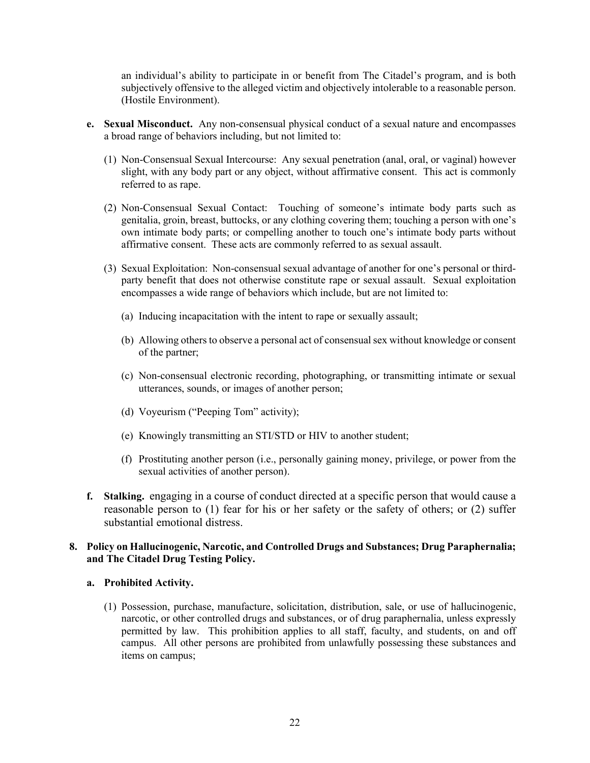an individual's ability to participate in or benefit from The Citadel's program, and is both subjectively offensive to the alleged victim and objectively intolerable to a reasonable person. (Hostile Environment).

**e. Sexual Misconduct.** Any non-consensual physical conduct of a sexual nature and encompasses a broad range of behaviors including, but not limited to:

(1) Non-Consensual Sexual Intercourse: Any sexual penetration (anal, oral, or vaginal) however slight, with any body part or any object, without affirmative consent. This act is commonly referred to as rape.

(2) Non-Consensual Sexual Contact: Touching of someone's intimate body parts such as genitalia, groin, breast, buttocks, or any clothing covering them; touching a person with one's own intimate body parts; or compelling another to touch one's intimate body parts without affirmative consent. These acts are commonly referred to as sexual assault.

(3) Sexual Exploitation: Non-consensual sexual advantage of another for one's personal or third-party benefit that does not otherwise constitute rape or sexual assault. Sexual exploitation encompasses a wide range of behaviors which include, but are not limited to:

(a) Inducing incapacitation with the intent to rape or sexually assault;

(b) Allowing others to observe a personal act of consensual sex without knowledge or consent of the partner;

(c) Non-consensual electronic recording, photographing, or transmitting intimate or sexual utterances, sounds, or images of another person;

(d) Voyeurism ("Peeping Tom" activity);

(e) Knowingly transmitting an STI/STD or HIV to another student;

(f) Prostituting another person (i.e., personally gaining money, privilege, or power from the sexual activities of another person).

**f. Stalking.** engaging in a course of conduct directed at a specific person that would cause a reasonable person to (1) fear for his or her safety or the safety of others; or (2) suffer substantial emotional distress.

**8. Policy on Hallucinogenic, Narcotic, and Controlled Drugs and Substances; Drug Paraphernalia; and The Citadel Drug Testing Policy.**

**a. Prohibited Activity.**

(1) Possession, purchase, manufacture, solicitation, distribution, sale, or use of hallucinogenic, narcotic, or other controlled drugs and substances, or of drug paraphernalia, unless expressly permitted by law. This prohibition applies to all staff, faculty, and students, on and off campus. All other persons are prohibited from unlawfully possessing these substances and items on campus;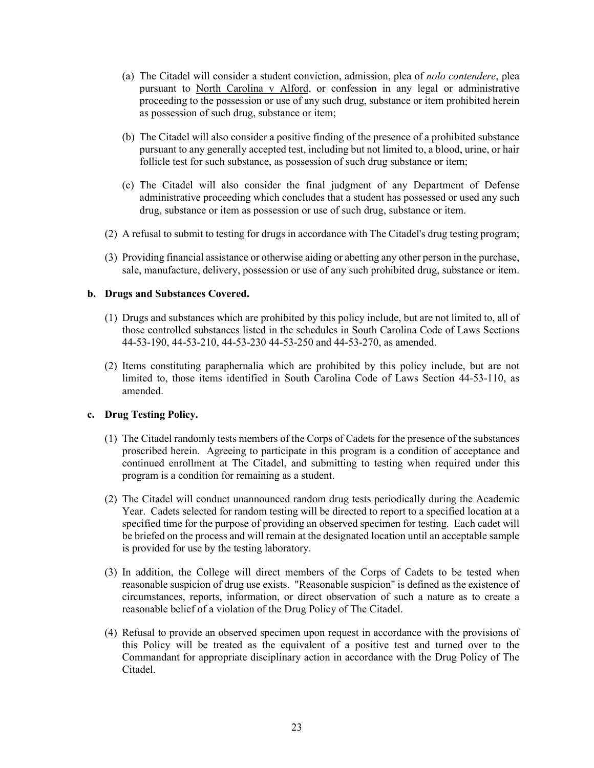(a) The Citadel will consider a student conviction, admission, plea of *nolo contendere*, plea pursuant to North Carolina v Alford, or confession in any legal or administrative proceeding to the possession or use of any such drug, substance or item prohibited herein as possession of such drug, substance or item;

(b) The Citadel will also consider a positive finding of the presence of a prohibited substance pursuant to any generally accepted test, including but not limited to, a blood, urine, or hair follicle test for such substance, as possession of such drug substance or item;

(c) The Citadel will also consider the final judgment of any Department of Defense administrative proceeding which concludes that a student has possessed or used any such drug, substance or item as possession or use of such drug, substance or item.

(2) A refusal to submit to testing for drugs in accordance with The Citadel's drug testing program;

(3) Providing financial assistance or otherwise aiding or abetting any other person in the purchase, sale, manufacture, delivery, possession or use of any such prohibited drug, substance or item.

**b. Drugs and Substances Covered.**

(1) Drugs and substances which are prohibited by this policy include, but are not limited to, all of those controlled substances listed in the schedules in South Carolina Code of Laws Sections 44-53-190, 44-53-210, 44-53-230 44-53-250 and 44-53-270, as amended.

(2) Items constituting paraphernalia which are prohibited by this policy include, but are not limited to, those items identified in South Carolina Code of Laws Section 44-53-110, as amended.

**c. Drug Testing Policy.**

(1) The Citadel randomly tests members of the Corps of Cadets for the presence of the substances proscribed herein. Agreeing to participate in this program is a condition of acceptance and continued enrollment at The Citadel, and submitting to testing when required under this program is a condition for remaining as a student.

(2) The Citadel will conduct unannounced random drug tests periodically during the Academic Year. Cadets selected for random testing will be directed to report to a specified location at a specified time for the purpose of providing an observed specimen for testing. Each cadet will be briefed on the process and will remain at the designated location until an acceptable sample is provided for use by the testing laboratory.

(3) In addition, the College will direct members of the Corps of Cadets to be tested when reasonable suspicion of drug use exists. "Reasonable suspicion" is defined as the existence of circumstances, reports, information, or direct observation of such a nature as to create a reasonable belief of a violation of the Drug Policy of The Citadel.

(4) Refusal to provide an observed specimen upon request in accordance with the provisions of this Policy will be treated as the equivalent of a positive test and turned over to the Commandant for appropriate disciplinary action in accordance with the Drug Policy of The Citadel.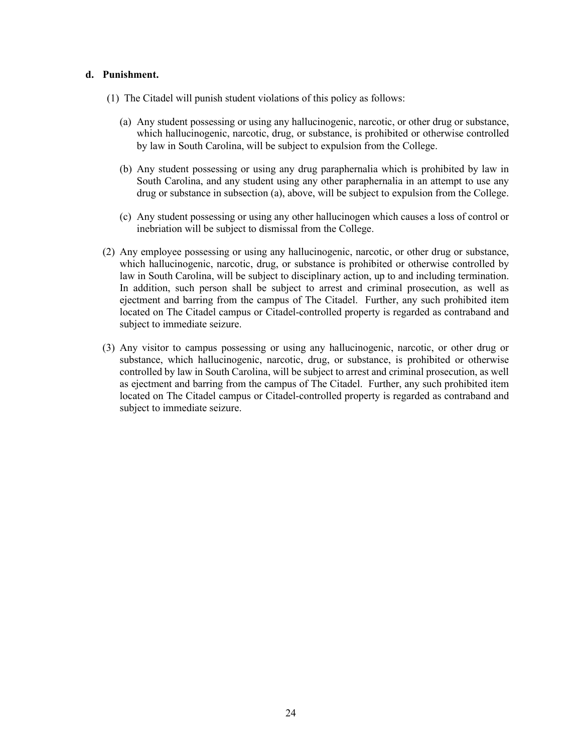**d. Punishment.**

(1) The Citadel will punish student violations of this policy as follows:

(a) Any student possessing or using any hallucinogenic, narcotic, or other drug or substance, which hallucinogenic, narcotic, drug, or substance, is prohibited or otherwise controlled by law in South Carolina, will be subject to expulsion from the College.

(b) Any student possessing or using any drug paraphernalia which is prohibited by law in South Carolina, and any student using any other paraphernalia in an attempt to use any drug or substance in subsection (a), above, will be subject to expulsion from the College.

(c) Any student possessing or using any other hallucinogen which causes a loss of control or inebriation will be subject to dismissal from the College.

(2) Any employee possessing or using any hallucinogenic, narcotic, or other drug or substance, which hallucinogenic, narcotic, drug, or substance is prohibited or otherwise controlled by law in South Carolina, will be subject to disciplinary action, up to and including termination. In addition, such person shall be subject to arrest and criminal prosecution, as well as ejectment and barring from the campus of The Citadel. Further, any such prohibited item located on The Citadel campus or Citadel-controlled property is regarded as contraband and subject to immediate seizure.

(3) Any visitor to campus possessing or using any hallucinogenic, narcotic, or other drug or substance, which hallucinogenic, narcotic, drug, or substance, is prohibited or otherwise controlled by law in South Carolina, will be subject to arrest and criminal prosecution, as well as ejectment and barring from the campus of The Citadel. Further, any such prohibited item located on The Citadel campus or Citadel-controlled property is regarded as contraband and subject to immediate seizure.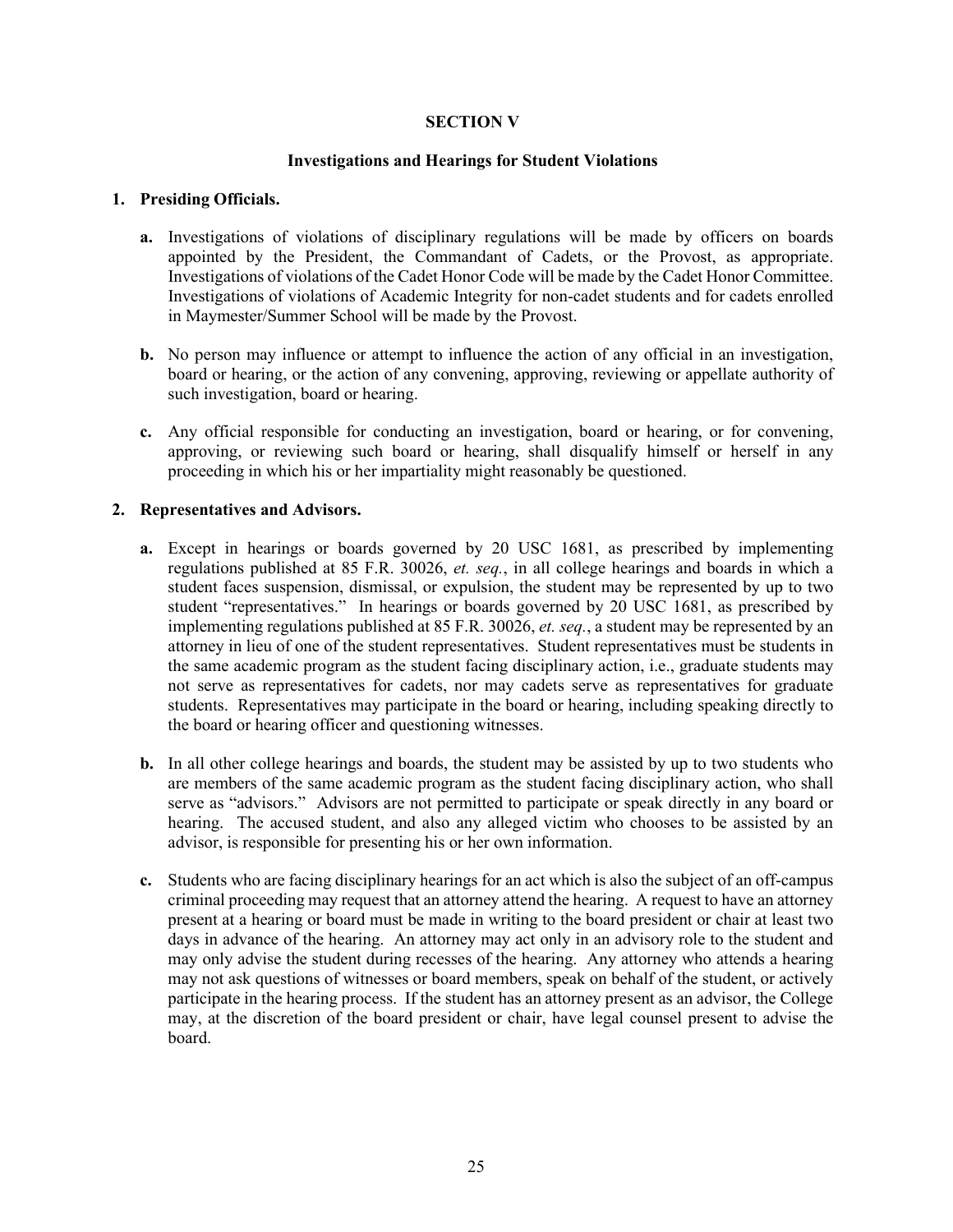## SECTION V

### Investigations and Hearings for Student Violations

**1. Presiding Officials.**

**a.** Investigations of violations of disciplinary regulations will be made by officers on boards appointed by the President, the Commandant of Cadets, or the Provost, as appropriate. Investigations of violations of the Cadet Honor Code will be made by the Cadet Honor Committee. Investigations of violations of Academic Integrity for non-cadet students and for cadets enrolled in Maymester/Summer School will be made by the Provost.

**b.** No person may influence or attempt to influence the action of any official in an investigation, board or hearing, or the action of any convening, approving, reviewing or appellate authority of such investigation, board or hearing.

**c.** Any official responsible for conducting an investigation, board or hearing, or for convening, approving, or reviewing such board or hearing, shall disqualify himself or herself in any proceeding in which his or her impartiality might reasonably be questioned.

**2. Representatives and Advisors.**

**a.** Except in hearings or boards governed by 20 USC 1681, as prescribed by implementing regulations published at 85 F.R. 30026, *et. seq.*, in all college hearings and boards in which a student faces suspension, dismissal, or expulsion, the student may be represented by up to two student "representatives." In hearings or boards governed by 20 USC 1681, as prescribed by implementing regulations published at 85 F.R. 30026, *et. seq.*, a student may be represented by an attorney in lieu of one of the student representatives. Student representatives must be students in the same academic program as the student facing disciplinary action, i.e., graduate students may not serve as representatives for cadets, nor may cadets serve as representatives for graduate students. Representatives may participate in the board or hearing, including speaking directly to the board or hearing officer and questioning witnesses.

**b.** In all other college hearings and boards, the student may be assisted by up to two students who are members of the same academic program as the student facing disciplinary action, who shall serve as "advisors." Advisors are not permitted to participate or speak directly in any board or hearing. The accused student, and also any alleged victim who chooses to be assisted by an advisor, is responsible for presenting his or her own information.

**c.** Students who are facing disciplinary hearings for an act which is also the subject of an off-campus criminal proceeding may request that an attorney attend the hearing. A request to have an attorney present at a hearing or board must be made in writing to the board president or chair at least two days in advance of the hearing. An attorney may act only in an advisory role to the student and may only advise the student during recesses of the hearing. Any attorney who attends a hearing may not ask questions of witnesses or board members, speak on behalf of the student, or actively participate in the hearing process. If the student has an attorney present as an advisor, the College may, at the discretion of the board president or chair, have legal counsel present to advise the board.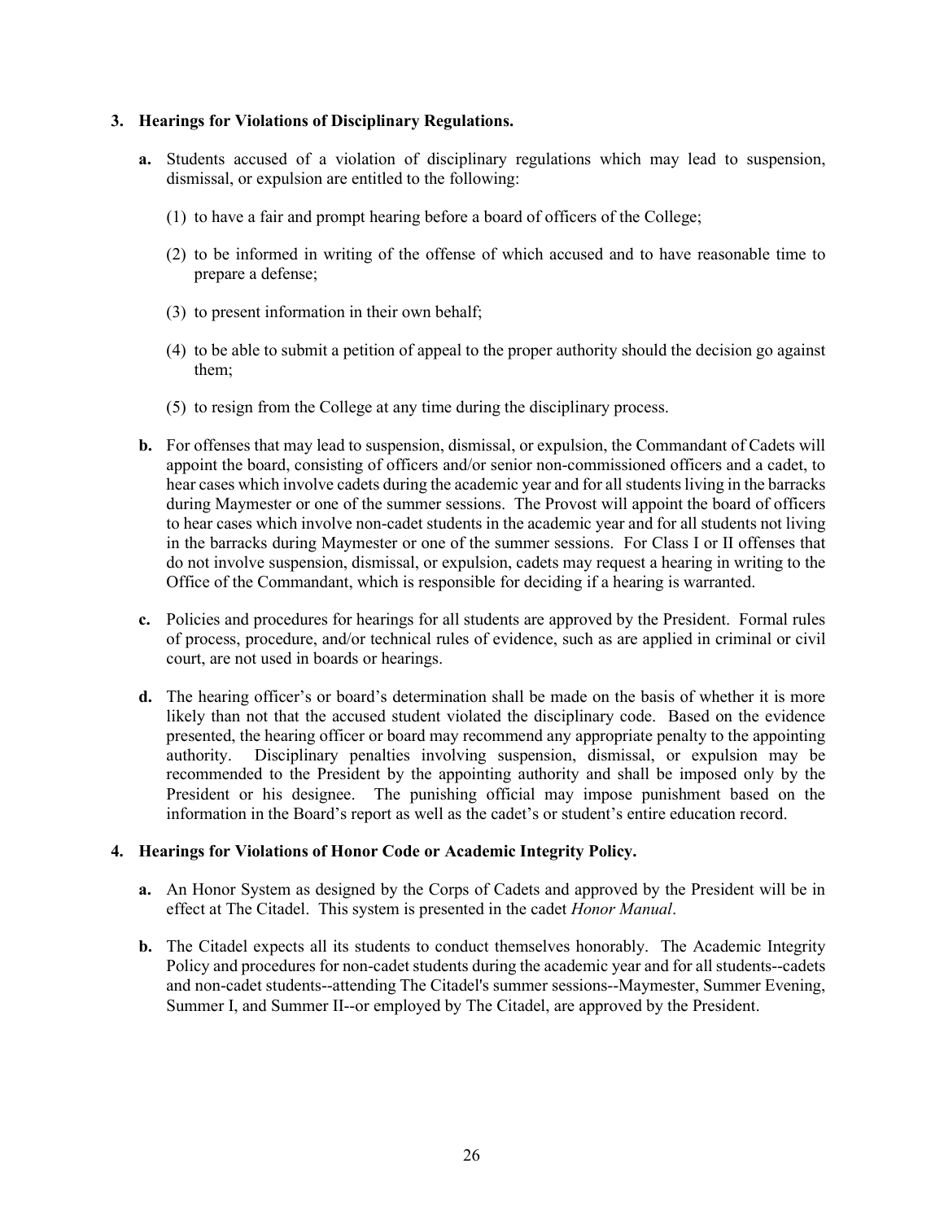### 3. Hearings for Violations of Disciplinary Regulations.

**a.** Students accused of a violation of disciplinary regulations which may lead to suspension, dismissal, or expulsion are entitled to the following:

(1) to have a fair and prompt hearing before a board of officers of the College;

(2) to be informed in writing of the offense of which accused and to have reasonable time to prepare a defense;

(3) to present information in their own behalf;

(4) to be able to submit a petition of appeal to the proper authority should the decision go against them;

(5) to resign from the College at any time during the disciplinary process.

**b.** For offenses that may lead to suspension, dismissal, or expulsion, the Commandant of Cadets will appoint the board, consisting of officers and/or senior non-commissioned officers and a cadet, to hear cases which involve cadets during the academic year and for all students living in the barracks during Maymester or one of the summer sessions. The Provost will appoint the board of officers to hear cases which involve non-cadet students in the academic year and for all students not living in the barracks during Maymester or one of the summer sessions. For Class I or II offenses that do not involve suspension, dismissal, or expulsion, cadets may request a hearing in writing to the Office of the Commandant, which is responsible for deciding if a hearing is warranted.

**c.** Policies and procedures for hearings for all students are approved by the President. Formal rules of process, procedure, and/or technical rules of evidence, such as are applied in criminal or civil court, are not used in boards or hearings.

**d.** The hearing officer's or board's determination shall be made on the basis of whether it is more likely than not that the accused student violated the disciplinary code. Based on the evidence presented, the hearing officer or board may recommend any appropriate penalty to the appointing authority. Disciplinary penalties involving suspension, dismissal, or expulsion may be recommended to the President by the appointing authority and shall be imposed only by the President or his designee. The punishing official may impose punishment based on the information in the Board's report as well as the cadet's or student's entire education record.

### 4. Hearings for Violations of Honor Code or Academic Integrity Policy.

**a.** An Honor System as designed by the Corps of Cadets and approved by the President will be in effect at The Citadel. This system is presented in the cadet *Honor Manual*.

**b.** The Citadel expects all its students to conduct themselves honorably. The Academic Integrity Policy and procedures for non-cadet students during the academic year and for all students--cadets and non-cadet students--attending The Citadel's summer sessions--Maymester, Summer Evening, Summer I, and Summer II--or employed by The Citadel, are approved by the President.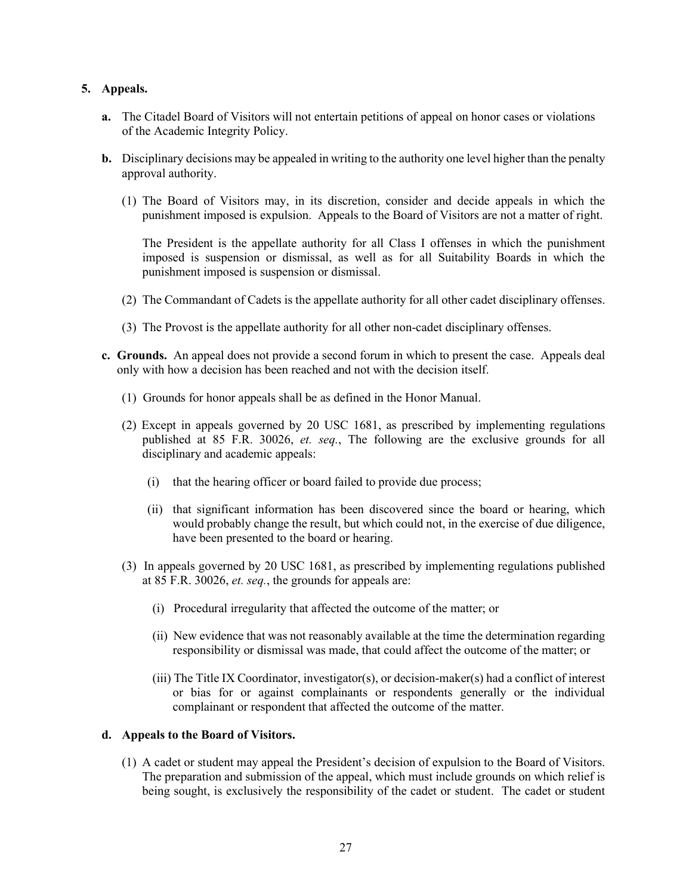**5. Appeals.**

**a.** The Citadel Board of Visitors will not entertain petitions of appeal on honor cases or violations of the Academic Integrity Policy.

**b.** Disciplinary decisions may be appealed in writing to the authority one level higher than the penalty approval authority.

(1) The Board of Visitors may, in its discretion, consider and decide appeals in which the punishment imposed is expulsion. Appeals to the Board of Visitors are not a matter of right.

The President is the appellate authority for all Class I offenses in which the punishment imposed is suspension or dismissal, as well as for all Suitability Boards in which the punishment imposed is suspension or dismissal.

(2) The Commandant of Cadets is the appellate authority for all other cadet disciplinary offenses.

(3) The Provost is the appellate authority for all other non-cadet disciplinary offenses.

**c. Grounds.** An appeal does not provide a second forum in which to present the case. Appeals deal only with how a decision has been reached and not with the decision itself.

(1) Grounds for honor appeals shall be as defined in the Honor Manual.

(2) Except in appeals governed by 20 USC 1681, as prescribed by implementing regulations published at 85 F.R. 30026, *et. seq.*, The following are the exclusive grounds for all disciplinary and academic appeals:

(i) that the hearing officer or board failed to provide due process;

(ii) that significant information has been discovered since the board or hearing, which would probably change the result, but which could not, in the exercise of due diligence, have been presented to the board or hearing.

(3) In appeals governed by 20 USC 1681, as prescribed by implementing regulations published at 85 F.R. 30026, *et. seq.*, the grounds for appeals are:

(i) Procedural irregularity that affected the outcome of the matter; or

(ii) New evidence that was not reasonably available at the time the determination regarding responsibility or dismissal was made, that could affect the outcome of the matter; or

(iii) The Title IX Coordinator, investigator(s), or decision-maker(s) had a conflict of interest or bias for or against complainants or respondents generally or the individual complainant or respondent that affected the outcome of the matter.

**d. Appeals to the Board of Visitors.**

(1) A cadet or student may appeal the President's decision of expulsion to the Board of Visitors. The preparation and submission of the appeal, which must include grounds on which relief is being sought, is exclusively the responsibility of the cadet or student. The cadet or student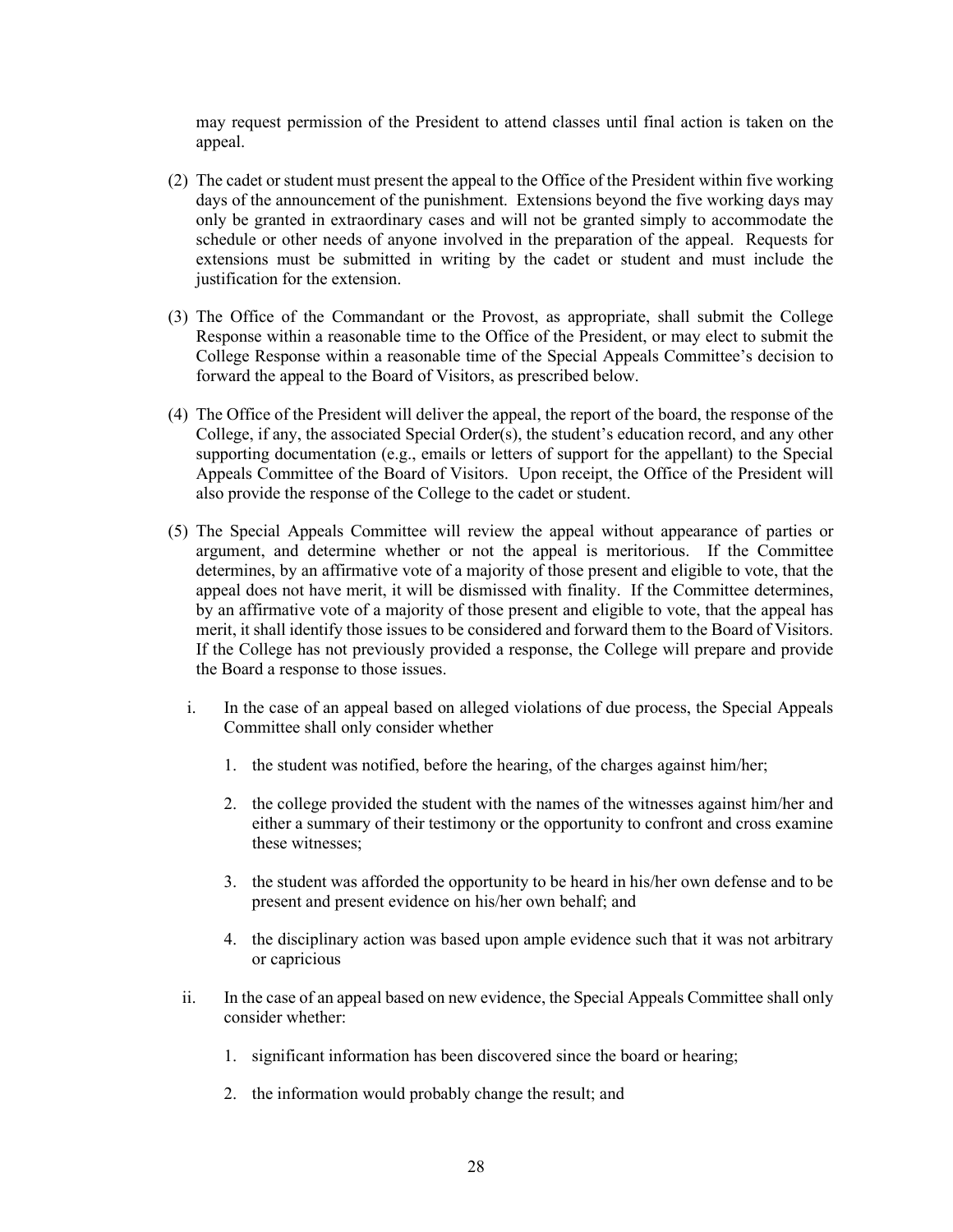may request permission of the President to attend classes until final action is taken on the appeal.

(2) The cadet or student must present the appeal to the Office of the President within five working days of the announcement of the punishment. Extensions beyond the five working days may only be granted in extraordinary cases and will not be granted simply to accommodate the schedule or other needs of anyone involved in the preparation of the appeal. Requests for extensions must be submitted in writing by the cadet or student and must include the justification for the extension.

(3) The Office of the Commandant or the Provost, as appropriate, shall submit the College Response within a reasonable time to the Office of the President, or may elect to submit the College Response within a reasonable time of the Special Appeals Committee's decision to forward the appeal to the Board of Visitors, as prescribed below.

(4) The Office of the President will deliver the appeal, the report of the board, the response of the College, if any, the associated Special Order(s), the student's education record, and any other supporting documentation (e.g., emails or letters of support for the appellant) to the Special Appeals Committee of the Board of Visitors. Upon receipt, the Office of the President will also provide the response of the College to the cadet or student.

(5) The Special Appeals Committee will review the appeal without appearance of parties or argument, and determine whether or not the appeal is meritorious. If the Committee determines, by an affirmative vote of a majority of those present and eligible to vote, that the appeal does not have merit, it will be dismissed with finality. If the Committee determines, by an affirmative vote of a majority of those present and eligible to vote, that the appeal has merit, it shall identify those issues to be considered and forward them to the Board of Visitors. If the College has not previously provided a response, the College will prepare and provide the Board a response to those issues.

   i. In the case of an appeal based on alleged violations of due process, the Special Appeals Committee shall only consider whether

      1. the student was notified, before the hearing, of the charges against him/her;

      2. the college provided the student with the names of the witnesses against him/her and either a summary of their testimony or the opportunity to confront and cross examine these witnesses;

      3. the student was afforded the opportunity to be heard in his/her own defense and to be present and present evidence on his/her own behalf; and

      4. the disciplinary action was based upon ample evidence such that it was not arbitrary or capricious

   ii. In the case of an appeal based on new evidence, the Special Appeals Committee shall only consider whether:

      1. significant information has been discovered since the board or hearing;

      2. the information would probably change the result; and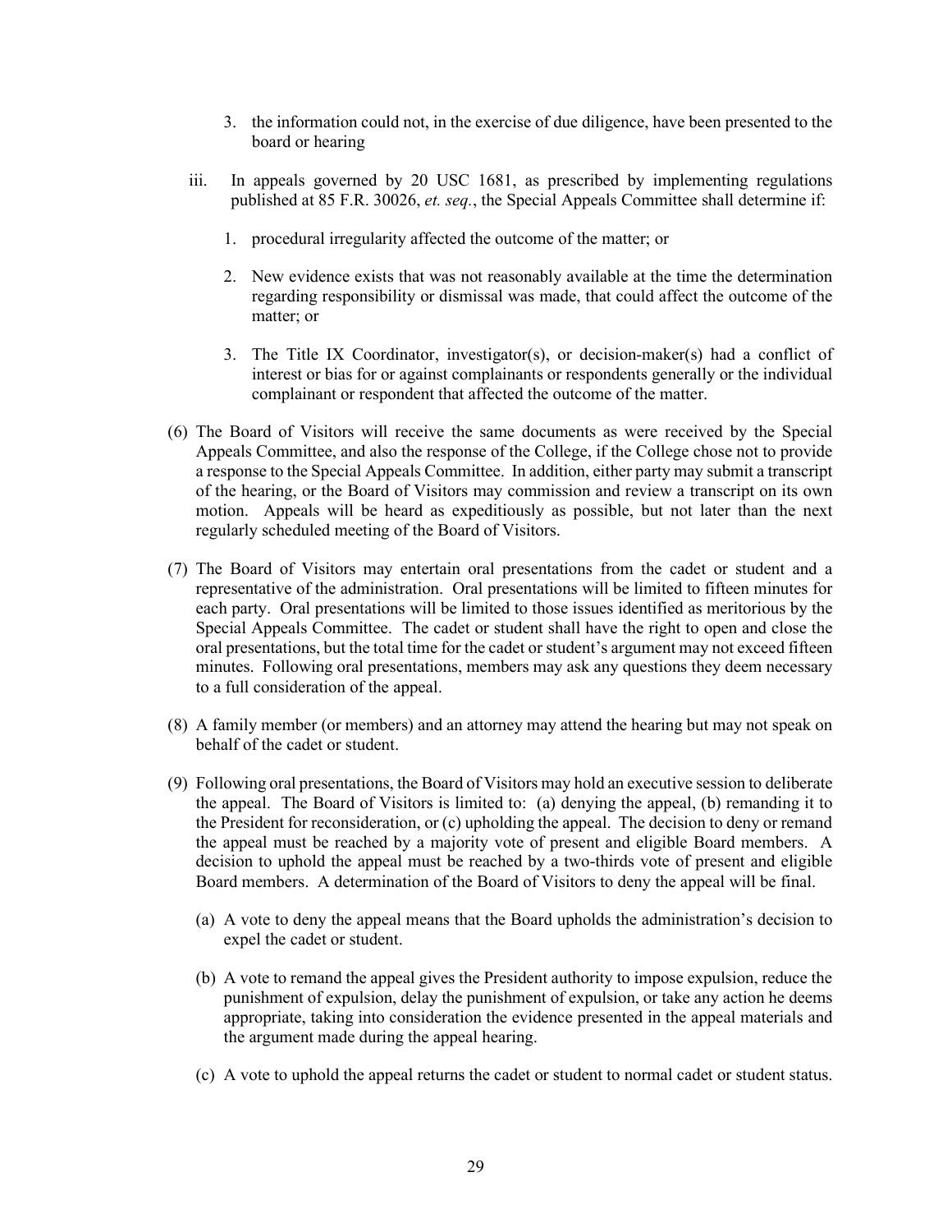3. the information could not, in the exercise of due diligence, have been presented to the board or hearing

iii. In appeals governed by 20 USC 1681, as prescribed by implementing regulations published at 85 F.R. 30026, *et. seq.*, the Special Appeals Committee shall determine if:

1. procedural irregularity affected the outcome of the matter; or

2. New evidence exists that was not reasonably available at the time the determination regarding responsibility or dismissal was made, that could affect the outcome of the matter; or

3. The Title IX Coordinator, investigator(s), or decision-maker(s) had a conflict of interest or bias for or against complainants or respondents generally or the individual complainant or respondent that affected the outcome of the matter.

(6) The Board of Visitors will receive the same documents as were received by the Special Appeals Committee, and also the response of the College, if the College chose not to provide a response to the Special Appeals Committee. In addition, either party may submit a transcript of the hearing, or the Board of Visitors may commission and review a transcript on its own motion. Appeals will be heard as expeditiously as possible, but not later than the next regularly scheduled meeting of the Board of Visitors.

(7) The Board of Visitors may entertain oral presentations from the cadet or student and a representative of the administration. Oral presentations will be limited to fifteen minutes for each party. Oral presentations will be limited to those issues identified as meritorious by the Special Appeals Committee. The cadet or student shall have the right to open and close the oral presentations, but the total time for the cadet or student's argument may not exceed fifteen minutes. Following oral presentations, members may ask any questions they deem necessary to a full consideration of the appeal.

(8) A family member (or members) and an attorney may attend the hearing but may not speak on behalf of the cadet or student.

(9) Following oral presentations, the Board of Visitors may hold an executive session to deliberate the appeal. The Board of Visitors is limited to: (a) denying the appeal, (b) remanding it to the President for reconsideration, or (c) upholding the appeal. The decision to deny or remand the appeal must be reached by a majority vote of present and eligible Board members. A decision to uphold the appeal must be reached by a two-thirds vote of present and eligible Board members. A determination of the Board of Visitors to deny the appeal will be final.

(a) A vote to deny the appeal means that the Board upholds the administration's decision to expel the cadet or student.

(b) A vote to remand the appeal gives the President authority to impose expulsion, reduce the punishment of expulsion, delay the punishment of expulsion, or take any action he deems appropriate, taking into consideration the evidence presented in the appeal materials and the argument made during the appeal hearing.

(c) A vote to uphold the appeal returns the cadet or student to normal cadet or student status.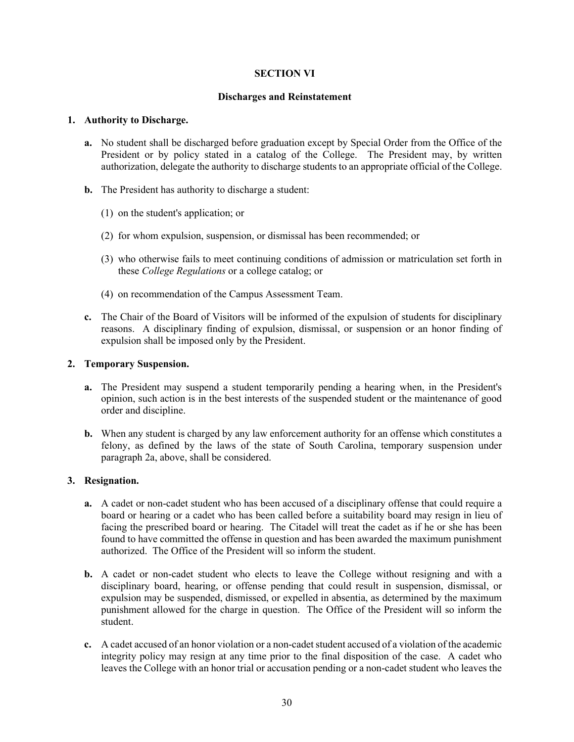# SECTION VI

## Discharges and Reinstatement

**1. Authority to Discharge.**

**a.** No student shall be discharged before graduation except by Special Order from the Office of the President or by policy stated in a catalog of the College. The President may, by written authorization, delegate the authority to discharge students to an appropriate official of the College.

**b.** The President has authority to discharge a student:

(1) on the student's application; or

(2) for whom expulsion, suspension, or dismissal has been recommended; or

(3) who otherwise fails to meet continuing conditions of admission or matriculation set forth in these *College Regulations* or a college catalog; or

(4) on recommendation of the Campus Assessment Team.

**c.** The Chair of the Board of Visitors will be informed of the expulsion of students for disciplinary reasons. A disciplinary finding of expulsion, dismissal, or suspension or an honor finding of expulsion shall be imposed only by the President.

**2. Temporary Suspension.**

**a.** The President may suspend a student temporarily pending a hearing when, in the President's opinion, such action is in the best interests of the suspended student or the maintenance of good order and discipline.

**b.** When any student is charged by any law enforcement authority for an offense which constitutes a felony, as defined by the laws of the state of South Carolina, temporary suspension under paragraph 2a, above, shall be considered.

**3. Resignation.**

**a.** A cadet or non-cadet student who has been accused of a disciplinary offense that could require a board or hearing or a cadet who has been called before a suitability board may resign in lieu of facing the prescribed board or hearing. The Citadel will treat the cadet as if he or she has been found to have committed the offense in question and has been awarded the maximum punishment authorized. The Office of the President will so inform the student.

**b.** A cadet or non-cadet student who elects to leave the College without resigning and with a disciplinary board, hearing, or offense pending that could result in suspension, dismissal, or expulsion may be suspended, dismissed, or expelled in absentia, as determined by the maximum punishment allowed for the charge in question. The Office of the President will so inform the student.

**c.** A cadet accused of an honor violation or a non-cadet student accused of a violation of the academic integrity policy may resign at any time prior to the final disposition of the case. A cadet who leaves the College with an honor trial or accusation pending or a non-cadet student who leaves the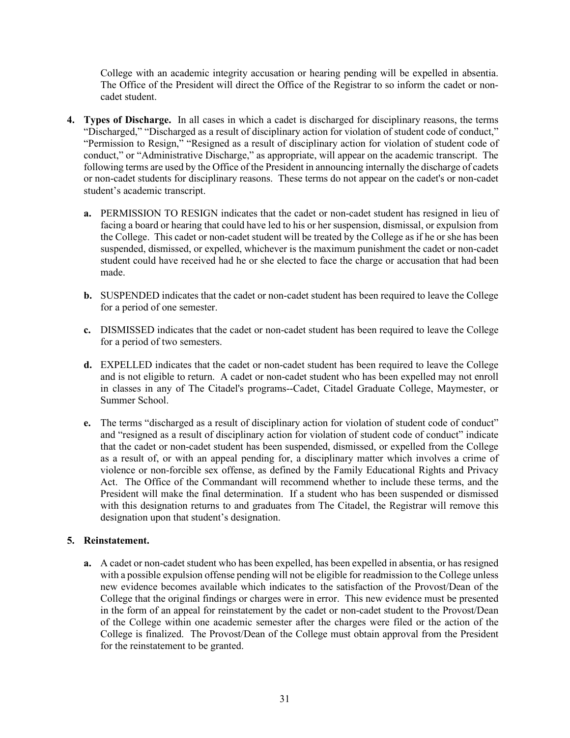College with an academic integrity accusation or hearing pending will be expelled in absentia. The Office of the President will direct the Office of the Registrar to so inform the cadet or non-cadet student.

4. **Types of Discharge.** In all cases in which a cadet is discharged for disciplinary reasons, the terms "Discharged," "Discharged as a result of disciplinary action for violation of student code of conduct," "Permission to Resign," "Resigned as a result of disciplinary action for violation of student code of conduct," or "Administrative Discharge," as appropriate, will appear on the academic transcript. The following terms are used by the Office of the President in announcing internally the discharge of cadets or non-cadet students for disciplinary reasons. These terms do not appear on the cadet's or non-cadet student's academic transcript.

   **a.** PERMISSION TO RESIGN indicates that the cadet or non-cadet student has resigned in lieu of facing a board or hearing that could have led to his or her suspension, dismissal, or expulsion from the College. This cadet or non-cadet student will be treated by the College as if he or she has been suspended, dismissed, or expelled, whichever is the maximum punishment the cadet or non-cadet student could have received had he or she elected to face the charge or accusation that had been made.

   **b.** SUSPENDED indicates that the cadet or non-cadet student has been required to leave the College for a period of one semester.

   **c.** DISMISSED indicates that the cadet or non-cadet student has been required to leave the College for a period of two semesters.

   **d.** EXPELLED indicates that the cadet or non-cadet student has been required to leave the College and is not eligible to return. A cadet or non-cadet student who has been expelled may not enroll in classes in any of The Citadel's programs--Cadet, Citadel Graduate College, Maymester, or Summer School.

   **e.** The terms "discharged as a result of disciplinary action for violation of student code of conduct" and "resigned as a result of disciplinary action for violation of student code of conduct" indicate that the cadet or non-cadet student has been suspended, dismissed, or expelled from the College as a result of, or with an appeal pending for, a disciplinary matter which involves a crime of violence or non-forcible sex offense, as defined by the Family Educational Rights and Privacy Act. The Office of the Commandant will recommend whether to include these terms, and the President will make the final determination. If a student who has been suspended or dismissed with this designation returns to and graduates from The Citadel, the Registrar will remove this designation upon that student's designation.

5. **Reinstatement.**

   **a.** A cadet or non-cadet student who has been expelled, has been expelled in absentia, or has resigned with a possible expulsion offense pending will not be eligible for readmission to the College unless new evidence becomes available which indicates to the satisfaction of the Provost/Dean of the College that the original findings or charges were in error. This new evidence must be presented in the form of an appeal for reinstatement by the cadet or non-cadet student to the Provost/Dean of the College within one academic semester after the charges were filed or the action of the College is finalized. The Provost/Dean of the College must obtain approval from the President for the reinstatement to be granted.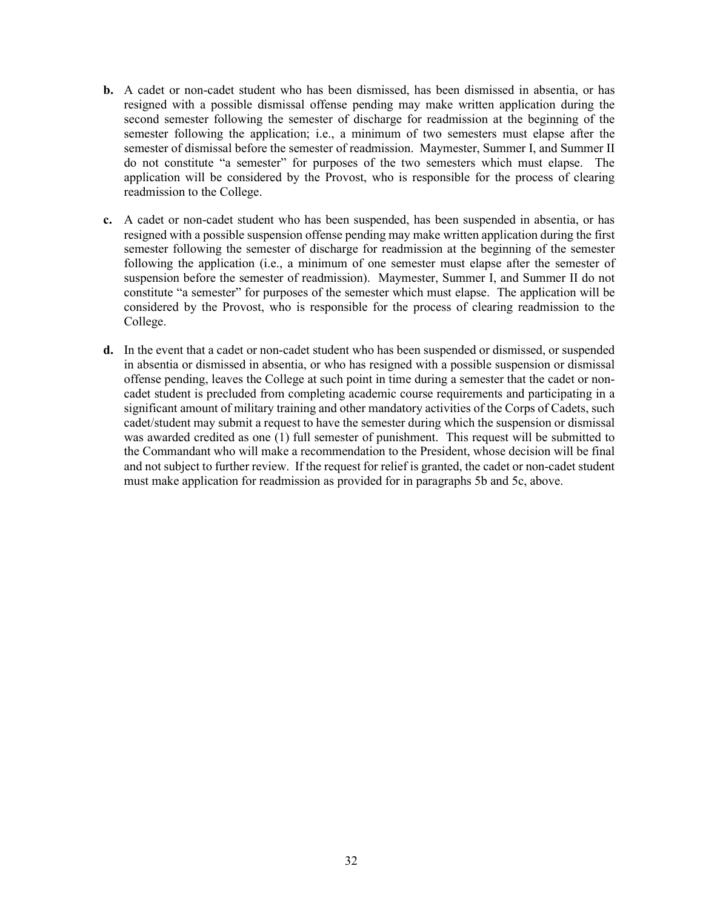**b.** A cadet or non-cadet student who has been dismissed, has been dismissed in absentia, or has resigned with a possible dismissal offense pending may make written application during the second semester following the semester of discharge for readmission at the beginning of the semester following the application; i.e., a minimum of two semesters must elapse after the semester of dismissal before the semester of readmission. Maymester, Summer I, and Summer II do not constitute "a semester" for purposes of the two semesters which must elapse. The application will be considered by the Provost, who is responsible for the process of clearing readmission to the College.

**c.** A cadet or non-cadet student who has been suspended, has been suspended in absentia, or has resigned with a possible suspension offense pending may make written application during the first semester following the semester of discharge for readmission at the beginning of the semester following the application (i.e., a minimum of one semester must elapse after the semester of suspension before the semester of readmission). Maymester, Summer I, and Summer II do not constitute "a semester" for purposes of the semester which must elapse. The application will be considered by the Provost, who is responsible for the process of clearing readmission to the College.

**d.** In the event that a cadet or non-cadet student who has been suspended or dismissed, or suspended in absentia or dismissed in absentia, or who has resigned with a possible suspension or dismissal offense pending, leaves the College at such point in time during a semester that the cadet or non-cadet student is precluded from completing academic course requirements and participating in a significant amount of military training and other mandatory activities of the Corps of Cadets, such cadet/student may submit a request to have the semester during which the suspension or dismissal was awarded credited as one (1) full semester of punishment. This request will be submitted to the Commandant who will make a recommendation to the President, whose decision will be final and not subject to further review. If the request for relief is granted, the cadet or non-cadet student must make application for readmission as provided for in paragraphs 5b and 5c, above.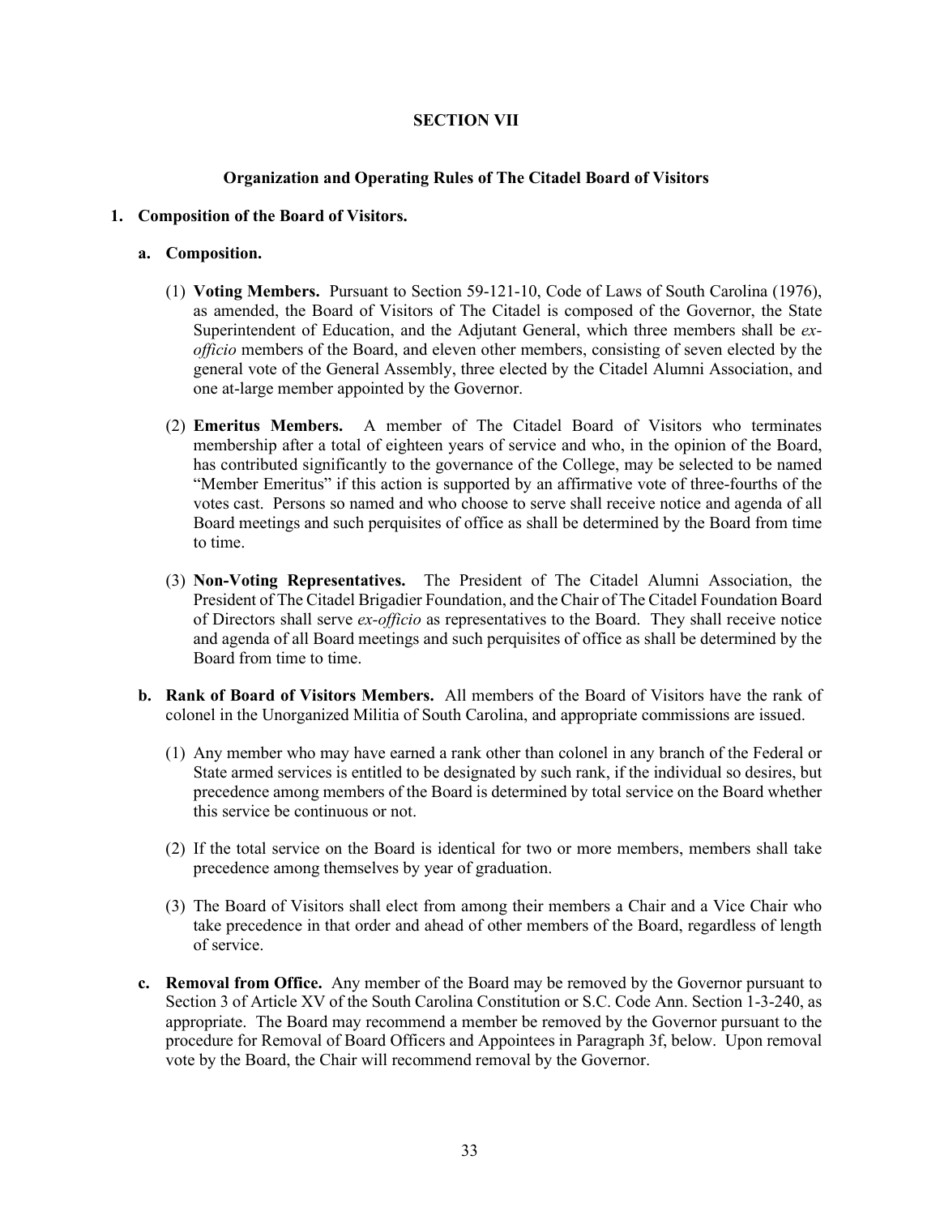## SECTION VII

### Organization and Operating Rules of The Citadel Board of Visitors

**1. Composition of the Board of Visitors.**

**a. Composition.**

(1) **Voting Members.** Pursuant to Section 59-121-10, Code of Laws of South Carolina (1976), as amended, the Board of Visitors of The Citadel is composed of the Governor, the State Superintendent of Education, and the Adjutant General, which three members shall be *ex-officio* members of the Board, and eleven other members, consisting of seven elected by the general vote of the General Assembly, three elected by the Citadel Alumni Association, and one at-large member appointed by the Governor.

(2) **Emeritus Members.** A member of The Citadel Board of Visitors who terminates membership after a total of eighteen years of service and who, in the opinion of the Board, has contributed significantly to the governance of the College, may be selected to be named "Member Emeritus" if this action is supported by an affirmative vote of three-fourths of the votes cast. Persons so named and who choose to serve shall receive notice and agenda of all Board meetings and such perquisites of office as shall be determined by the Board from time to time.

(3) **Non-Voting Representatives.** The President of The Citadel Alumni Association, the President of The Citadel Brigadier Foundation, and the Chair of The Citadel Foundation Board of Directors shall serve *ex-officio* as representatives to the Board. They shall receive notice and agenda of all Board meetings and such perquisites of office as shall be determined by the Board from time to time.

**b. Rank of Board of Visitors Members.** All members of the Board of Visitors have the rank of colonel in the Unorganized Militia of South Carolina, and appropriate commissions are issued.

(1) Any member who may have earned a rank other than colonel in any branch of the Federal or State armed services is entitled to be designated by such rank, if the individual so desires, but precedence among members of the Board is determined by total service on the Board whether this service be continuous or not.

(2) If the total service on the Board is identical for two or more members, members shall take precedence among themselves by year of graduation.

(3) The Board of Visitors shall elect from among their members a Chair and a Vice Chair who take precedence in that order and ahead of other members of the Board, regardless of length of service.

**c. Removal from Office.** Any member of the Board may be removed by the Governor pursuant to Section 3 of Article XV of the South Carolina Constitution or S.C. Code Ann. Section 1-3-240, as appropriate. The Board may recommend a member be removed by the Governor pursuant to the procedure for Removal of Board Officers and Appointees in Paragraph 3f, below. Upon removal vote by the Board, the Chair will recommend removal by the Governor.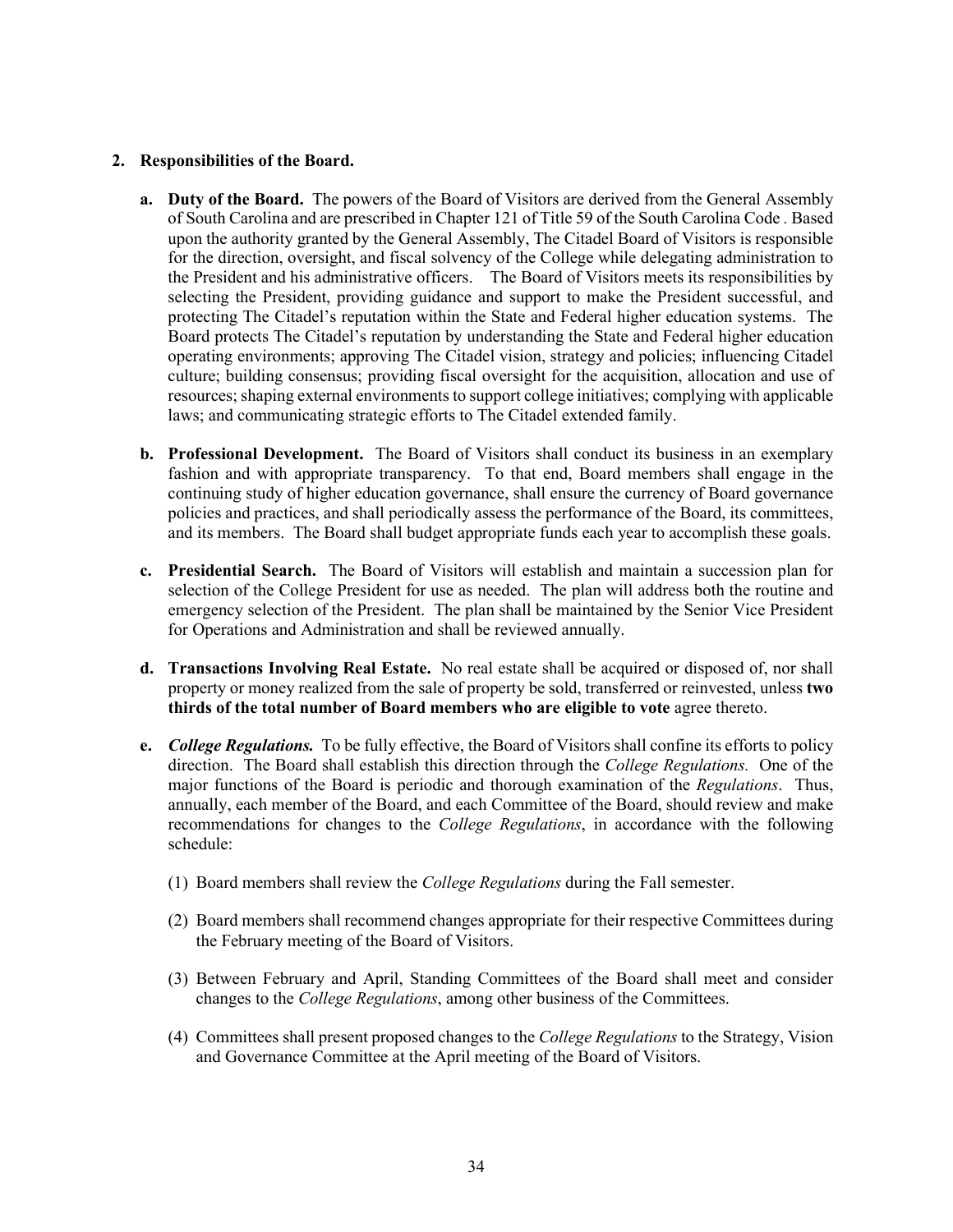**2. Responsibilities of the Board.**

**a. Duty of the Board.** The powers of the Board of Visitors are derived from the General Assembly of South Carolina and are prescribed in Chapter 121 of Title 59 of the South Carolina Code . Based upon the authority granted by the General Assembly, The Citadel Board of Visitors is responsible for the direction, oversight, and fiscal solvency of the College while delegating administration to the President and his administrative officers. The Board of Visitors meets its responsibilities by selecting the President, providing guidance and support to make the President successful, and protecting The Citadel's reputation within the State and Federal higher education systems. The Board protects The Citadel's reputation by understanding the State and Federal higher education operating environments; approving The Citadel vision, strategy and policies; influencing Citadel culture; building consensus; providing fiscal oversight for the acquisition, allocation and use of resources; shaping external environments to support college initiatives; complying with applicable laws; and communicating strategic efforts to The Citadel extended family.

**b. Professional Development.** The Board of Visitors shall conduct its business in an exemplary fashion and with appropriate transparency. To that end, Board members shall engage in the continuing study of higher education governance, shall ensure the currency of Board governance policies and practices, and shall periodically assess the performance of the Board, its committees, and its members. The Board shall budget appropriate funds each year to accomplish these goals.

**c. Presidential Search.** The Board of Visitors will establish and maintain a succession plan for selection of the College President for use as needed. The plan will address both the routine and emergency selection of the President. The plan shall be maintained by the Senior Vice President for Operations and Administration and shall be reviewed annually.

**d. Transactions Involving Real Estate.** No real estate shall be acquired or disposed of, nor shall property or money realized from the sale of property be sold, transferred or reinvested, unless **two thirds of the total number of Board members who are eligible to vote** agree thereto.

**e. *College Regulations.*** To be fully effective, the Board of Visitors shall confine its efforts to policy direction. The Board shall establish this direction through the *College Regulations.* One of the major functions of the Board is periodic and thorough examination of the *Regulations*. Thus, annually, each member of the Board, and each Committee of the Board, should review and make recommendations for changes to the *College Regulations*, in accordance with the following schedule:

(1) Board members shall review the *College Regulations* during the Fall semester.

(2) Board members shall recommend changes appropriate for their respective Committees during the February meeting of the Board of Visitors.

(3) Between February and April, Standing Committees of the Board shall meet and consider changes to the *College Regulations*, among other business of the Committees.

(4) Committees shall present proposed changes to the *College Regulations* to the Strategy, Vision and Governance Committee at the April meeting of the Board of Visitors.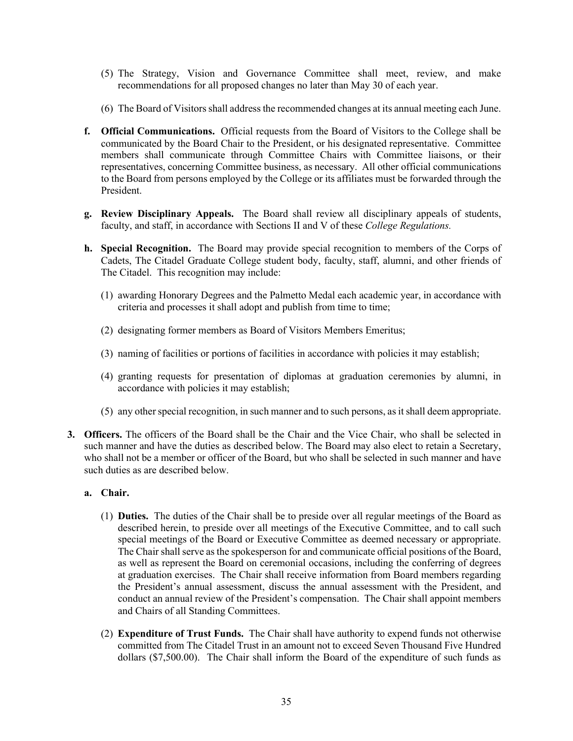(5) The Strategy, Vision and Governance Committee shall meet, review, and make recommendations for all proposed changes no later than May 30 of each year.

(6) The Board of Visitors shall address the recommended changes at its annual meeting each June.

**f. Official Communications.** Official requests from the Board of Visitors to the College shall be communicated by the Board Chair to the President, or his designated representative. Committee members shall communicate through Committee Chairs with Committee liaisons, or their representatives, concerning Committee business, as necessary. All other official communications to the Board from persons employed by the College or its affiliates must be forwarded through the President.

**g. Review Disciplinary Appeals.** The Board shall review all disciplinary appeals of students, faculty, and staff, in accordance with Sections II and V of these *College Regulations.*

**h. Special Recognition.** The Board may provide special recognition to members of the Corps of Cadets, The Citadel Graduate College student body, faculty, staff, alumni, and other friends of The Citadel. This recognition may include:

(1) awarding Honorary Degrees and the Palmetto Medal each academic year, in accordance with criteria and processes it shall adopt and publish from time to time;

(2) designating former members as Board of Visitors Members Emeritus;

(3) naming of facilities or portions of facilities in accordance with policies it may establish;

(4) granting requests for presentation of diplomas at graduation ceremonies by alumni, in accordance with policies it may establish;

(5) any other special recognition, in such manner and to such persons, as it shall deem appropriate.

**3. Officers.** The officers of the Board shall be the Chair and the Vice Chair, who shall be selected in such manner and have the duties as described below. The Board may also elect to retain a Secretary, who shall not be a member or officer of the Board, but who shall be selected in such manner and have such duties as are described below.

**a. Chair.**

(1) **Duties.** The duties of the Chair shall be to preside over all regular meetings of the Board as described herein, to preside over all meetings of the Executive Committee, and to call such special meetings of the Board or Executive Committee as deemed necessary or appropriate. The Chair shall serve as the spokesperson for and communicate official positions of the Board, as well as represent the Board on ceremonial occasions, including the conferring of degrees at graduation exercises. The Chair shall receive information from Board members regarding the President's annual assessment, discuss the annual assessment with the President, and conduct an annual review of the President's compensation. The Chair shall appoint members and Chairs of all Standing Committees.

(2) **Expenditure of Trust Funds.** The Chair shall have authority to expend funds not otherwise committed from The Citadel Trust in an amount not to exceed Seven Thousand Five Hundred dollars ($7,500.00). The Chair shall inform the Board of the expenditure of such funds as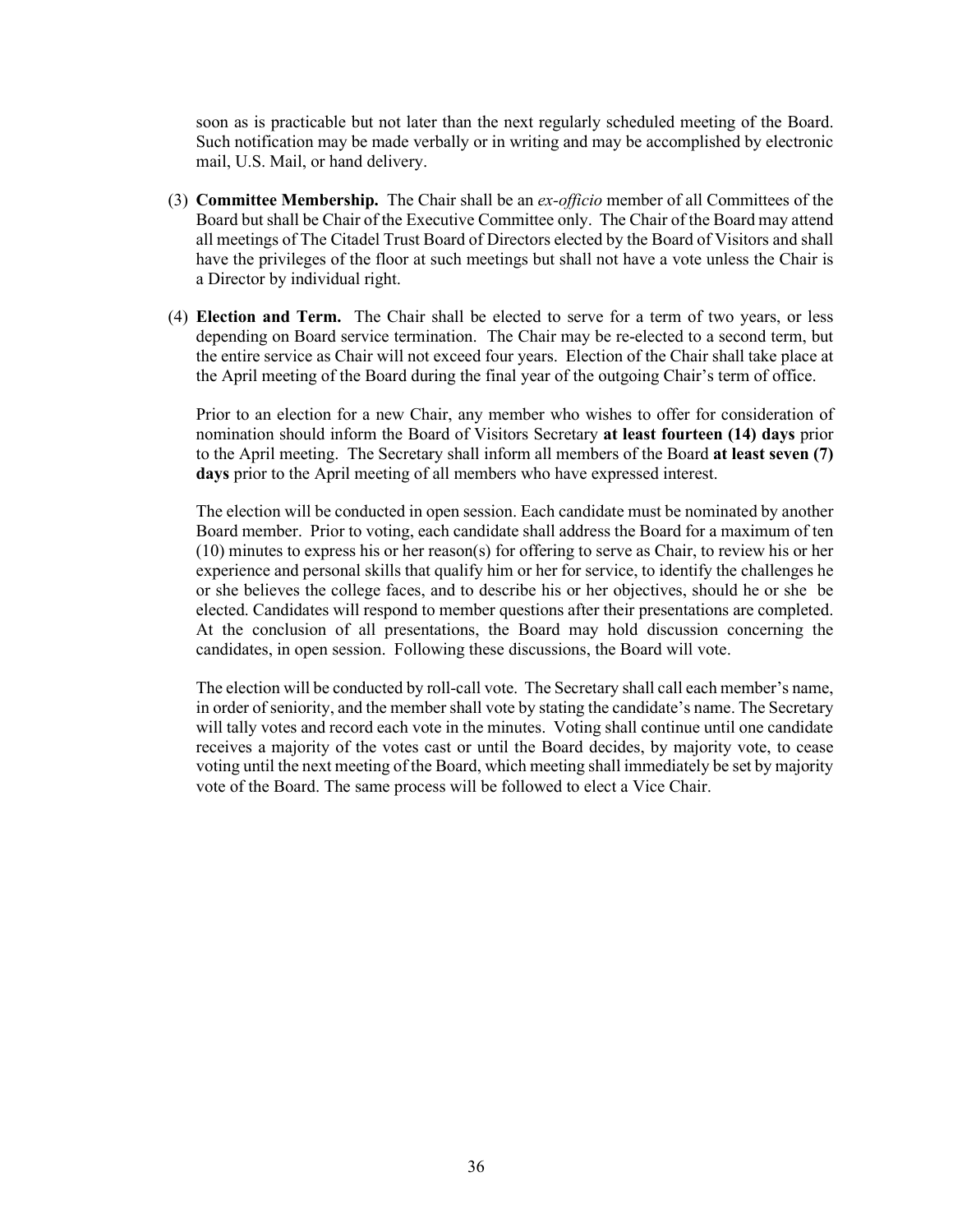soon as is practicable but not later than the next regularly scheduled meeting of the Board. Such notification may be made verbally or in writing and may be accomplished by electronic mail, U.S. Mail, or hand delivery.

(3) **Committee Membership.** The Chair shall be an *ex-officio* member of all Committees of the Board but shall be Chair of the Executive Committee only. The Chair of the Board may attend all meetings of The Citadel Trust Board of Directors elected by the Board of Visitors and shall have the privileges of the floor at such meetings but shall not have a vote unless the Chair is a Director by individual right.

(4) **Election and Term.** The Chair shall be elected to serve for a term of two years, or less depending on Board service termination. The Chair may be re-elected to a second term, but the entire service as Chair will not exceed four years. Election of the Chair shall take place at the April meeting of the Board during the final year of the outgoing Chair's term of office.

Prior to an election for a new Chair, any member who wishes to offer for consideration of nomination should inform the Board of Visitors Secretary **at least fourteen (14) days** prior to the April meeting. The Secretary shall inform all members of the Board **at least seven (7) days** prior to the April meeting of all members who have expressed interest.

The election will be conducted in open session. Each candidate must be nominated by another Board member. Prior to voting, each candidate shall address the Board for a maximum of ten (10) minutes to express his or her reason(s) for offering to serve as Chair, to review his or her experience and personal skills that qualify him or her for service, to identify the challenges he or she believes the college faces, and to describe his or her objectives, should he or she be elected. Candidates will respond to member questions after their presentations are completed. At the conclusion of all presentations, the Board may hold discussion concerning the candidates, in open session. Following these discussions, the Board will vote.

The election will be conducted by roll-call vote. The Secretary shall call each member's name, in order of seniority, and the member shall vote by stating the candidate's name. The Secretary will tally votes and record each vote in the minutes. Voting shall continue until one candidate receives a majority of the votes cast or until the Board decides, by majority vote, to cease voting until the next meeting of the Board, which meeting shall immediately be set by majority vote of the Board. The same process will be followed to elect a Vice Chair.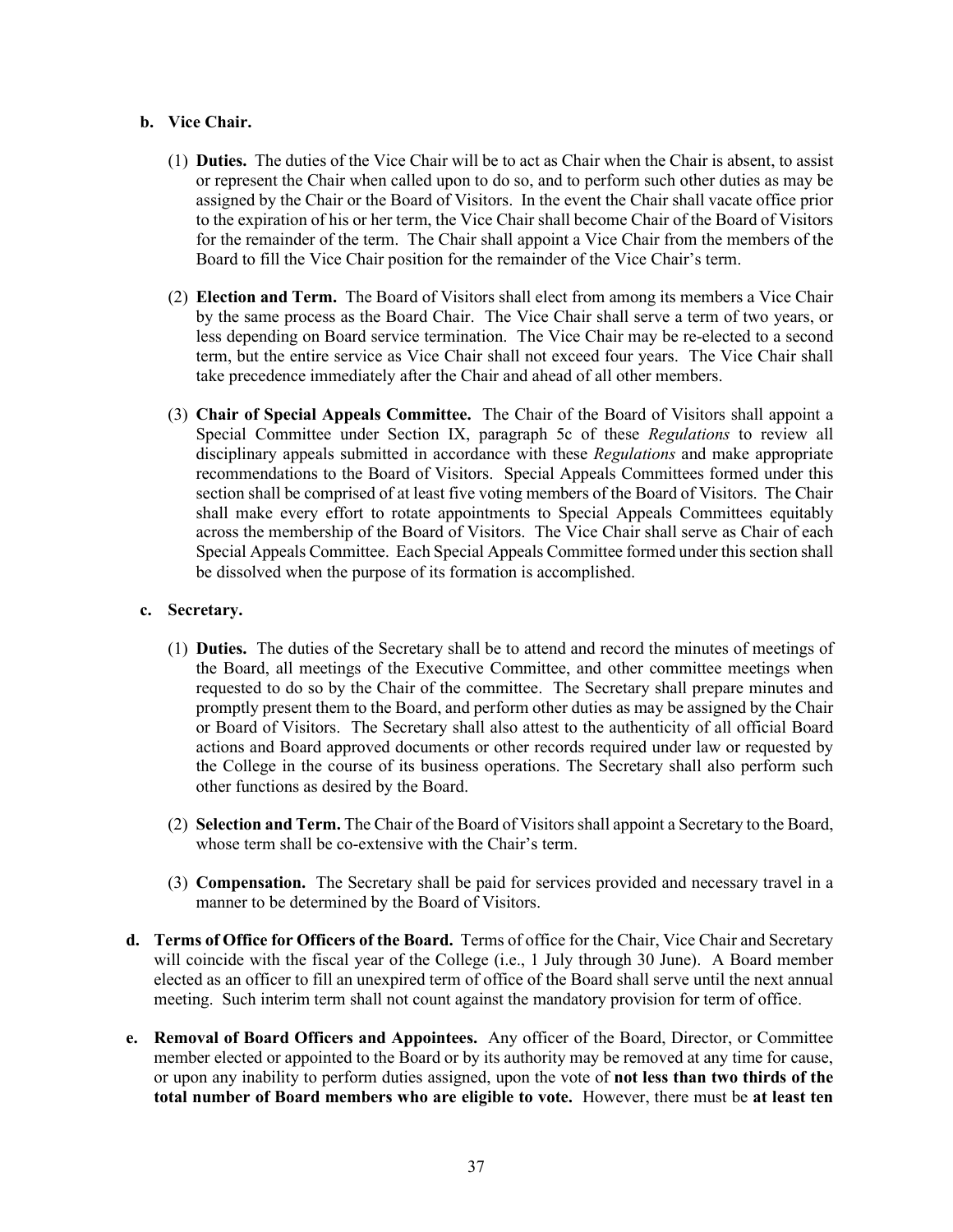**b. Vice Chair.**

(1) **Duties.** The duties of the Vice Chair will be to act as Chair when the Chair is absent, to assist or represent the Chair when called upon to do so, and to perform such other duties as may be assigned by the Chair or the Board of Visitors. In the event the Chair shall vacate office prior to the expiration of his or her term, the Vice Chair shall become Chair of the Board of Visitors for the remainder of the term. The Chair shall appoint a Vice Chair from the members of the Board to fill the Vice Chair position for the remainder of the Vice Chair's term.

(2) **Election and Term.** The Board of Visitors shall elect from among its members a Vice Chair by the same process as the Board Chair. The Vice Chair shall serve a term of two years, or less depending on Board service termination. The Vice Chair may be re-elected to a second term, but the entire service as Vice Chair shall not exceed four years. The Vice Chair shall take precedence immediately after the Chair and ahead of all other members.

(3) **Chair of Special Appeals Committee.** The Chair of the Board of Visitors shall appoint a Special Committee under Section IX, paragraph 5c of these *Regulations* to review all disciplinary appeals submitted in accordance with these *Regulations* and make appropriate recommendations to the Board of Visitors. Special Appeals Committees formed under this section shall be comprised of at least five voting members of the Board of Visitors. The Chair shall make every effort to rotate appointments to Special Appeals Committees equitably across the membership of the Board of Visitors. The Vice Chair shall serve as Chair of each Special Appeals Committee. Each Special Appeals Committee formed under this section shall be dissolved when the purpose of its formation is accomplished.

**c. Secretary.**

(1) **Duties.** The duties of the Secretary shall be to attend and record the minutes of meetings of the Board, all meetings of the Executive Committee, and other committee meetings when requested to do so by the Chair of the committee. The Secretary shall prepare minutes and promptly present them to the Board, and perform other duties as may be assigned by the Chair or Board of Visitors. The Secretary shall also attest to the authenticity of all official Board actions and Board approved documents or other records required under law or requested by the College in the course of its business operations. The Secretary shall also perform such other functions as desired by the Board.

(2) **Selection and Term.** The Chair of the Board of Visitors shall appoint a Secretary to the Board, whose term shall be co-extensive with the Chair's term.

(3) **Compensation.** The Secretary shall be paid for services provided and necessary travel in a manner to be determined by the Board of Visitors.

**d. Terms of Office for Officers of the Board.** Terms of office for the Chair, Vice Chair and Secretary will coincide with the fiscal year of the College (i.e., 1 July through 30 June). A Board member elected as an officer to fill an unexpired term of office of the Board shall serve until the next annual meeting. Such interim term shall not count against the mandatory provision for term of office.

**e. Removal of Board Officers and Appointees.** Any officer of the Board, Director, or Committee member elected or appointed to the Board or by its authority may be removed at any time for cause, or upon any inability to perform duties assigned, upon the vote of **not less than two thirds of the total number of Board members who are eligible to vote.** However, there must be **at least ten**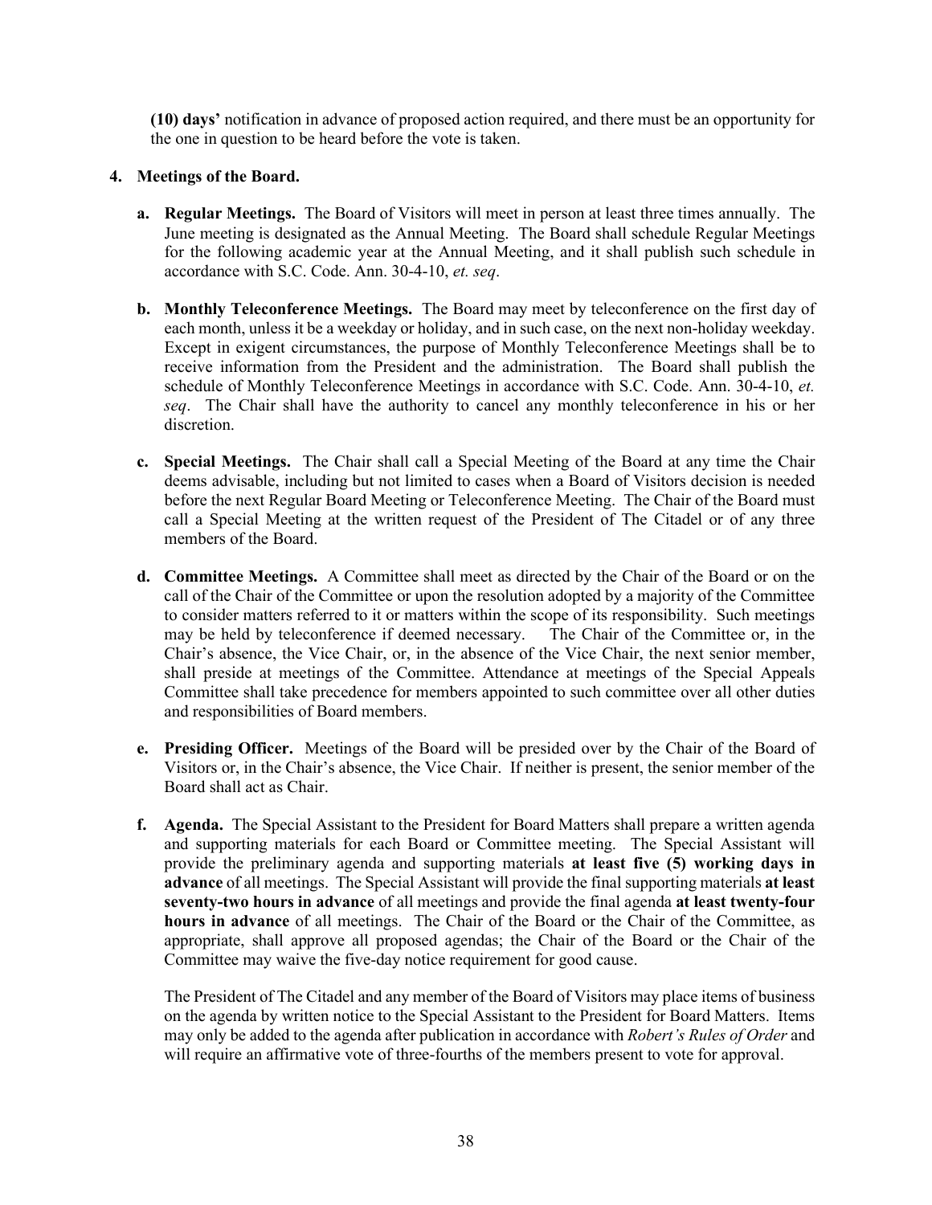**(10) days'** notification in advance of proposed action required, and there must be an opportunity for the one in question to be heard before the vote is taken.

**4. Meetings of the Board.**

**a. Regular Meetings.** The Board of Visitors will meet in person at least three times annually. The June meeting is designated as the Annual Meeting. The Board shall schedule Regular Meetings for the following academic year at the Annual Meeting, and it shall publish such schedule in accordance with S.C. Code. Ann. 30-4-10, *et. seq*.

**b. Monthly Teleconference Meetings.** The Board may meet by teleconference on the first day of each month, unless it be a weekday or holiday, and in such case, on the next non-holiday weekday. Except in exigent circumstances, the purpose of Monthly Teleconference Meetings shall be to receive information from the President and the administration. The Board shall publish the schedule of Monthly Teleconference Meetings in accordance with S.C. Code. Ann. 30-4-10, *et. seq*. The Chair shall have the authority to cancel any monthly teleconference in his or her discretion.

**c. Special Meetings.** The Chair shall call a Special Meeting of the Board at any time the Chair deems advisable, including but not limited to cases when a Board of Visitors decision is needed before the next Regular Board Meeting or Teleconference Meeting. The Chair of the Board must call a Special Meeting at the written request of the President of The Citadel or of any three members of the Board.

**d. Committee Meetings.** A Committee shall meet as directed by the Chair of the Board or on the call of the Chair of the Committee or upon the resolution adopted by a majority of the Committee to consider matters referred to it or matters within the scope of its responsibility. Such meetings may be held by teleconference if deemed necessary. The Chair of the Committee or, in the Chair's absence, the Vice Chair, or, in the absence of the Vice Chair, the next senior member, shall preside at meetings of the Committee. Attendance at meetings of the Special Appeals Committee shall take precedence for members appointed to such committee over all other duties and responsibilities of Board members.

**e. Presiding Officer.** Meetings of the Board will be presided over by the Chair of the Board of Visitors or, in the Chair's absence, the Vice Chair. If neither is present, the senior member of the Board shall act as Chair.

**f. Agenda.** The Special Assistant to the President for Board Matters shall prepare a written agenda and supporting materials for each Board or Committee meeting. The Special Assistant will provide the preliminary agenda and supporting materials **at least five (5) working days in advance** of all meetings. The Special Assistant will provide the final supporting materials **at least seventy-two hours in advance** of all meetings and provide the final agenda **at least twenty-four hours in advance** of all meetings. The Chair of the Board or the Chair of the Committee, as appropriate, shall approve all proposed agendas; the Chair of the Board or the Chair of the Committee may waive the five-day notice requirement for good cause.

The President of The Citadel and any member of the Board of Visitors may place items of business on the agenda by written notice to the Special Assistant to the President for Board Matters. Items may only be added to the agenda after publication in accordance with *Robert's Rules of Order* and will require an affirmative vote of three-fourths of the members present to vote for approval.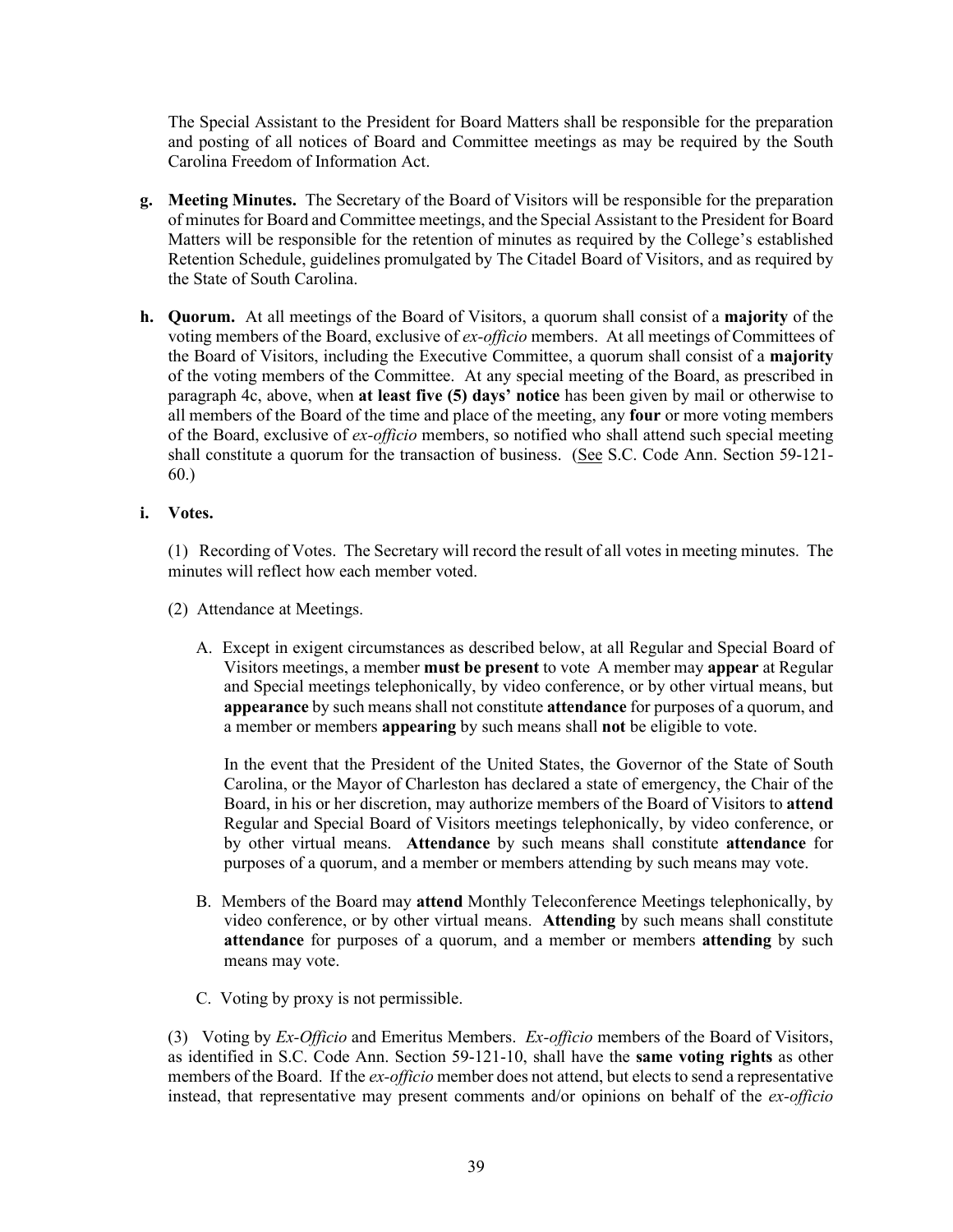The Special Assistant to the President for Board Matters shall be responsible for the preparation and posting of all notices of Board and Committee meetings as may be required by the South Carolina Freedom of Information Act.

**g. Meeting Minutes.** The Secretary of the Board of Visitors will be responsible for the preparation of minutes for Board and Committee meetings, and the Special Assistant to the President for Board Matters will be responsible for the retention of minutes as required by the College's established Retention Schedule, guidelines promulgated by The Citadel Board of Visitors, and as required by the State of South Carolina.

**h. Quorum.** At all meetings of the Board of Visitors, a quorum shall consist of a **majority** of the voting members of the Board, exclusive of *ex-officio* members. At all meetings of Committees of the Board of Visitors, including the Executive Committee, a quorum shall consist of a **majority** of the voting members of the Committee. At any special meeting of the Board, as prescribed in paragraph 4c, above, when **at least five (5) days' notice** has been given by mail or otherwise to all members of the Board of the time and place of the meeting, any **four** or more voting members of the Board, exclusive of *ex-officio* members, so notified who shall attend such special meeting shall constitute a quorum for the transaction of business. (See S.C. Code Ann. Section 59-121-60.)

**i. Votes.**

(1) Recording of Votes. The Secretary will record the result of all votes in meeting minutes. The minutes will reflect how each member voted.

(2) Attendance at Meetings.

A. Except in exigent circumstances as described below, at all Regular and Special Board of Visitors meetings, a member **must be present** to vote A member may **appear** at Regular and Special meetings telephonically, by video conference, or by other virtual means, but **appearance** by such means shall not constitute **attendance** for purposes of a quorum, and a member or members **appearing** by such means shall **not** be eligible to vote.

In the event that the President of the United States, the Governor of the State of South Carolina, or the Mayor of Charleston has declared a state of emergency, the Chair of the Board, in his or her discretion, may authorize members of the Board of Visitors to **attend** Regular and Special Board of Visitors meetings telephonically, by video conference, or by other virtual means. **Attendance** by such means shall constitute **attendance** for purposes of a quorum, and a member or members attending by such means may vote.

B. Members of the Board may **attend** Monthly Teleconference Meetings telephonically, by video conference, or by other virtual means. **Attending** by such means shall constitute **attendance** for purposes of a quorum, and a member or members **attending** by such means may vote.

C. Voting by proxy is not permissible.

(3) Voting by *Ex-Officio* and Emeritus Members. *Ex-officio* members of the Board of Visitors, as identified in S.C. Code Ann. Section 59-121-10, shall have the **same voting rights** as other members of the Board. If the *ex-officio* member does not attend, but elects to send a representative instead, that representative may present comments and/or opinions on behalf of the *ex-officio*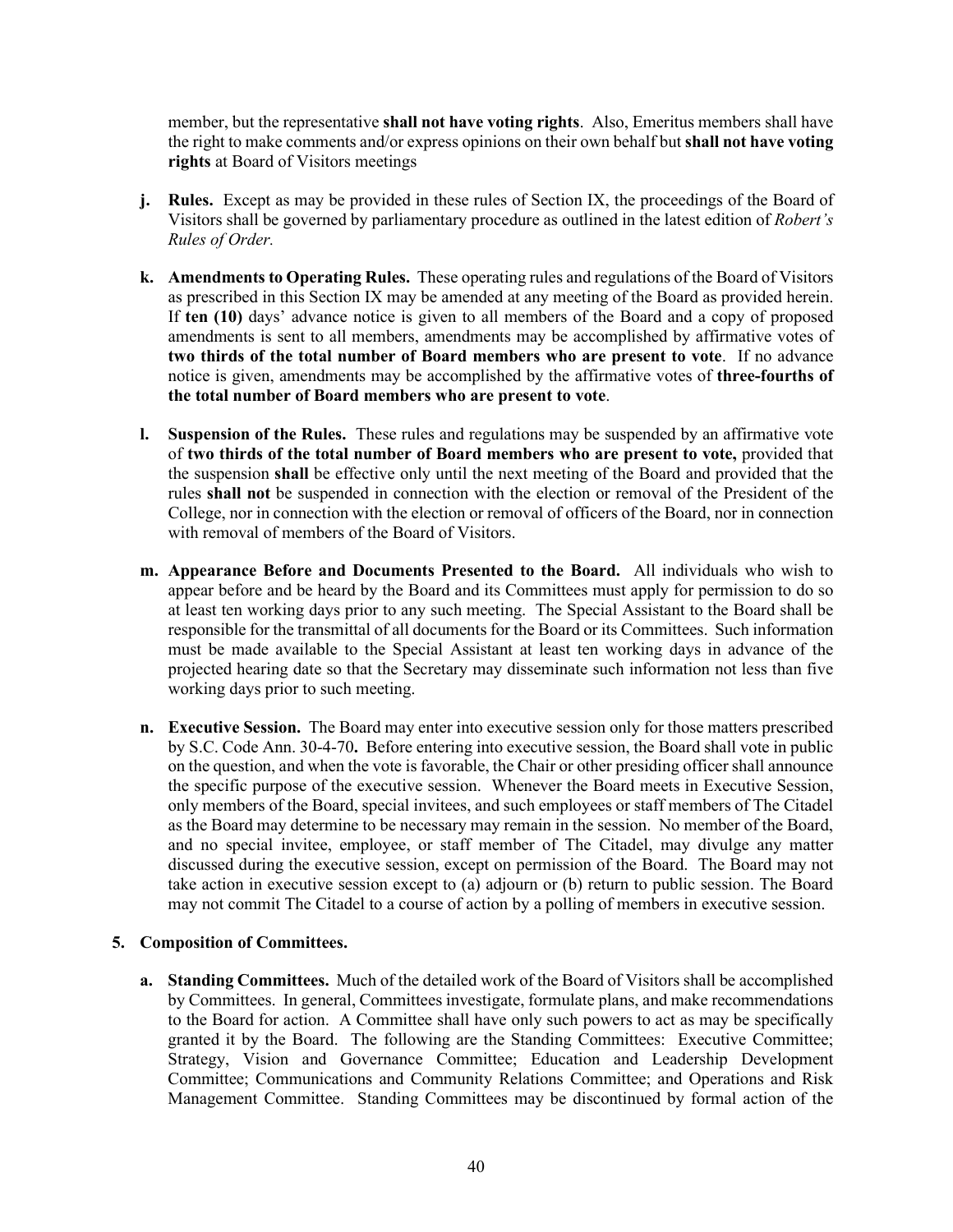member, but the representative **shall not have voting rights**. Also, Emeritus members shall have the right to make comments and/or express opinions on their own behalf but **shall not have voting rights** at Board of Visitors meetings

- **j. Rules.** Except as may be provided in these rules of Section IX, the proceedings of the Board of Visitors shall be governed by parliamentary procedure as outlined in the latest edition of *Robert's Rules of Order.*

- **k. Amendments to Operating Rules.** These operating rules and regulations of the Board of Visitors as prescribed in this Section IX may be amended at any meeting of the Board as provided herein. If **ten (10)** days' advance notice is given to all members of the Board and a copy of proposed amendments is sent to all members, amendments may be accomplished by affirmative votes of **two thirds of the total number of Board members who are present to vote**. If no advance notice is given, amendments may be accomplished by the affirmative votes of **three-fourths of the total number of Board members who are present to vote**.

- **l. Suspension of the Rules.** These rules and regulations may be suspended by an affirmative vote of **two thirds of the total number of Board members who are present to vote,** provided that the suspension **shall** be effective only until the next meeting of the Board and provided that the rules **shall not** be suspended in connection with the election or removal of the President of the College, nor in connection with the election or removal of officers of the Board, nor in connection with removal of members of the Board of Visitors.

- **m. Appearance Before and Documents Presented to the Board.** All individuals who wish to appear before and be heard by the Board and its Committees must apply for permission to do so at least ten working days prior to any such meeting. The Special Assistant to the Board shall be responsible for the transmittal of all documents for the Board or its Committees. Such information must be made available to the Special Assistant at least ten working days in advance of the projected hearing date so that the Secretary may disseminate such information not less than five working days prior to such meeting.

- **n. Executive Session.** The Board may enter into executive session only for those matters prescribed by S.C. Code Ann. 30-4-70**.** Before entering into executive session, the Board shall vote in public on the question, and when the vote is favorable, the Chair or other presiding officer shall announce the specific purpose of the executive session. Whenever the Board meets in Executive Session, only members of the Board, special invitees, and such employees or staff members of The Citadel as the Board may determine to be necessary may remain in the session. No member of the Board, and no special invitee, employee, or staff member of The Citadel, may divulge any matter discussed during the executive session, except on permission of the Board. The Board may not take action in executive session except to (a) adjourn or (b) return to public session. The Board may not commit The Citadel to a course of action by a polling of members in executive session.

**5. Composition of Committees.**

- **a. Standing Committees.** Much of the detailed work of the Board of Visitors shall be accomplished by Committees. In general, Committees investigate, formulate plans, and make recommendations to the Board for action. A Committee shall have only such powers to act as may be specifically granted it by the Board. The following are the Standing Committees: Executive Committee; Strategy, Vision and Governance Committee; Education and Leadership Development Committee; Communications and Community Relations Committee; and Operations and Risk Management Committee. Standing Committees may be discontinued by formal action of the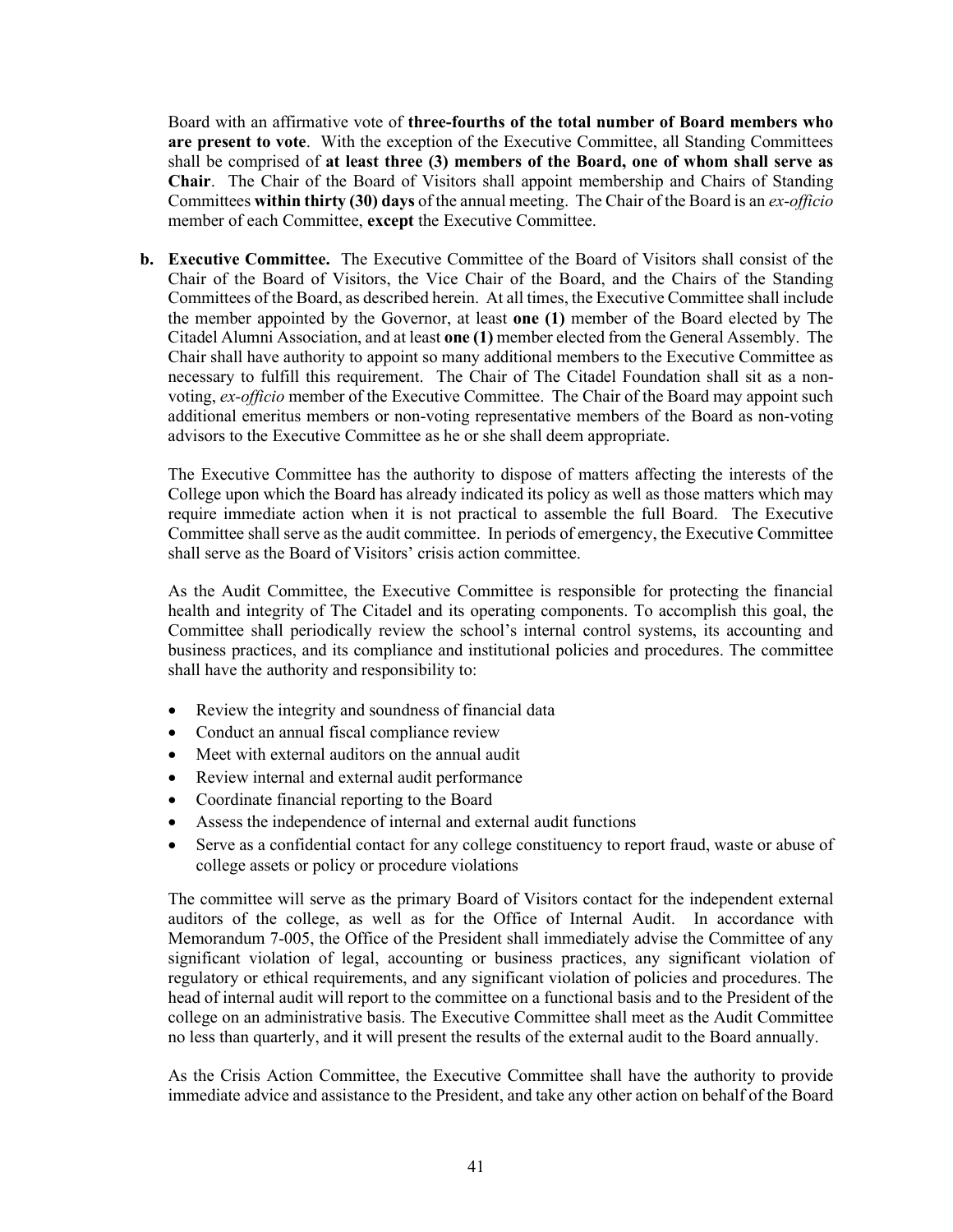Board with an affirmative vote of **three-fourths of the total number of Board members who are present to vote**. With the exception of the Executive Committee, all Standing Committees shall be comprised of **at least three (3) members of the Board, one of whom shall serve as Chair**. The Chair of the Board of Visitors shall appoint membership and Chairs of Standing Committees **within thirty (30) days** of the annual meeting. The Chair of the Board is an *ex-officio* member of each Committee, **except** the Executive Committee.

**b. Executive Committee.** The Executive Committee of the Board of Visitors shall consist of the Chair of the Board of Visitors, the Vice Chair of the Board, and the Chairs of the Standing Committees of the Board, as described herein. At all times, the Executive Committee shall include the member appointed by the Governor, at least **one (1)** member of the Board elected by The Citadel Alumni Association, and at least **one (1)** member elected from the General Assembly. The Chair shall have authority to appoint so many additional members to the Executive Committee as necessary to fulfill this requirement. The Chair of The Citadel Foundation shall sit as a non-voting, *ex-officio* member of the Executive Committee. The Chair of the Board may appoint such additional emeritus members or non-voting representative members of the Board as non-voting advisors to the Executive Committee as he or she shall deem appropriate.

The Executive Committee has the authority to dispose of matters affecting the interests of the College upon which the Board has already indicated its policy as well as those matters which may require immediate action when it is not practical to assemble the full Board. The Executive Committee shall serve as the audit committee. In periods of emergency, the Executive Committee shall serve as the Board of Visitors' crisis action committee.

As the Audit Committee, the Executive Committee is responsible for protecting the financial health and integrity of The Citadel and its operating components. To accomplish this goal, the Committee shall periodically review the school's internal control systems, its accounting and business practices, and its compliance and institutional policies and procedures. The committee shall have the authority and responsibility to:

- Review the integrity and soundness of financial data
- Conduct an annual fiscal compliance review
- Meet with external auditors on the annual audit
- Review internal and external audit performance
- Coordinate financial reporting to the Board
- Assess the independence of internal and external audit functions
- Serve as a confidential contact for any college constituency to report fraud, waste or abuse of college assets or policy or procedure violations

The committee will serve as the primary Board of Visitors contact for the independent external auditors of the college, as well as for the Office of Internal Audit. In accordance with Memorandum 7-005, the Office of the President shall immediately advise the Committee of any significant violation of legal, accounting or business practices, any significant violation of regulatory or ethical requirements, and any significant violation of policies and procedures. The head of internal audit will report to the committee on a functional basis and to the President of the college on an administrative basis. The Executive Committee shall meet as the Audit Committee no less than quarterly, and it will present the results of the external audit to the Board annually.

As the Crisis Action Committee, the Executive Committee shall have the authority to provide immediate advice and assistance to the President, and take any other action on behalf of the Board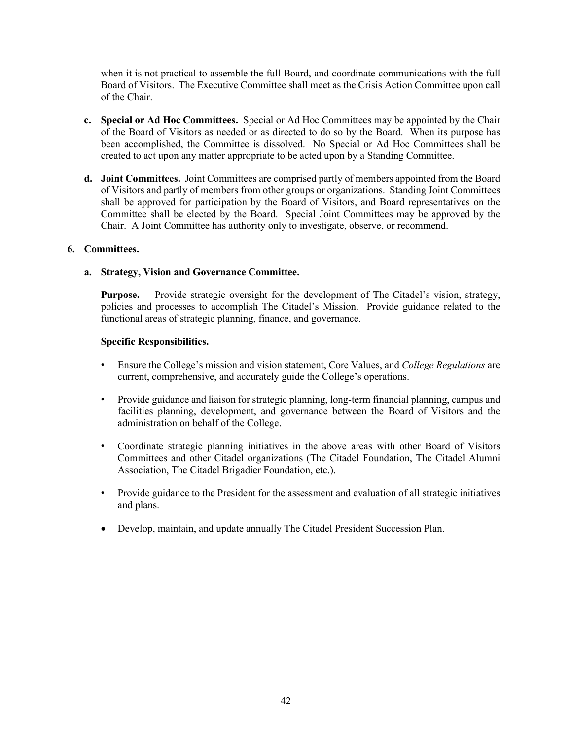when it is not practical to assemble the full Board, and coordinate communications with the full Board of Visitors. The Executive Committee shall meet as the Crisis Action Committee upon call of the Chair.

**c. Special or Ad Hoc Committees.** Special or Ad Hoc Committees may be appointed by the Chair of the Board of Visitors as needed or as directed to do so by the Board. When its purpose has been accomplished, the Committee is dissolved. No Special or Ad Hoc Committees shall be created to act upon any matter appropriate to be acted upon by a Standing Committee.

**d. Joint Committees.** Joint Committees are comprised partly of members appointed from the Board of Visitors and partly of members from other groups or organizations. Standing Joint Committees shall be approved for participation by the Board of Visitors, and Board representatives on the Committee shall be elected by the Board. Special Joint Committees may be approved by the Chair. A Joint Committee has authority only to investigate, observe, or recommend.

**6. Committees.**

**a. Strategy, Vision and Governance Committee.**

**Purpose.** Provide strategic oversight for the development of The Citadel's vision, strategy, policies and processes to accomplish The Citadel's Mission. Provide guidance related to the functional areas of strategic planning, finance, and governance.

**Specific Responsibilities.**

- Ensure the College's mission and vision statement, Core Values, and *College Regulations* are current, comprehensive, and accurately guide the College's operations.
- Provide guidance and liaison for strategic planning, long-term financial planning, campus and facilities planning, development, and governance between the Board of Visitors and the administration on behalf of the College.
- Coordinate strategic planning initiatives in the above areas with other Board of Visitors Committees and other Citadel organizations (The Citadel Foundation, The Citadel Alumni Association, The Citadel Brigadier Foundation, etc.).
- Provide guidance to the President for the assessment and evaluation of all strategic initiatives and plans.
- Develop, maintain, and update annually The Citadel President Succession Plan.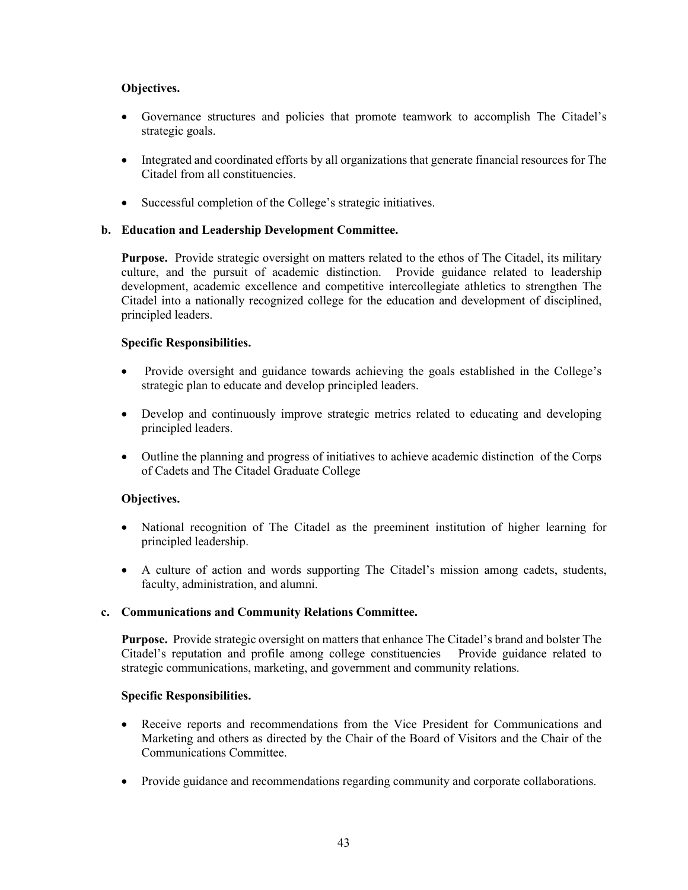**Objectives.**

- Governance structures and policies that promote teamwork to accomplish The Citadel's strategic goals.

- Integrated and coordinated efforts by all organizations that generate financial resources for The Citadel from all constituencies.

- Successful completion of the College's strategic initiatives.

**b. Education and Leadership Development Committee.**

**Purpose.** Provide strategic oversight on matters related to the ethos of The Citadel, its military culture, and the pursuit of academic distinction. Provide guidance related to leadership development, academic excellence and competitive intercollegiate athletics to strengthen The Citadel into a nationally recognized college for the education and development of disciplined, principled leaders.

**Specific Responsibilities.**

- Provide oversight and guidance towards achieving the goals established in the College's strategic plan to educate and develop principled leaders.

- Develop and continuously improve strategic metrics related to educating and developing principled leaders.

- Outline the planning and progress of initiatives to achieve academic distinction of the Corps of Cadets and The Citadel Graduate College

**Objectives.**

- National recognition of The Citadel as the preeminent institution of higher learning for principled leadership.

- A culture of action and words supporting The Citadel's mission among cadets, students, faculty, administration, and alumni.

**c. Communications and Community Relations Committee.**

**Purpose.** Provide strategic oversight on matters that enhance The Citadel's brand and bolster The Citadel's reputation and profile among college constituencies Provide guidance related to strategic communications, marketing, and government and community relations.

**Specific Responsibilities.**

- Receive reports and recommendations from the Vice President for Communications and Marketing and others as directed by the Chair of the Board of Visitors and the Chair of the Communications Committee.

- Provide guidance and recommendations regarding community and corporate collaborations.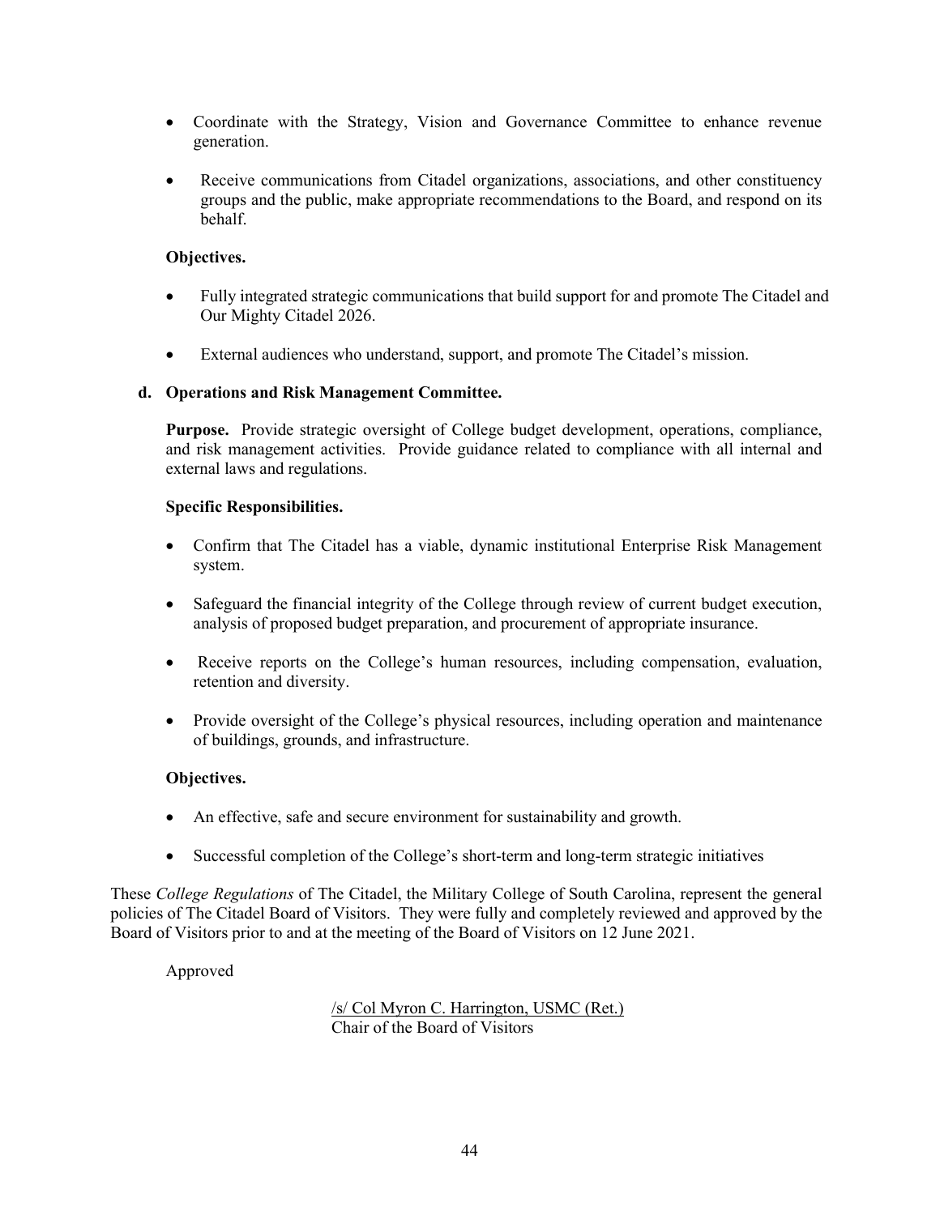- Coordinate with the Strategy, Vision and Governance Committee to enhance revenue generation.

- Receive communications from Citadel organizations, associations, and other constituency groups and the public, make appropriate recommendations to the Board, and respond on its behalf.

**Objectives.**

- Fully integrated strategic communications that build support for and promote The Citadel and Our Mighty Citadel 2026.

- External audiences who understand, support, and promote The Citadel's mission.

**d. Operations and Risk Management Committee.**

**Purpose.** Provide strategic oversight of College budget development, operations, compliance, and risk management activities. Provide guidance related to compliance with all internal and external laws and regulations.

**Specific Responsibilities.**

- Confirm that The Citadel has a viable, dynamic institutional Enterprise Risk Management system.

- Safeguard the financial integrity of the College through review of current budget execution, analysis of proposed budget preparation, and procurement of appropriate insurance.

- Receive reports on the College's human resources, including compensation, evaluation, retention and diversity.

- Provide oversight of the College's physical resources, including operation and maintenance of buildings, grounds, and infrastructure.

**Objectives.**

- An effective, safe and secure environment for sustainability and growth.

- Successful completion of the College's short-term and long-term strategic initiatives

These *College Regulations* of The Citadel, the Military College of South Carolina, represent the general policies of The Citadel Board of Visitors. They were fully and completely reviewed and approved by the Board of Visitors prior to and at the meeting of the Board of Visitors on 12 June 2021.

Approved

/s/ Col Myron C. Harrington, USMC (Ret.)
Chair of the Board of Visitors